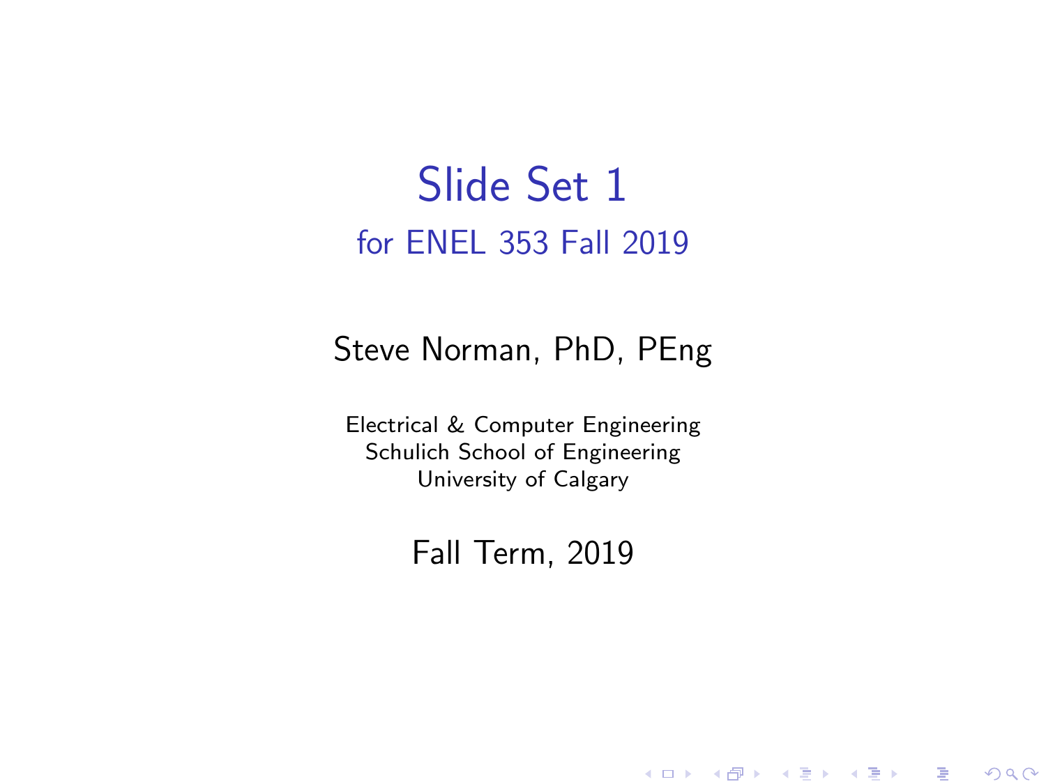# Slide Set 1

## for ENEL 353 Fall 2019

Steve Norman, PhD, PEng

Electrical & Computer Engineering
Schulich School of Engineering
University of Calgary

Fall Term, 2019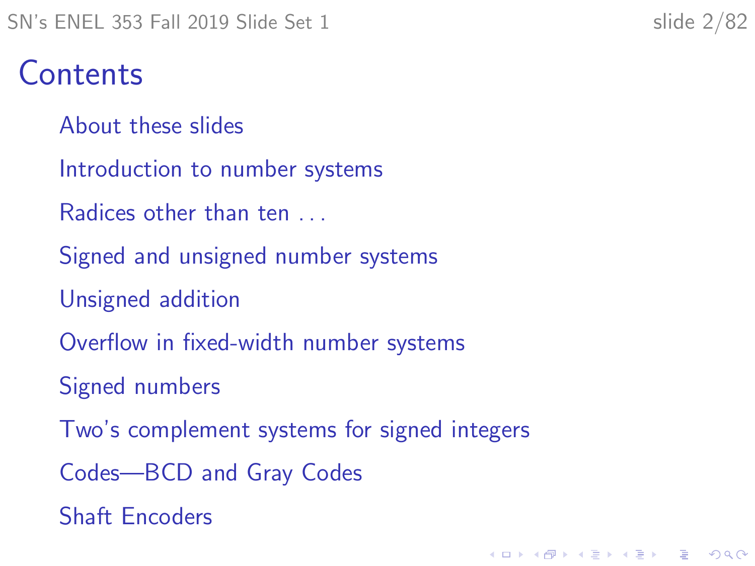# Contents

- About these slides
- Introduction to number systems
- Radices other than ten . . .
- Signed and unsigned number systems
- Unsigned addition
- Overflow in fixed-width number systems
- Signed numbers
- Two's complement systems for signed integers
- Codes—BCD and Gray Codes
- Shaft Encoders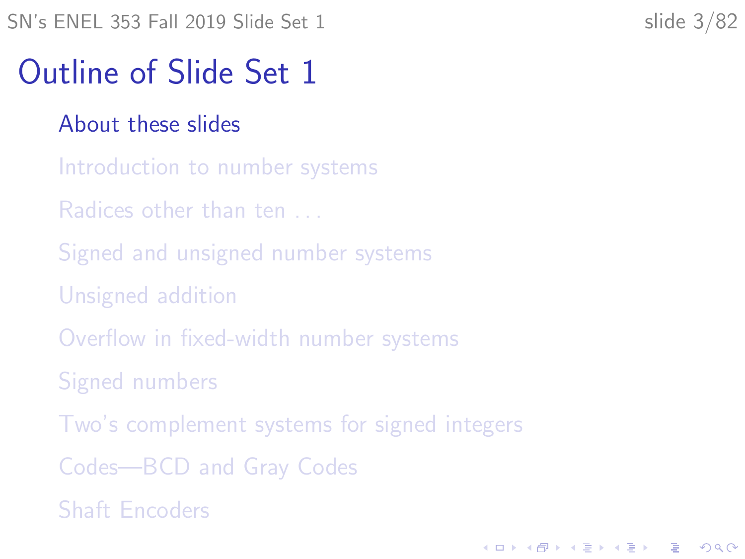# Outline of Slide Set 1

- About these slides
- Introduction to number systems
- Radices other than ten . . .
- Signed and unsigned number systems
- Unsigned addition
- Overflow in fixed-width number systems
- Signed numbers
- Two's complement systems for signed integers
- Codes—BCD and Gray Codes
- Shaft Encoders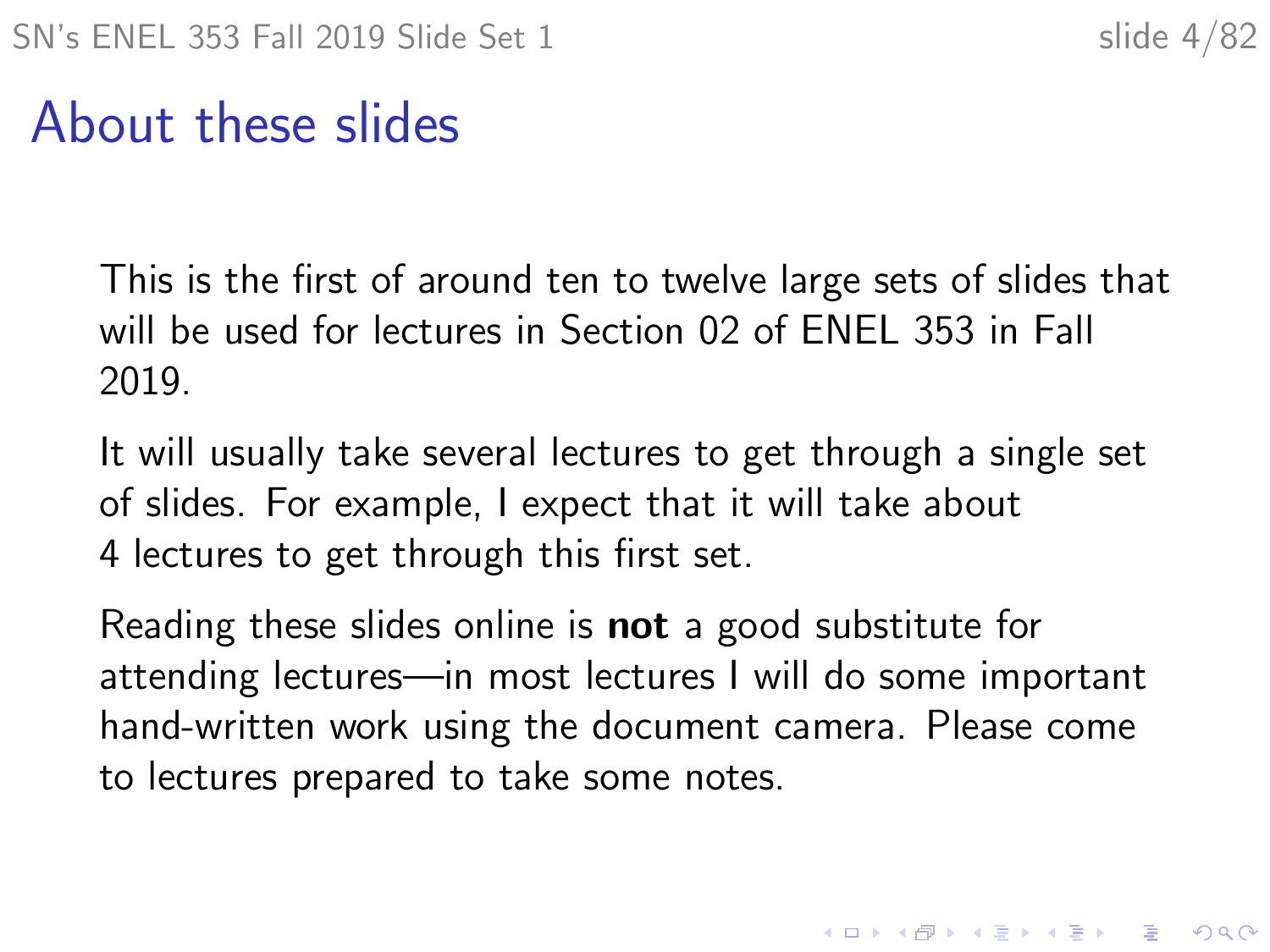# About these slides

This is the first of around ten to twelve large sets of slides that will be used for lectures in Section 02 of ENEL 353 in Fall 2019.

It will usually take several lectures to get through a single set of slides. For example, I expect that it will take about 4 lectures to get through this first set.

Reading these slides online is **not** a good substitute for attending lectures—in most lectures I will do some important hand-written work using the document camera. Please come to lectures prepared to take some notes.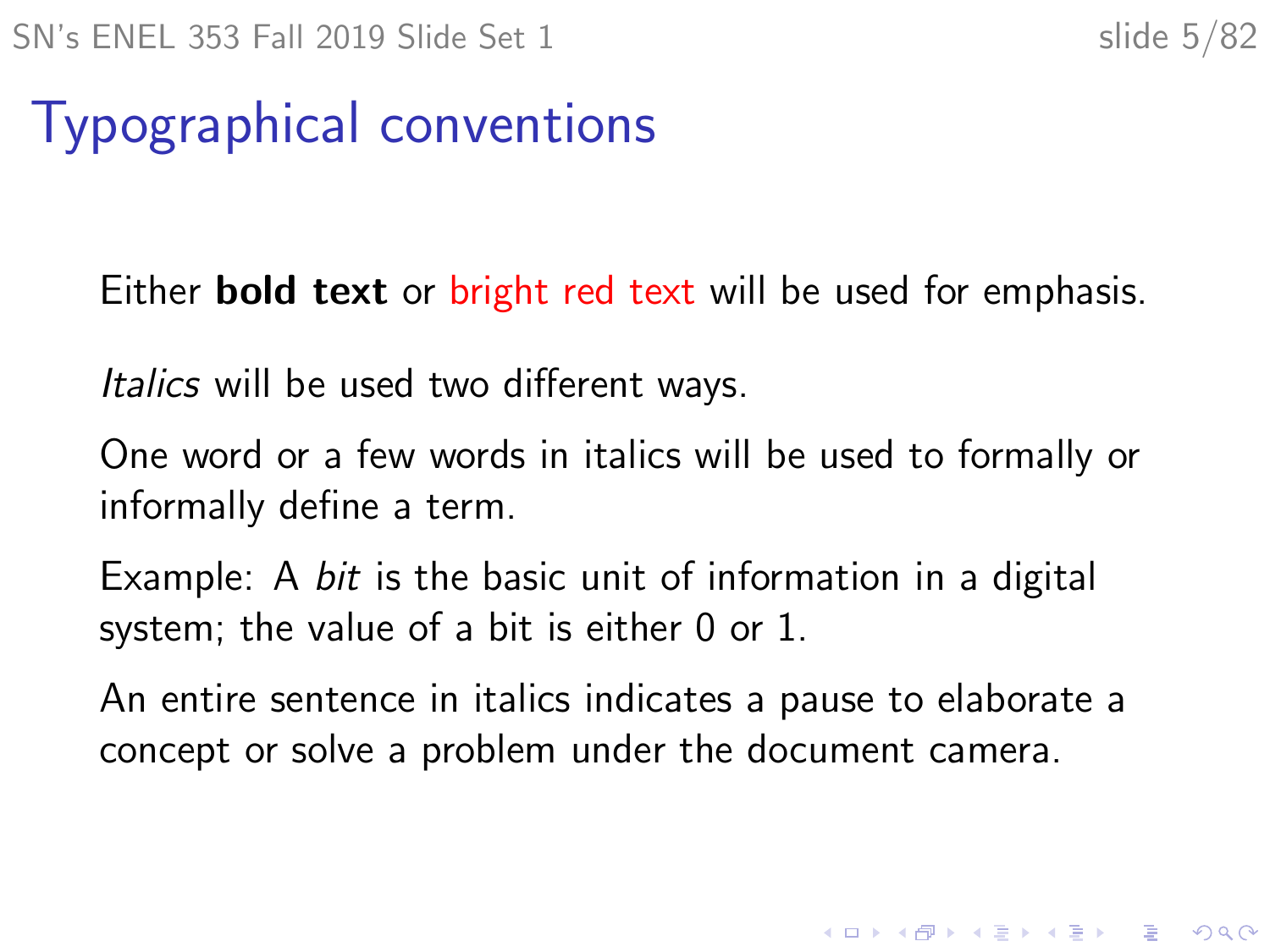# Typographical conventions

Either **bold text** or bright red text will be used for emphasis.

*Italics* will be used two different ways.

One word or a few words in italics will be used to formally or informally define a term.

Example: A *bit* is the basic unit of information in a digital system; the value of a bit is either 0 or 1.

An entire sentence in italics indicates a pause to elaborate a concept or solve a problem under the document camera.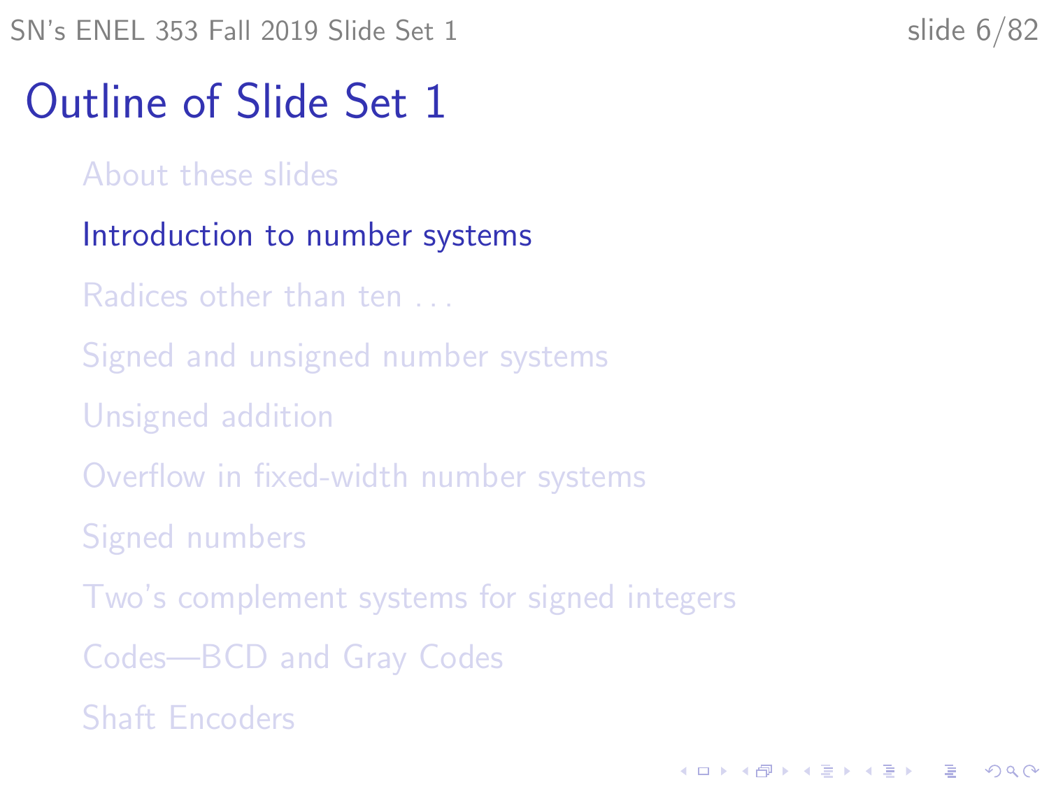# Outline of Slide Set 1

- About these slides
- Introduction to number systems
- Radices other than ten ...
- Signed and unsigned number systems
- Unsigned addition
- Overflow in fixed-width number systems
- Signed numbers
- Two's complement systems for signed integers
- Codes—BCD and Gray Codes
- Shaft Encoders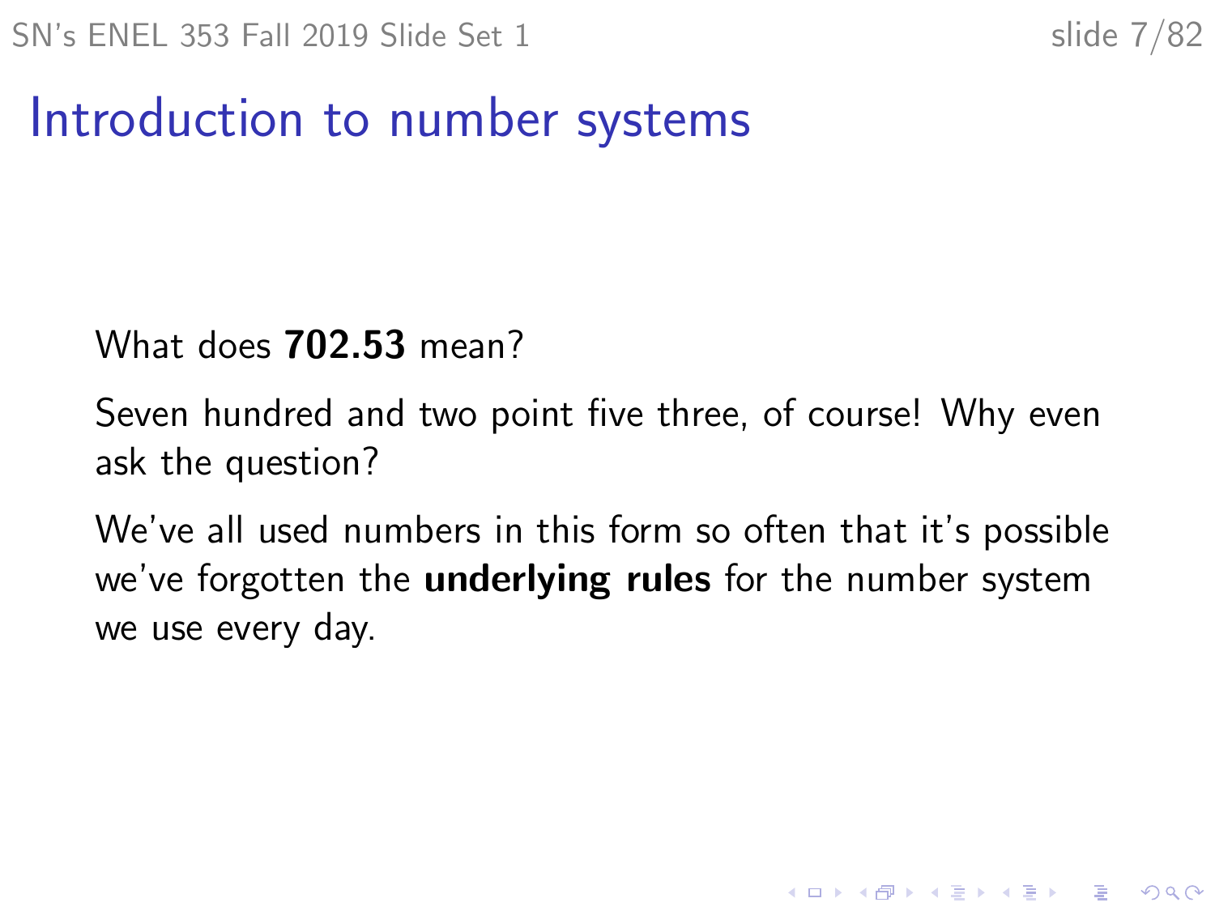# Introduction to number systems

What does **702.53** mean?

Seven hundred and two point five three, of course! Why even ask the question?

We've all used numbers in this form so often that it's possible we've forgotten the **underlying rules** for the number system we use every day.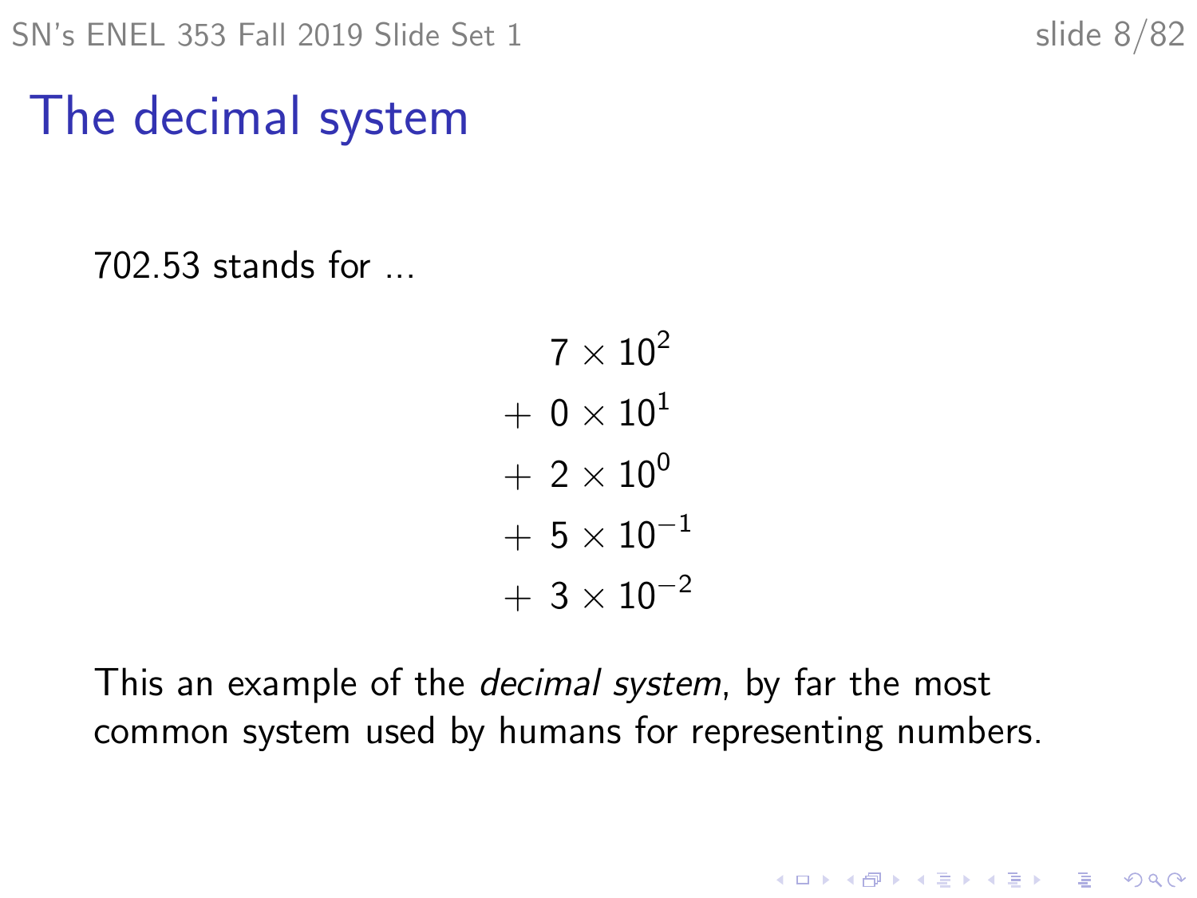# The decimal system

702.53 stands for ...

$$
\begin{aligned}
& \phantom{+}\ 7 \times 10^2 \\
& + 0 \times 10^1 \\
& + 2 \times 10^0 \\
& + 5 \times 10^{-1} \\
& + 3 \times 10^{-2}
\end{aligned}
$$

This an example of the *decimal system*, by far the most common system used by humans for representing numbers.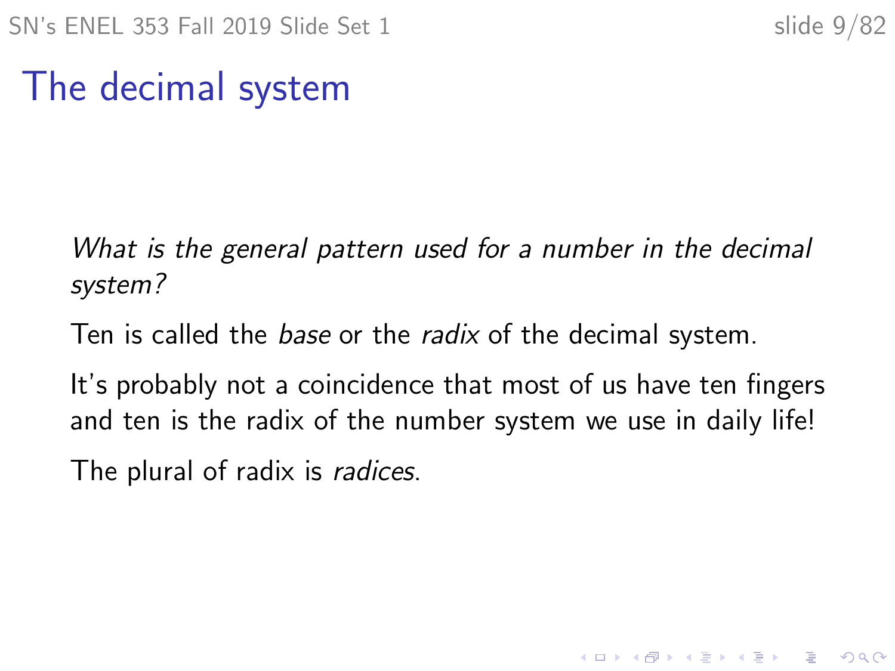# The decimal system

*What is the general pattern used for a number in the decimal system?*

Ten is called the *base* or the *radix* of the decimal system.

It's probably not a coincidence that most of us have ten fingers and ten is the radix of the number system we use in daily life!

The plural of radix is *radices*.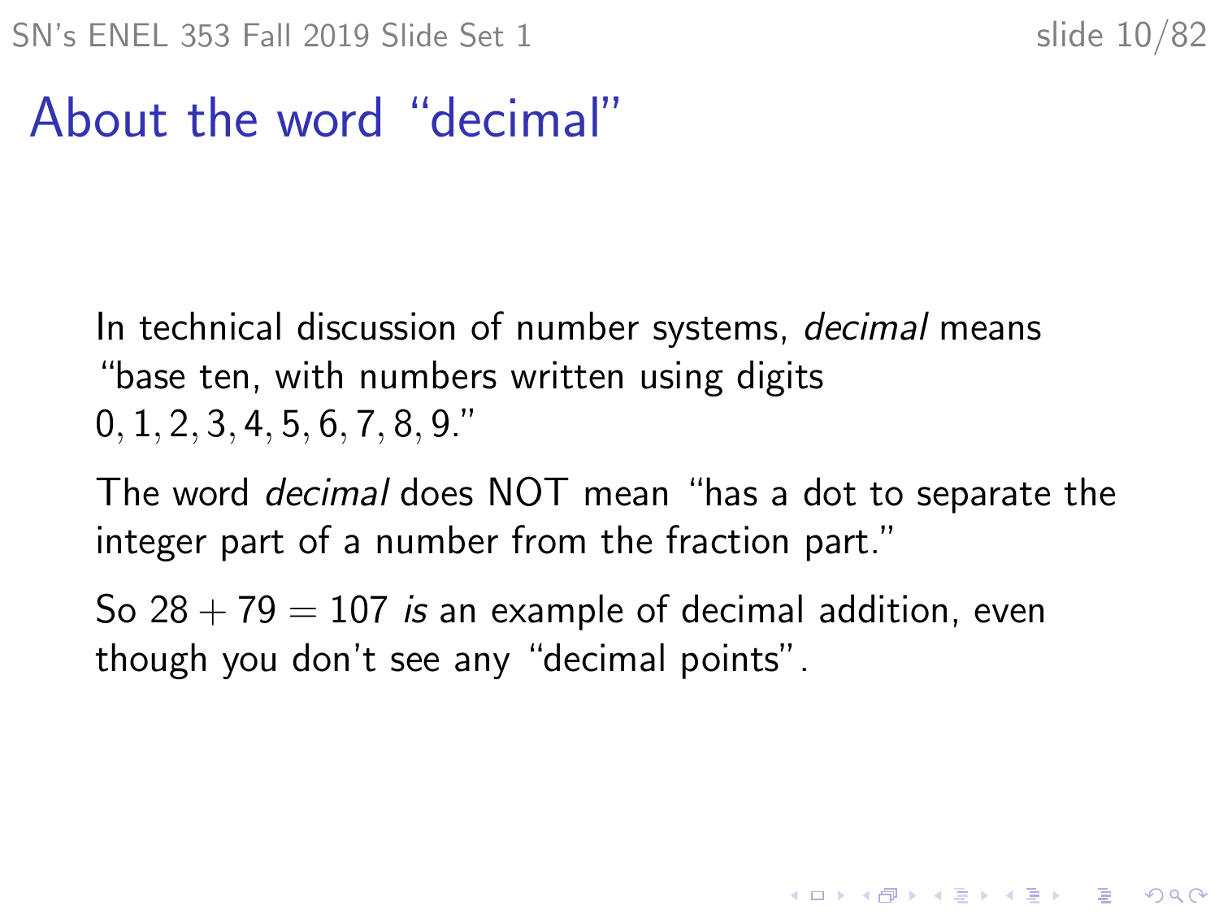# About the word “decimal”

In technical discussion of number systems, *decimal* means “base ten, with numbers written using digits $0, 1, 2, 3, 4, 5, 6, 7, 8, 9$.”

The word *decimal* does NOT mean “has a dot to separate the integer part of a number from the fraction part.”

So $28 + 79 = 107$ *is* an example of decimal addition, even though you don’t see any “decimal points”.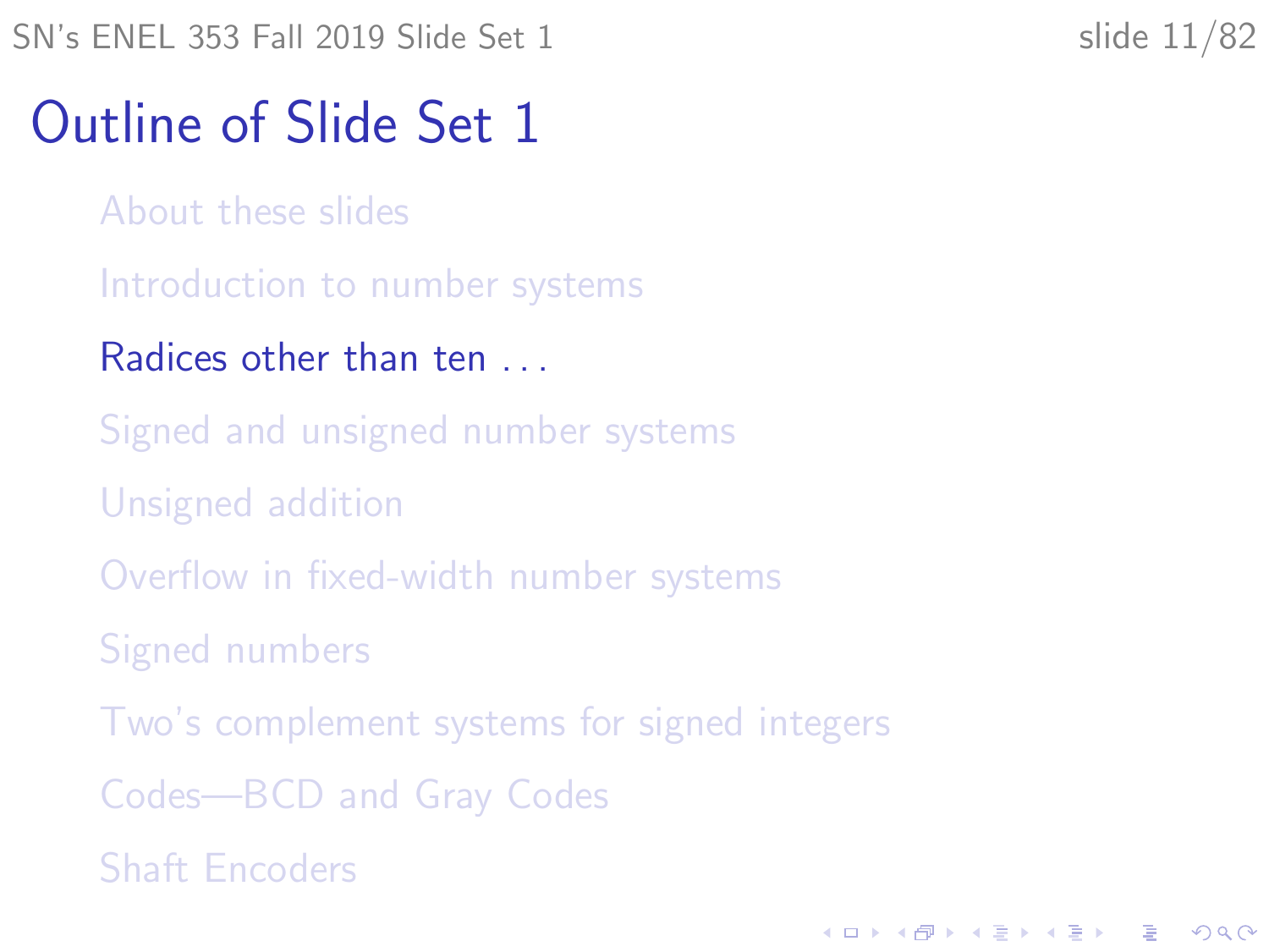# Outline of Slide Set 1

- About these slides
- Introduction to number systems
- **Radices other than ten . . .**
- Signed and unsigned number systems
- Unsigned addition
- Overflow in fixed-width number systems
- Signed numbers
- Two's complement systems for signed integers
- Codes—BCD and Gray Codes
- Shaft Encoders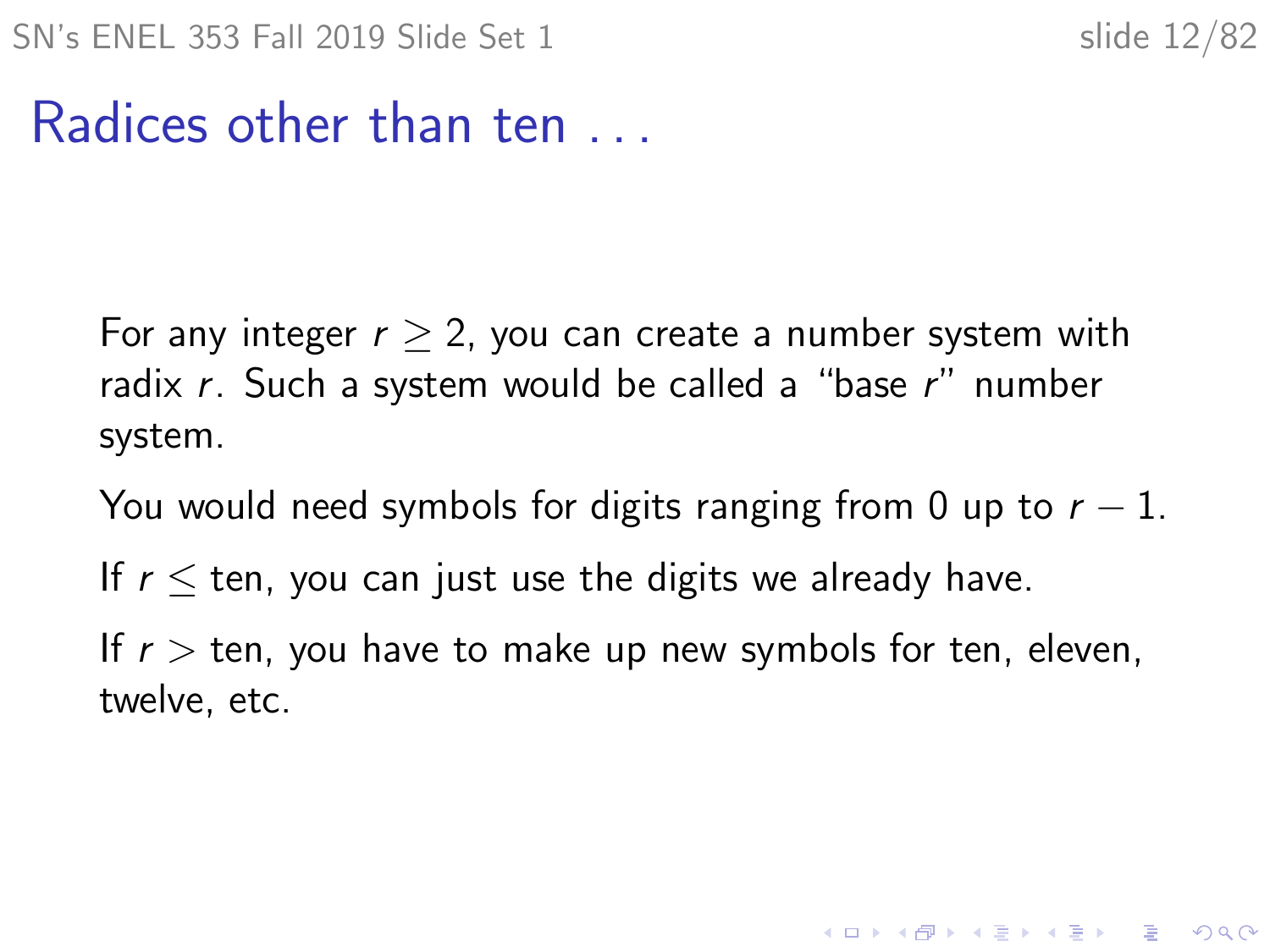# Radices other than ten ...

For any integer $r \geq 2$, you can create a number system with radix $r$. Such a system would be called a "base $r$" number system.

You would need symbols for digits ranging from 0 up to $r - 1$.

If $r \leq$ ten, you can just use the digits we already have.

If $r >$ ten, you have to make up new symbols for ten, eleven, twelve, etc.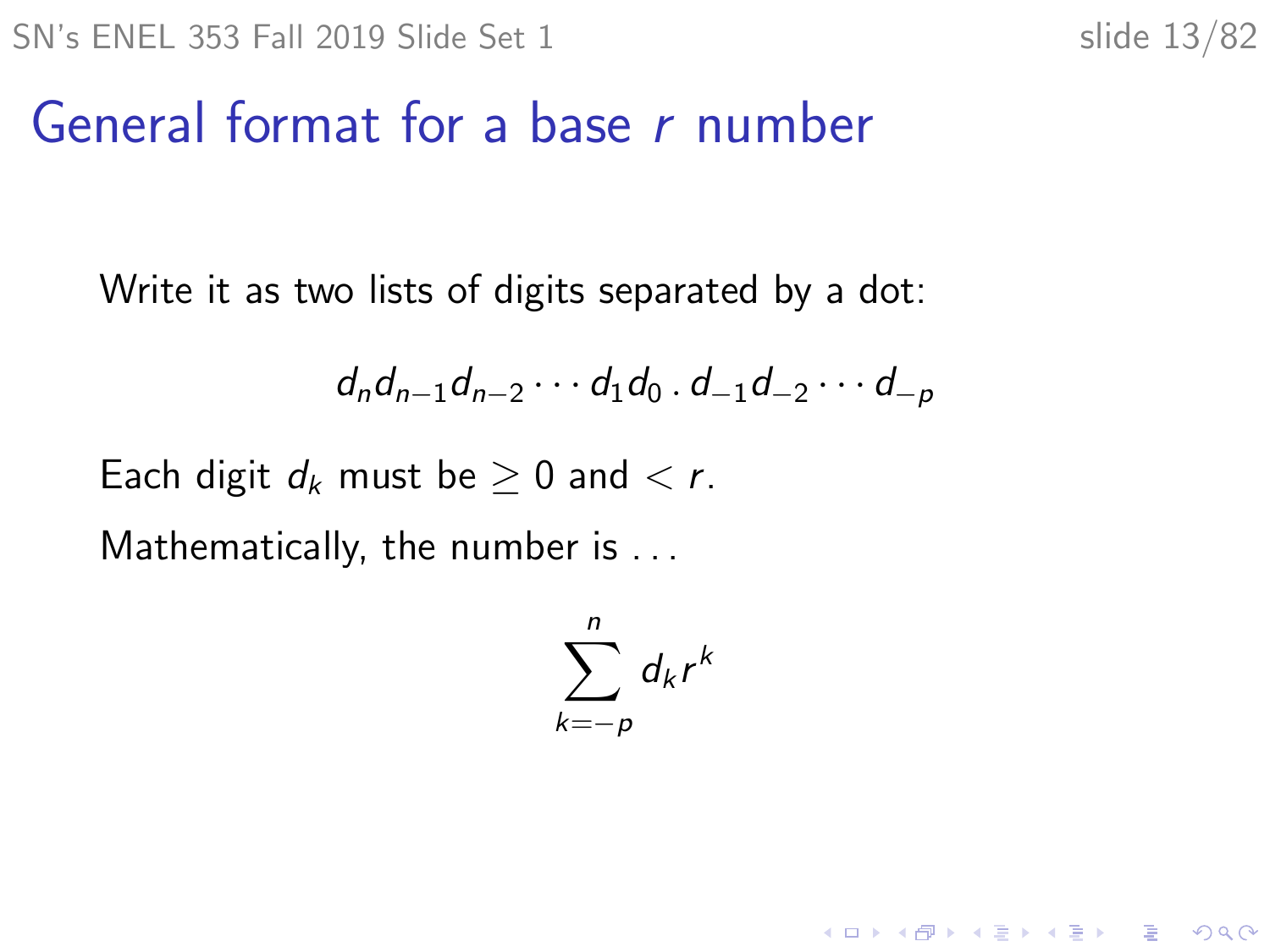# General format for a base $r$ number

Write it as two lists of digits separated by a dot:

$$d_n d_{n-1} d_{n-2} \cdots d_1 d_0 \,.\, d_{-1} d_{-2} \cdots d_{-p}$$

Each digit $d_k$ must be $\geq 0$ and $< r$.

Mathematically, the number is ...

$$\sum_{k=-p}^{n} d_k r^k$$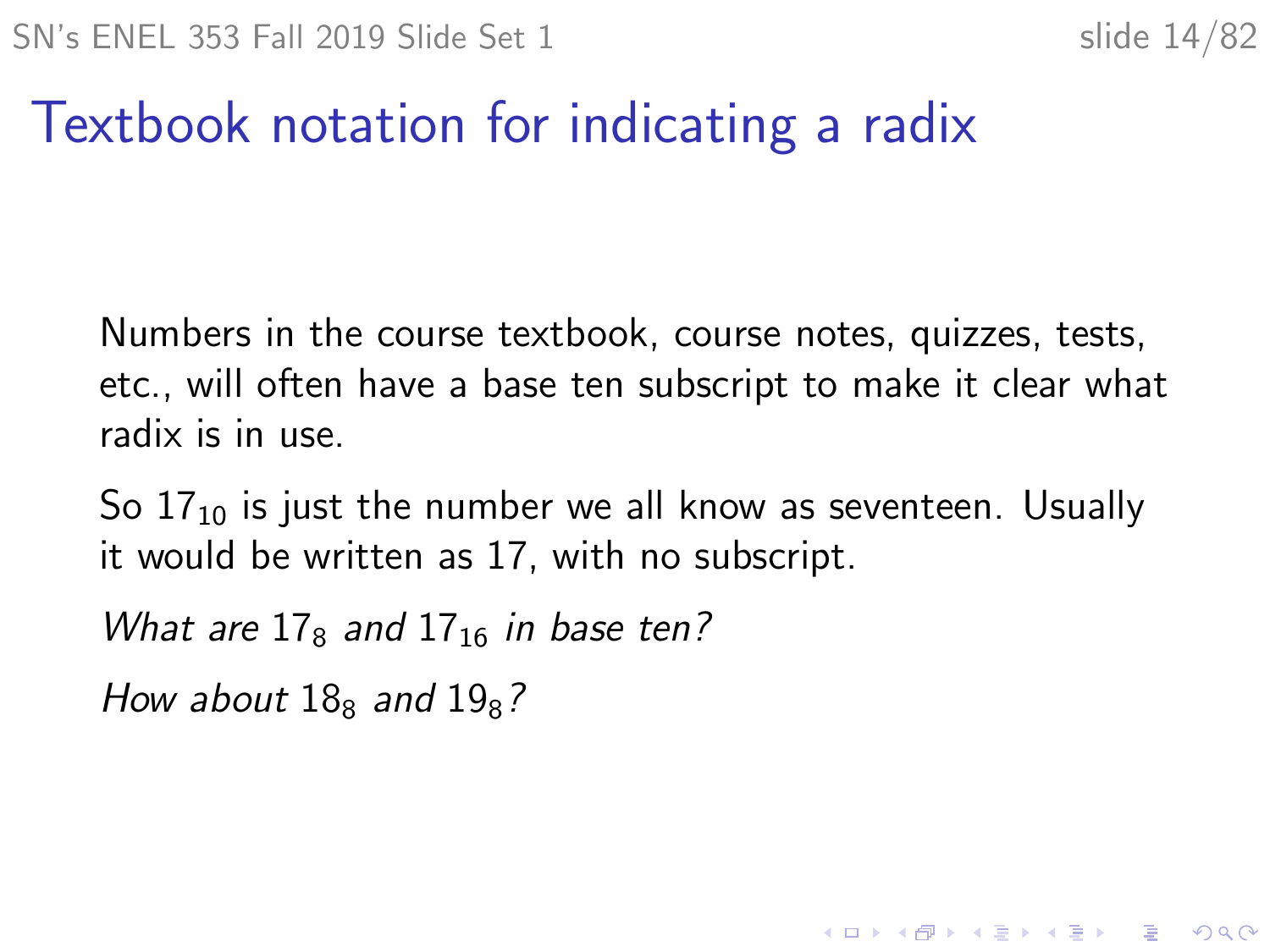# Textbook notation for indicating a radix

Numbers in the course textbook, course notes, quizzes, tests, etc., will often have a base ten subscript to make it clear what radix is in use.

So $17_{10}$ is just the number we all know as seventeen. Usually it would be written as 17, with no subscript.

*What are* $17_8$ *and* $17_{16}$ *in base ten?*

*How about* $18_8$ *and* $19_8$*?*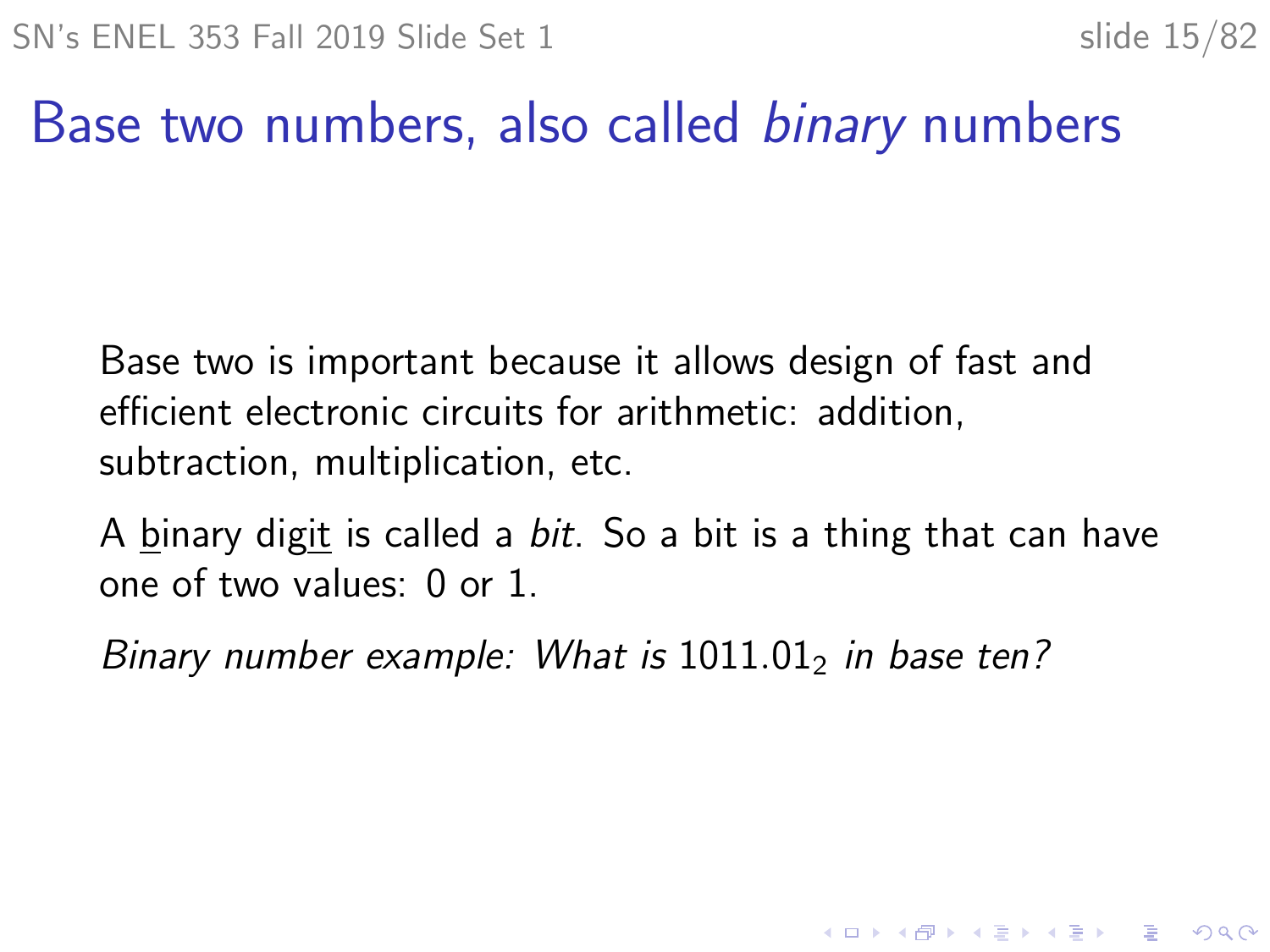# Base two numbers, also called *binary* numbers

Base two is important because it allows design of fast and efficient electronic circuits for arithmetic: addition, subtraction, multiplication, etc.

A binary digit is called a *bit*. So a bit is a thing that can have one of two values: 0 or 1.

*Binary number example: What is* $1011.01_2$ *in base ten?*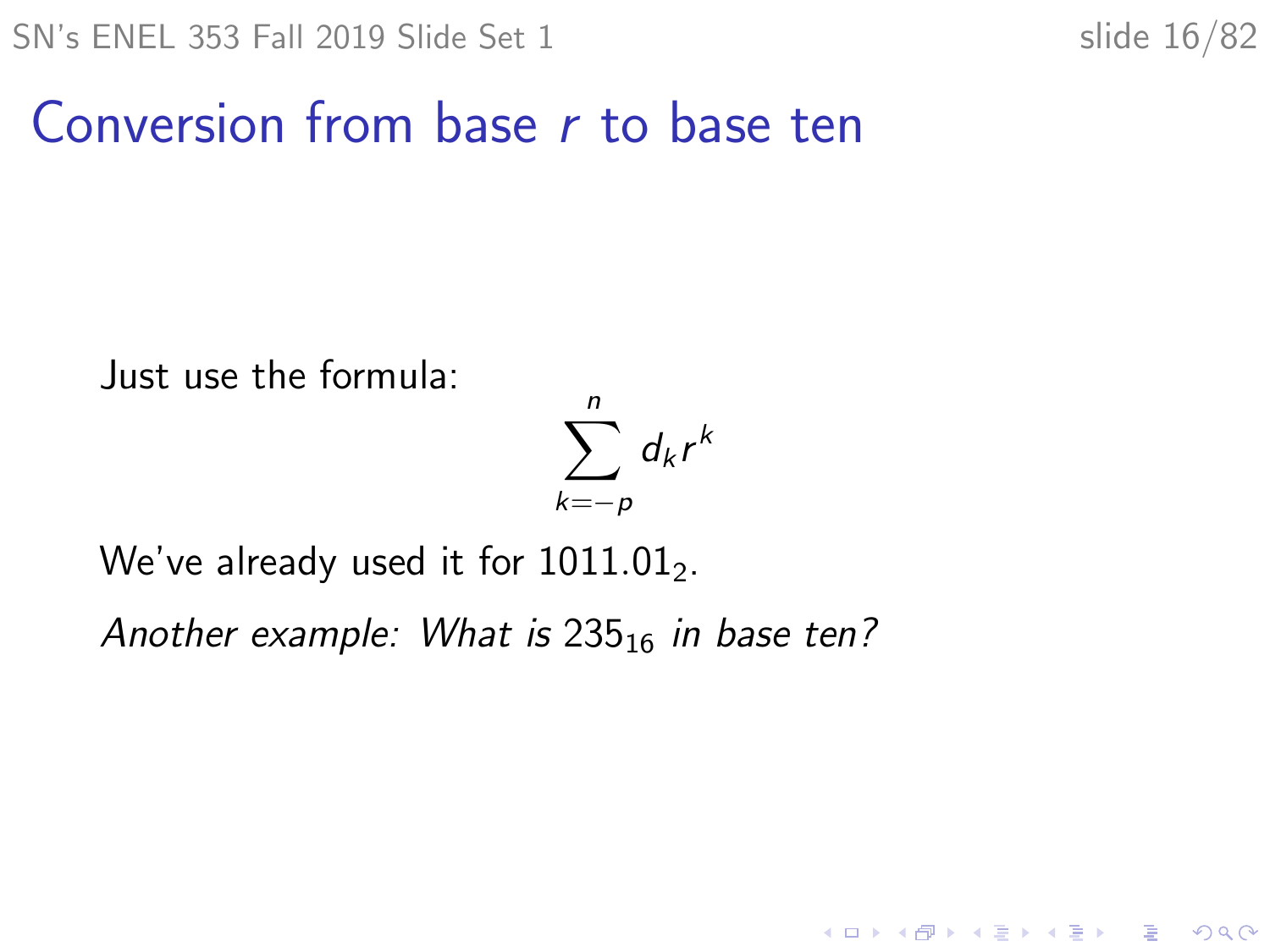# Conversion from base $r$ to base ten

Just use the formula:

$$\sum_{k=-p}^{n} d_k r^k$$

We've already used it for $1011.01_2$.

*Another example: What is $235_{16}$ in base ten?*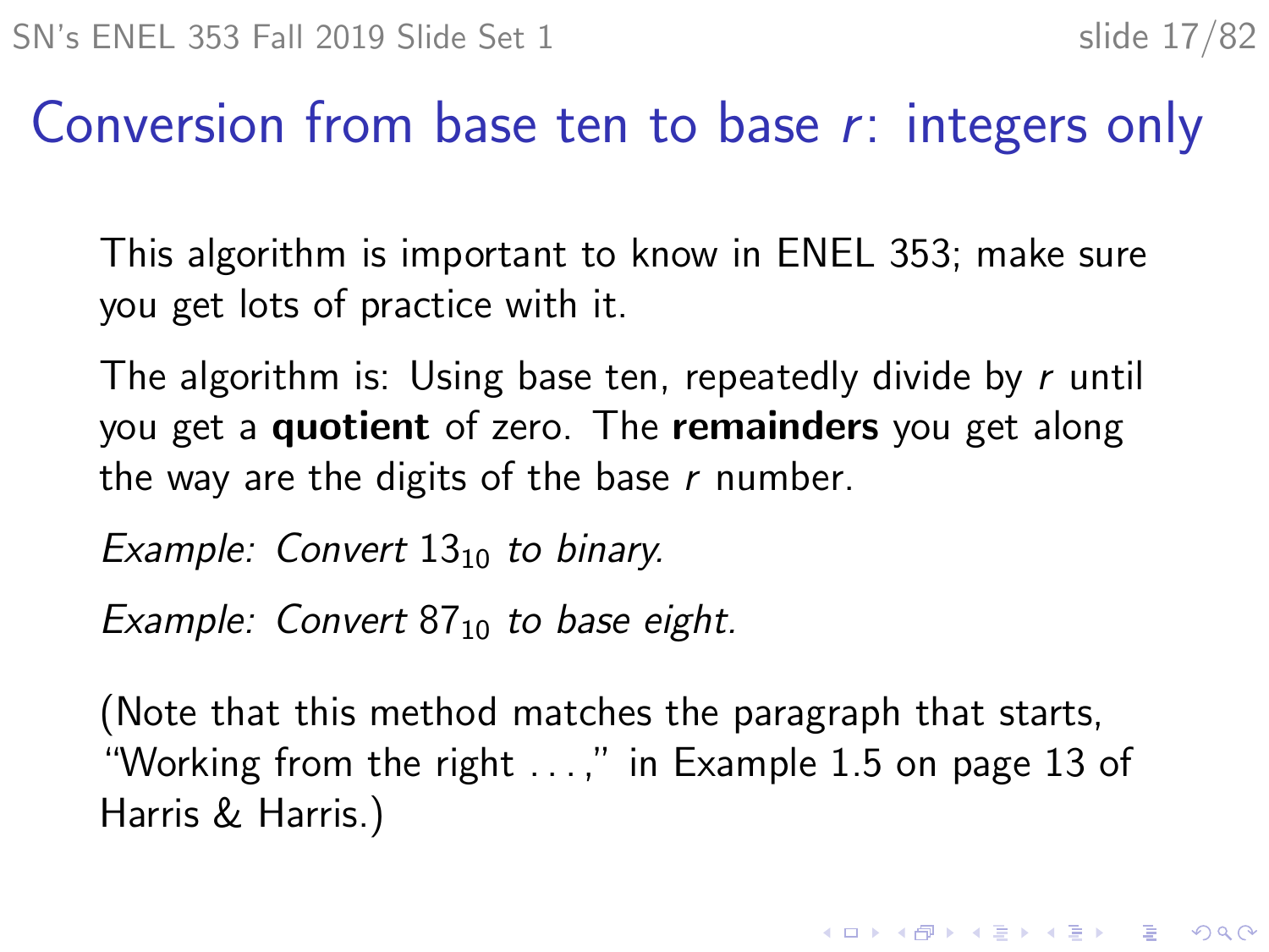# Conversion from base ten to base $r$: integers only

This algorithm is important to know in ENEL 353; make sure you get lots of practice with it.

The algorithm is: Using base ten, repeatedly divide by $r$ until you get a **quotient** of zero. The **remainders** you get along the way are the digits of the base $r$ number.

*Example: Convert* $13_{10}$ *to binary.*

*Example: Convert* $87_{10}$ *to base eight.*

(Note that this method matches the paragraph that starts, "Working from the right ...," in Example 1.5 on page 13 of Harris & Harris.)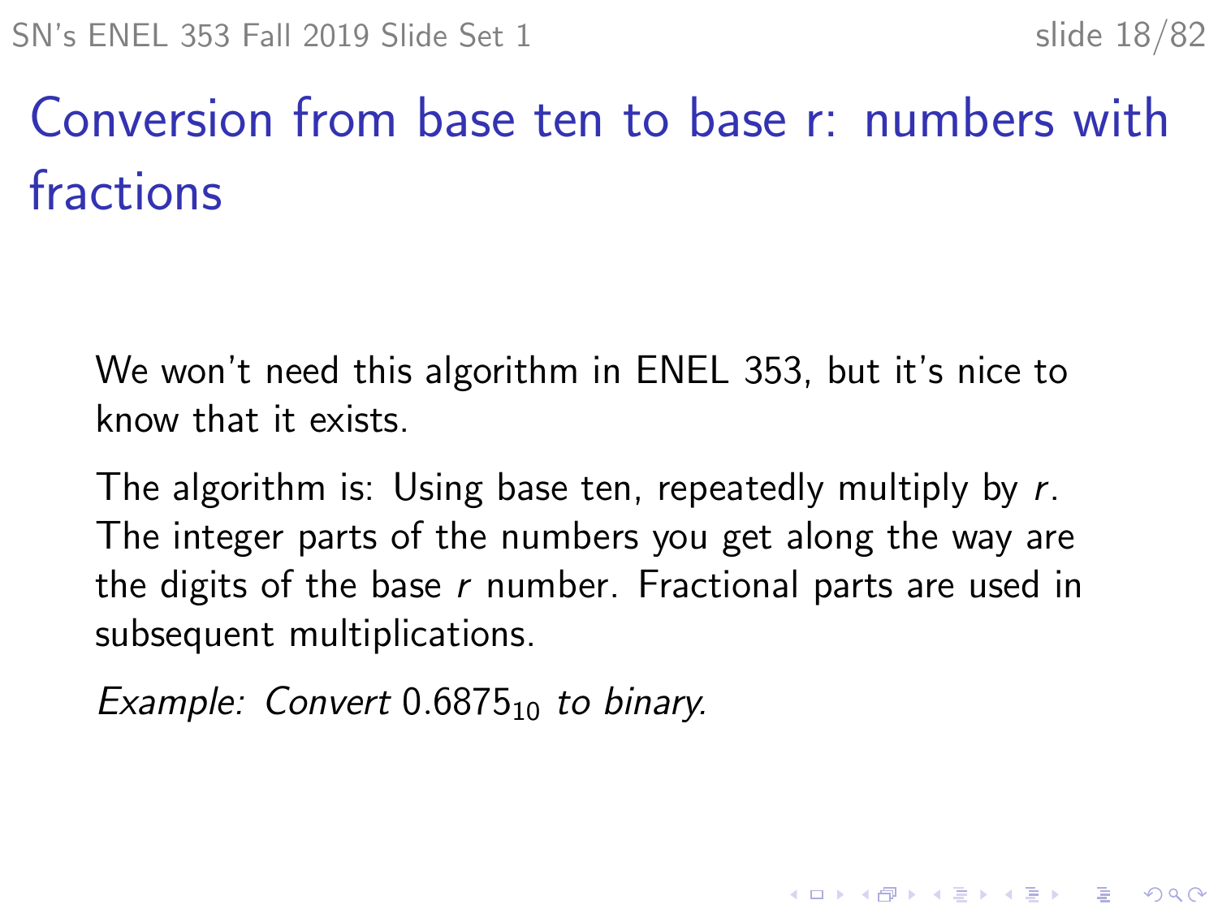# Conversion from base ten to base r: numbers with fractions

We won't need this algorithm in ENEL 353, but it's nice to know that it exists.

The algorithm is: Using base ten, repeatedly multiply by $r$. The integer parts of the numbers you get along the way are the digits of the base $r$ number. Fractional parts are used in subsequent multiplications.

*Example: Convert* $0.6875_{10}$ *to binary.*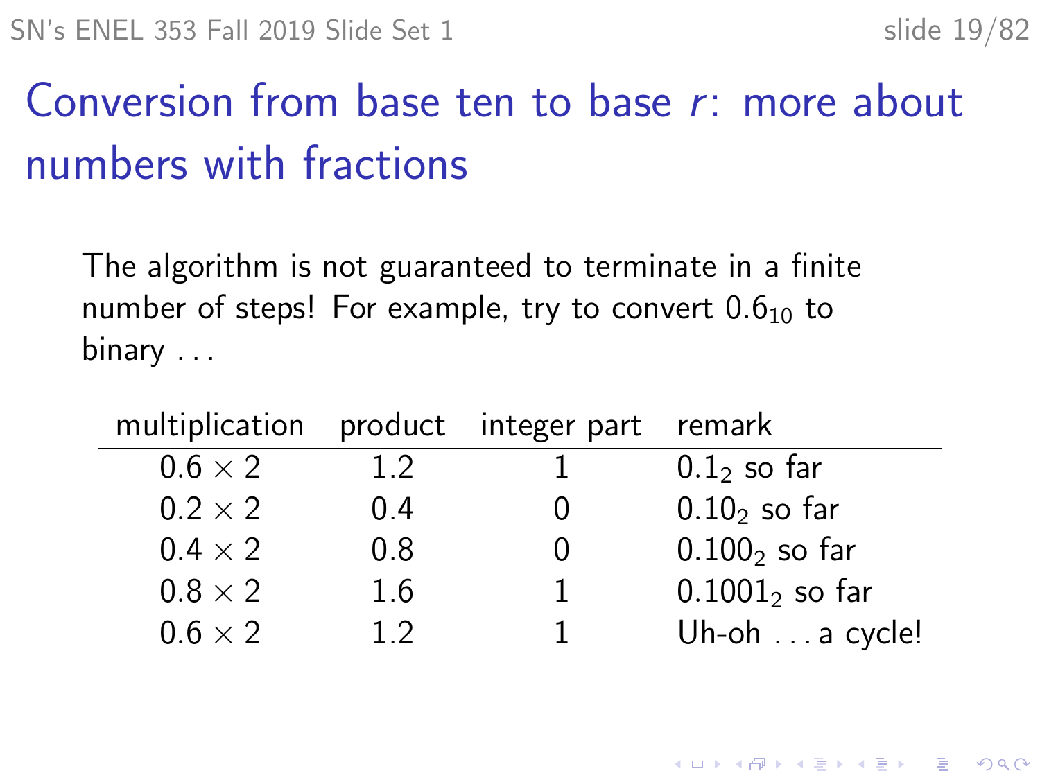# Conversion from base ten to base $r$: more about numbers with fractions

The algorithm is not guaranteed to terminate in a finite number of steps! For example, try to convert $0.6_{10}$ to binary ...

| multiplication | product | integer part | remark |
|---|---|---|---|
| $0.6 \times 2$ | 1.2 | 1 | $0.1_2$ so far |
| $0.2 \times 2$ | 0.4 | 0 | $0.10_2$ so far |
| $0.4 \times 2$ | 0.8 | 0 | $0.100_2$ so far |
| $0.8 \times 2$ | 1.6 | 1 | $0.1001_2$ so far |
| $0.6 \times 2$ | 1.2 | 1 | Uh-oh ... a cycle! |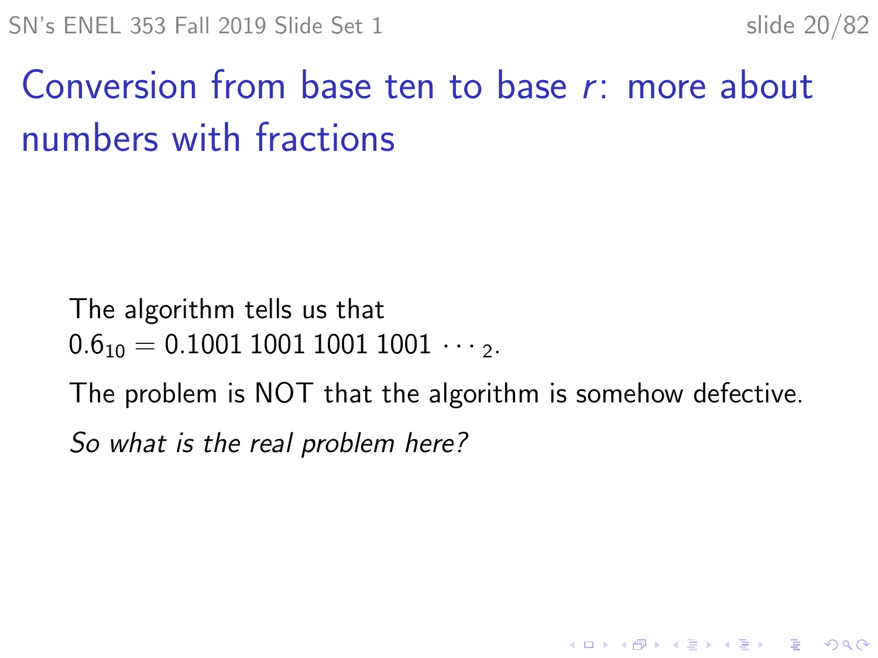# Conversion from base ten to base $r$: more about numbers with fractions

The algorithm tells us that
$0.6_{10} = 0.1001\,1001\,1001\,1001 \cdots_2$.

The problem is NOT that the algorithm is somehow defective.

*So what is the real problem here?*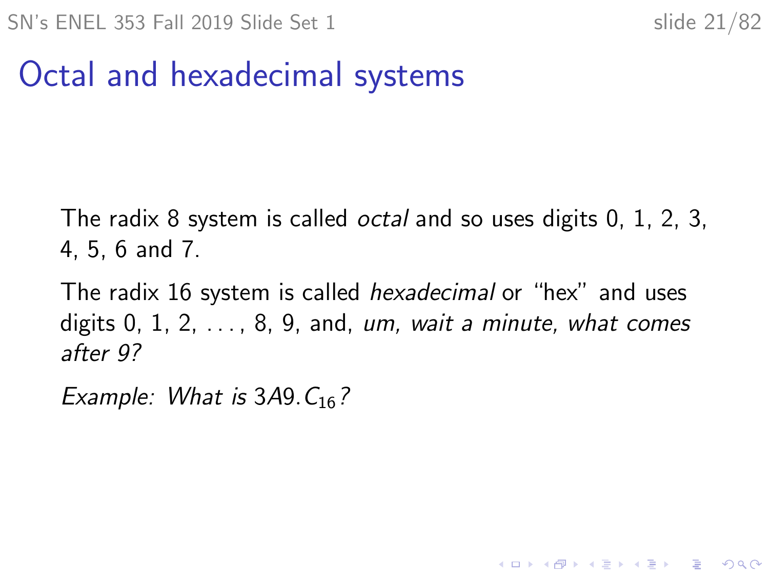# Octal and hexadecimal systems

The radix 8 system is called *octal* and so uses digits 0, 1, 2, 3, 4, 5, 6 and 7.

The radix 16 system is called *hexadecimal* or "hex" and uses digits 0, 1, 2, . . . , 8, 9, and, *um, wait a minute, what comes after 9?*

*Example: What is* $3A9.C_{16}$*?*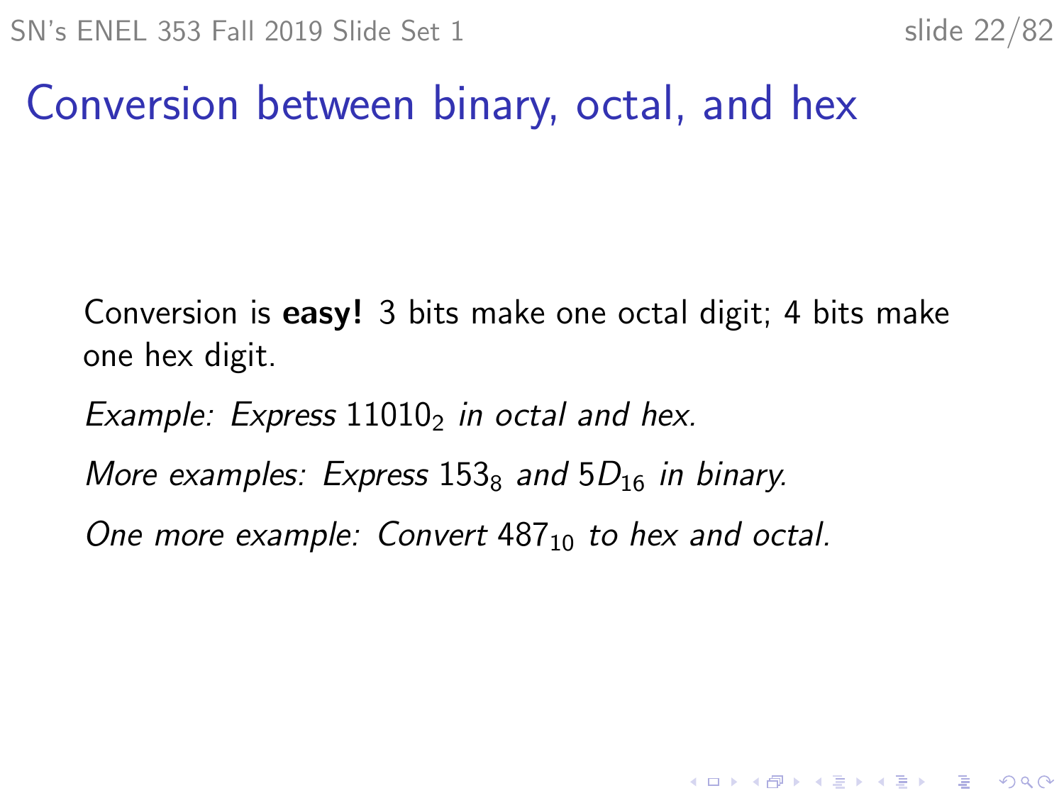# Conversion between binary, octal, and hex

Conversion is **easy!** 3 bits make one octal digit; 4 bits make one hex digit.

*Example: Express* $11010_2$ *in octal and hex.*

*More examples: Express* $153_8$ *and* $5D_{16}$ *in binary.*

*One more example: Convert* $487_{10}$ *to hex and octal.*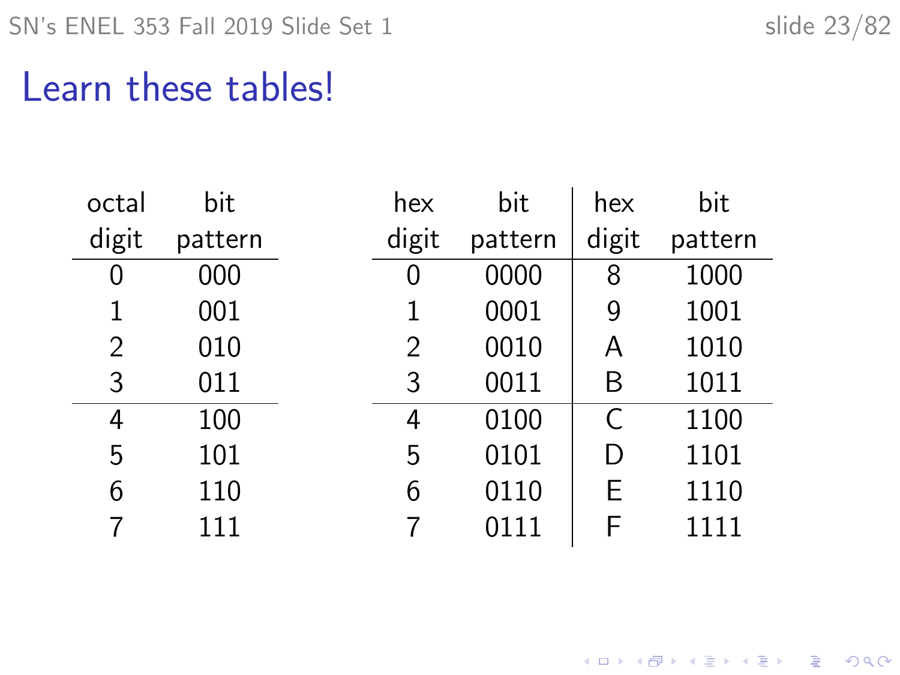# Learn these tables!

| octal digit | bit pattern |
|---|---|
| 0 | 000 |
| 1 | 001 |
| 2 | 010 |
| 3 | 011 |
| 4 | 100 |
| 5 | 101 |
| 6 | 110 |
| 7 | 111 |

| hex digit | bit pattern | hex digit | bit pattern |
|---|---|---|---|
| 0 | 0000 | 8 | 1000 |
| 1 | 0001 | 9 | 1001 |
| 2 | 0010 | A | 1010 |
| 3 | 0011 | B | 1011 |
| 4 | 0100 | C | 1100 |
| 5 | 0101 | D | 1101 |
| 6 | 0110 | E | 1110 |
| 7 | 0111 | F | 1111 |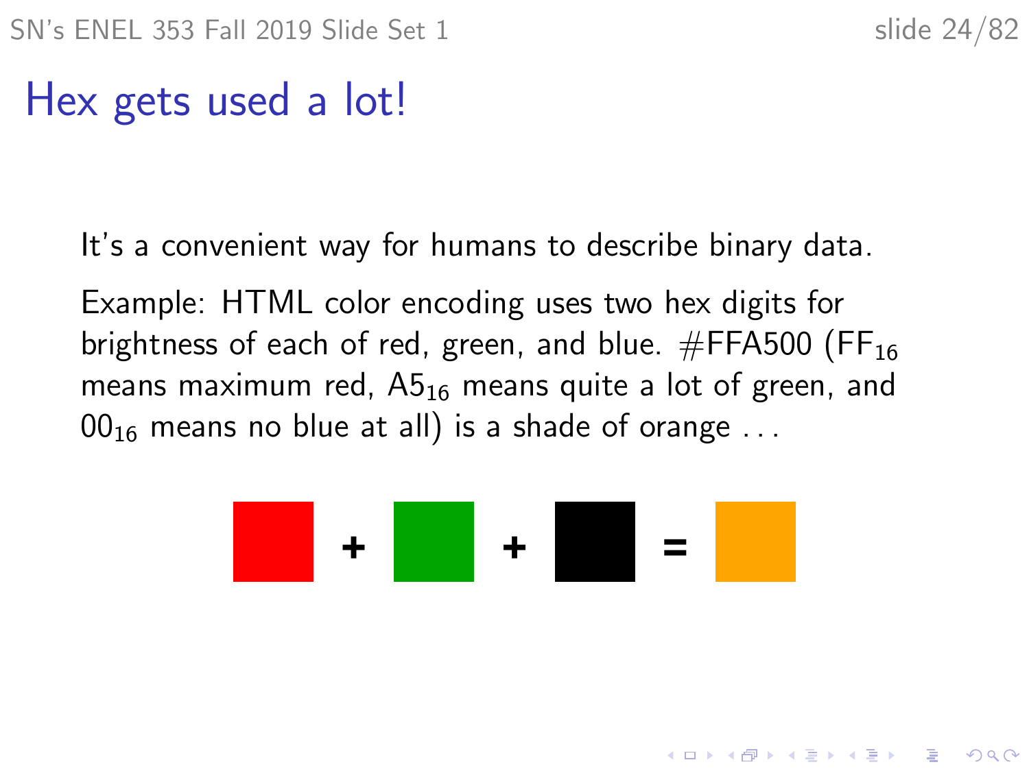# Hex gets used a lot!

It's a convenient way for humans to describe binary data.

Example: HTML color encoding uses two hex digits for brightness of each of red, green, and blue. #FFA500 ($FF_{16}$ means maximum red, $A5_{16}$ means quite a lot of green, and $00_{16}$ means no blue at all) is a shade of orange ...

+ + =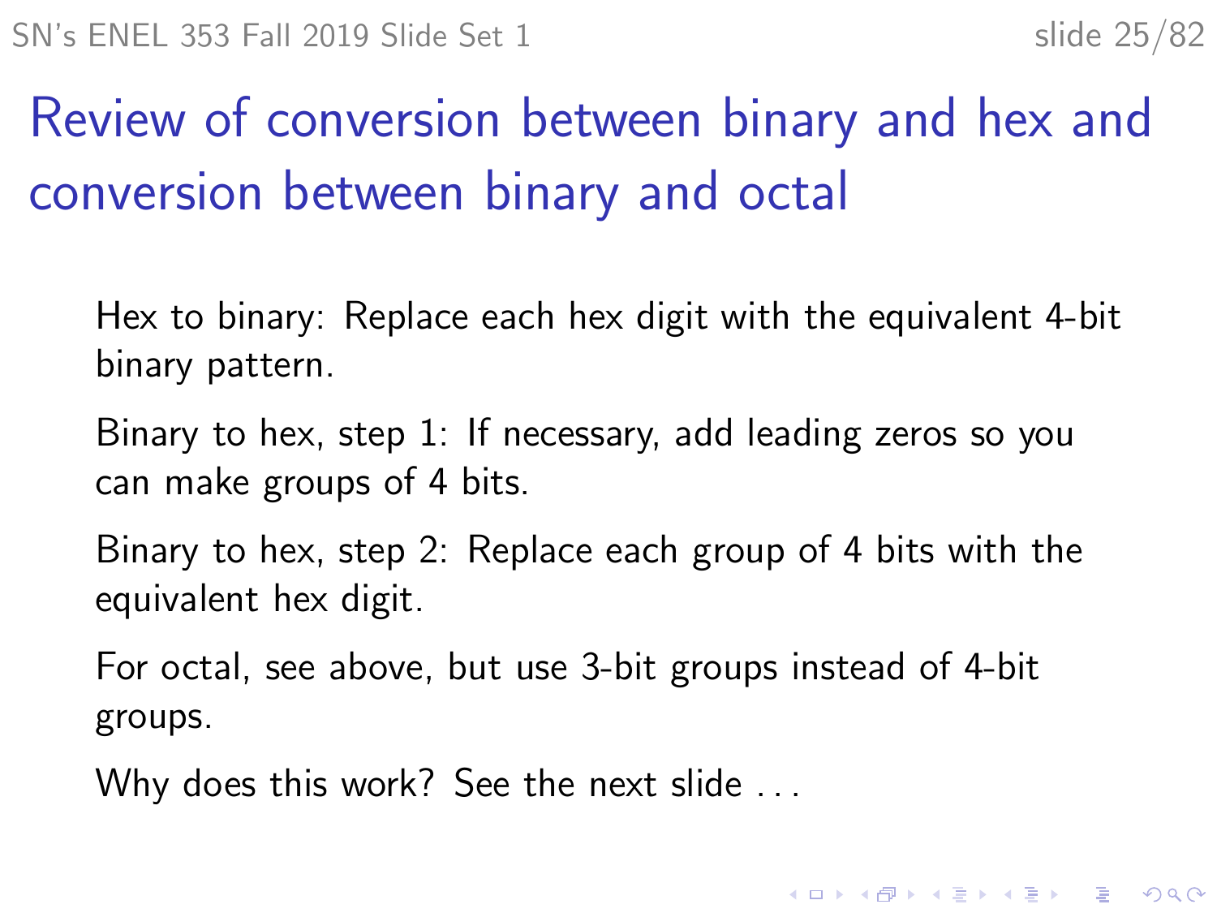# Review of conversion between binary and hex and conversion between binary and octal

Hex to binary: Replace each hex digit with the equivalent 4-bit binary pattern.

Binary to hex, step 1: If necessary, add leading zeros so you can make groups of 4 bits.

Binary to hex, step 2: Replace each group of 4 bits with the equivalent hex digit.

For octal, see above, but use 3-bit groups instead of 4-bit groups.

Why does this work? See the next slide . . .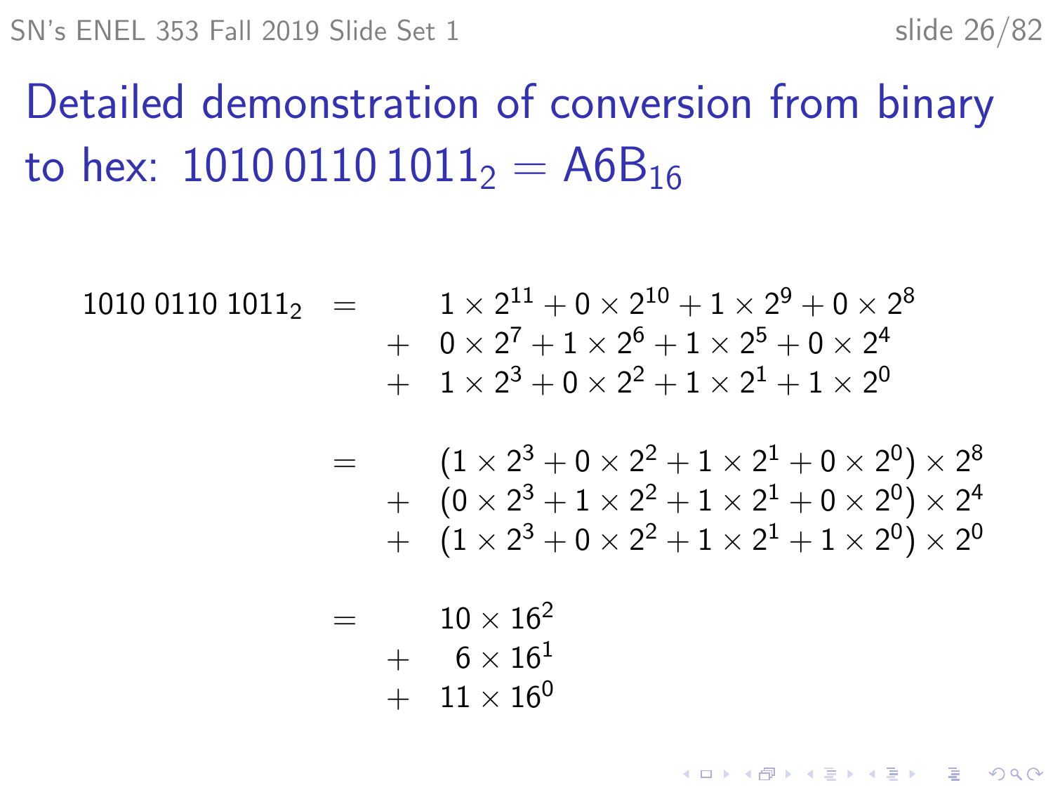# Detailed demonstration of conversion from binary to hex: $1010\,0110\,1011_2 = \text{A6B}_{16}$

$$
\begin{aligned}
1010\,0110\,1011_2 \quad = \quad & 1 \times 2^{11} + 0 \times 2^{10} + 1 \times 2^9 + 0 \times 2^8 \\
+ \quad & 0 \times 2^7 + 1 \times 2^6 + 1 \times 2^5 + 0 \times 2^4 \\
+ \quad & 1 \times 2^3 + 0 \times 2^2 + 1 \times 2^1 + 1 \times 2^0 \\
\\
= \quad & (1 \times 2^3 + 0 \times 2^2 + 1 \times 2^1 + 0 \times 2^0) \times 2^8 \\
+ \quad & (0 \times 2^3 + 1 \times 2^2 + 1 \times 2^1 + 0 \times 2^0) \times 2^4 \\
+ \quad & (1 \times 2^3 + 0 \times 2^2 + 1 \times 2^1 + 1 \times 2^0) \times 2^0 \\
\\
= \quad & 10 \times 16^2 \\
+ \quad & 6 \times 16^1 \\
+ \quad & 11 \times 16^0
\end{aligned}
$$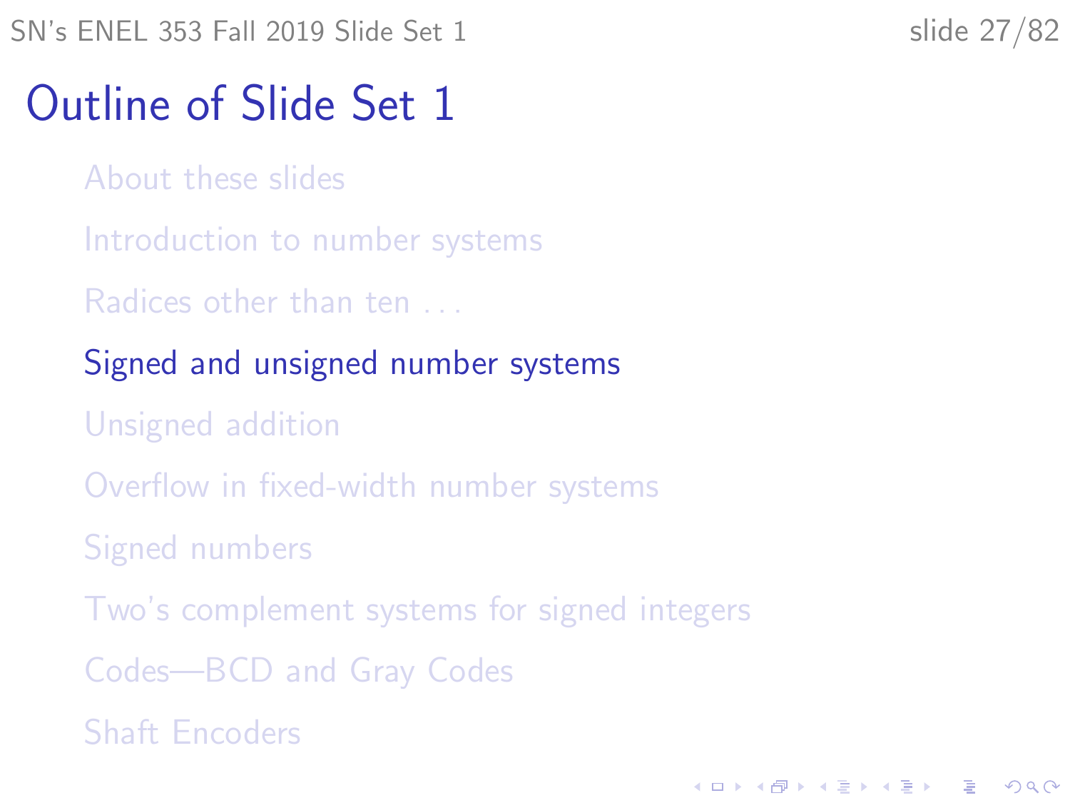# Outline of Slide Set 1

- About these slides
- Introduction to number systems
- Radices other than ten . . .
- Signed and unsigned number systems
- Unsigned addition
- Overflow in fixed-width number systems
- Signed numbers
- Two's complement systems for signed integers
- Codes—BCD and Gray Codes
- Shaft Encoders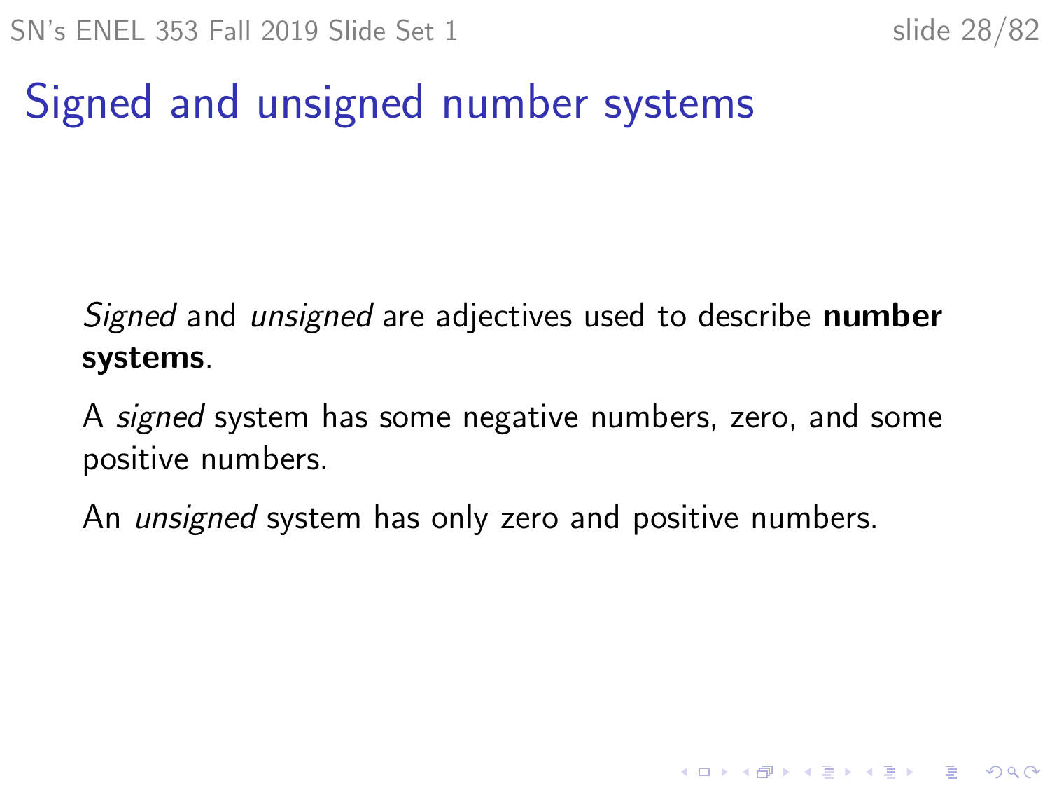# Signed and unsigned number systems

*Signed* and *unsigned* are adjectives used to describe **number systems**.

A *signed* system has some negative numbers, zero, and some positive numbers.

An *unsigned* system has only zero and positive numbers.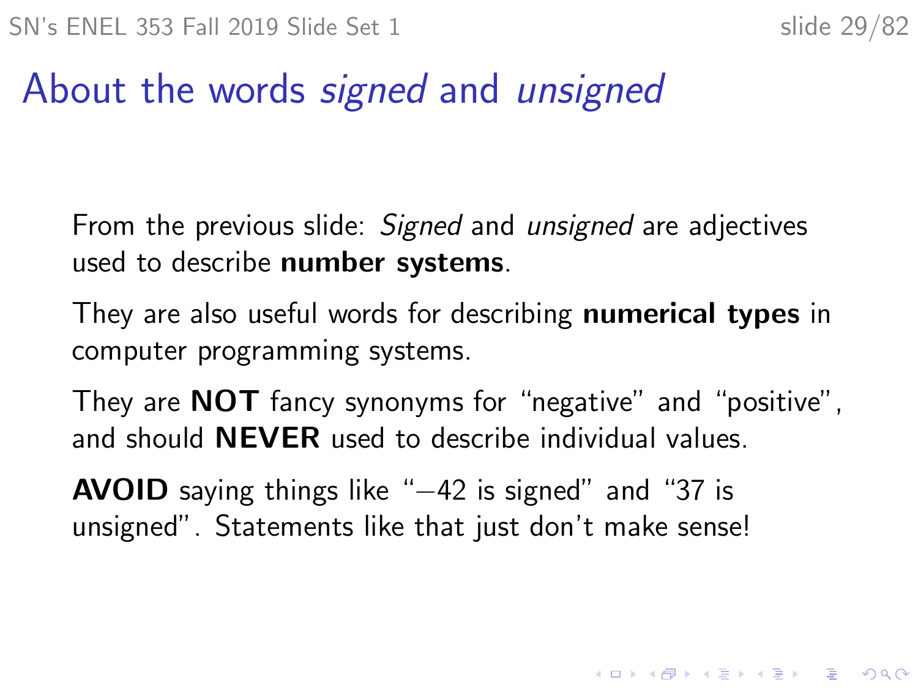# About the words *signed* and *unsigned*

From the previous slide: *Signed* and *unsigned* are adjectives used to describe **number systems**.

They are also useful words for describing **numerical types** in computer programming systems.

They are **NOT** fancy synonyms for “negative” and “positive”, and should **NEVER** used to describe individual values.

**AVOID** saying things like “−42 is signed” and “37 is unsigned”. Statements like that just don't make sense!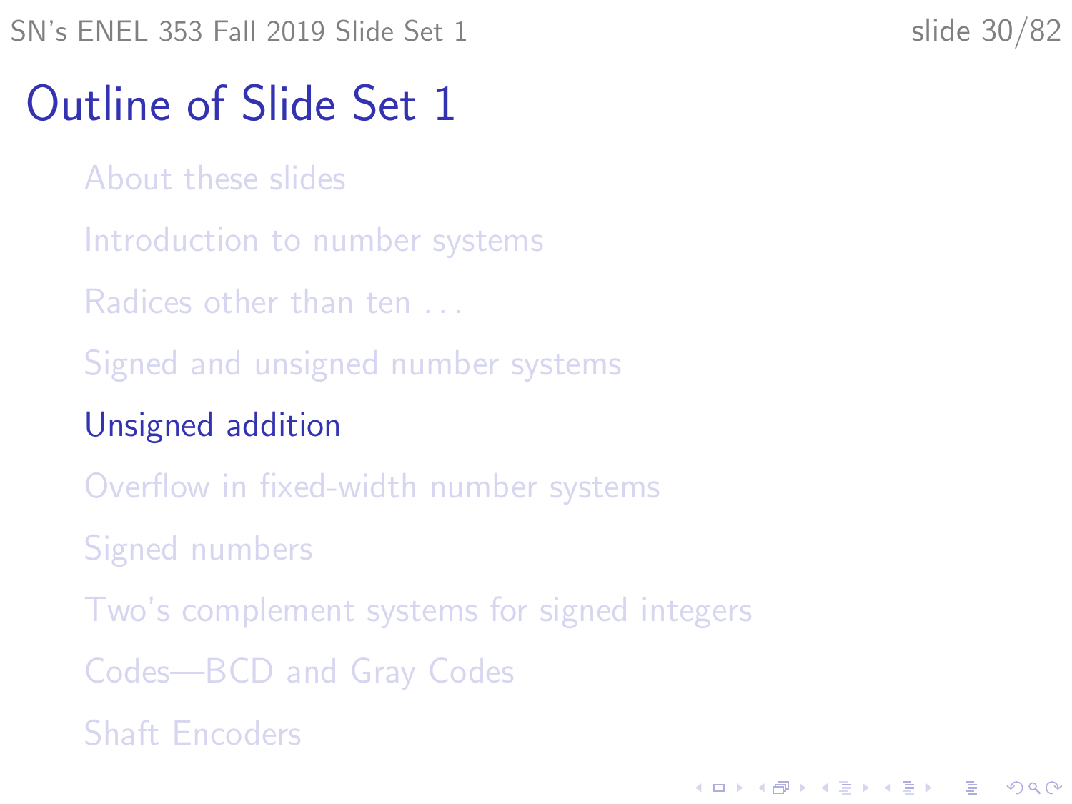# Outline of Slide Set 1

- About these slides
- Introduction to number systems
- Radices other than ten . . .
- Signed and unsigned number systems
- **Unsigned addition**
- Overflow in fixed-width number systems
- Signed numbers
- Two's complement systems for signed integers
- Codes—BCD and Gray Codes
- Shaft Encoders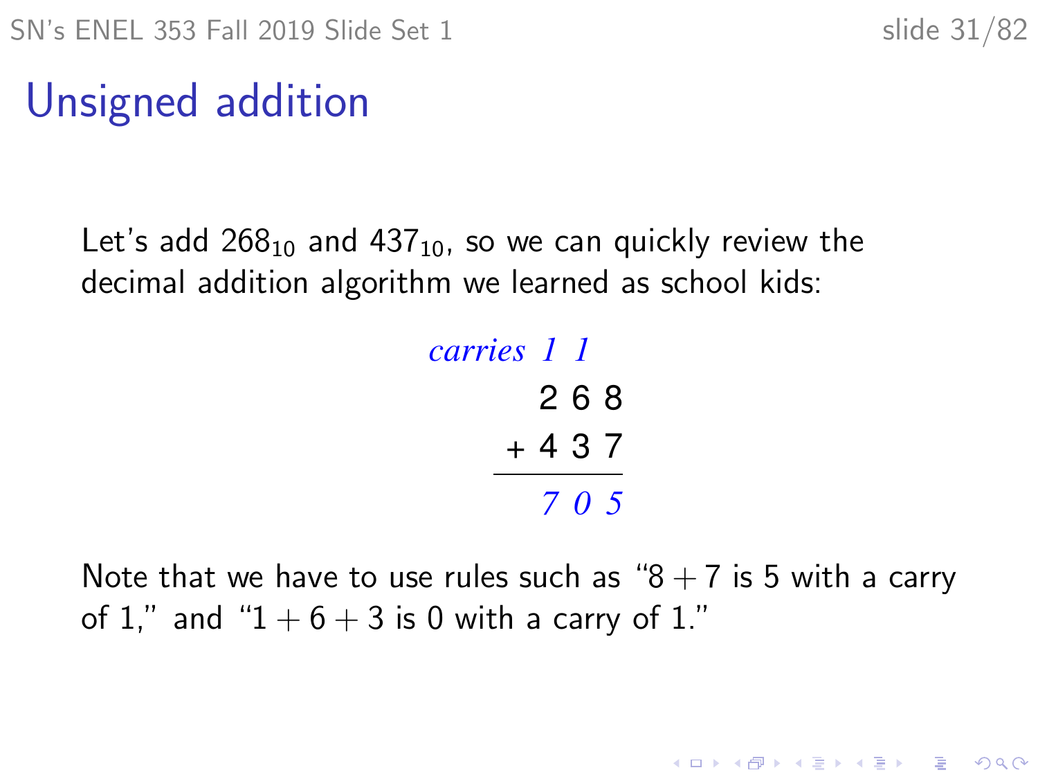# Unsigned addition

Let's add $268_{10}$ and $437_{10}$, so we can quickly review the decimal addition algorithm we learned as school kids:

```
carries 1 1
        2 6 8
      + 4 3 7
      -------
        7 0 5
```

Note that we have to use rules such as "$8 + 7$ is 5 with a carry of 1," and "$1 + 6 + 3$ is 0 with a carry of 1."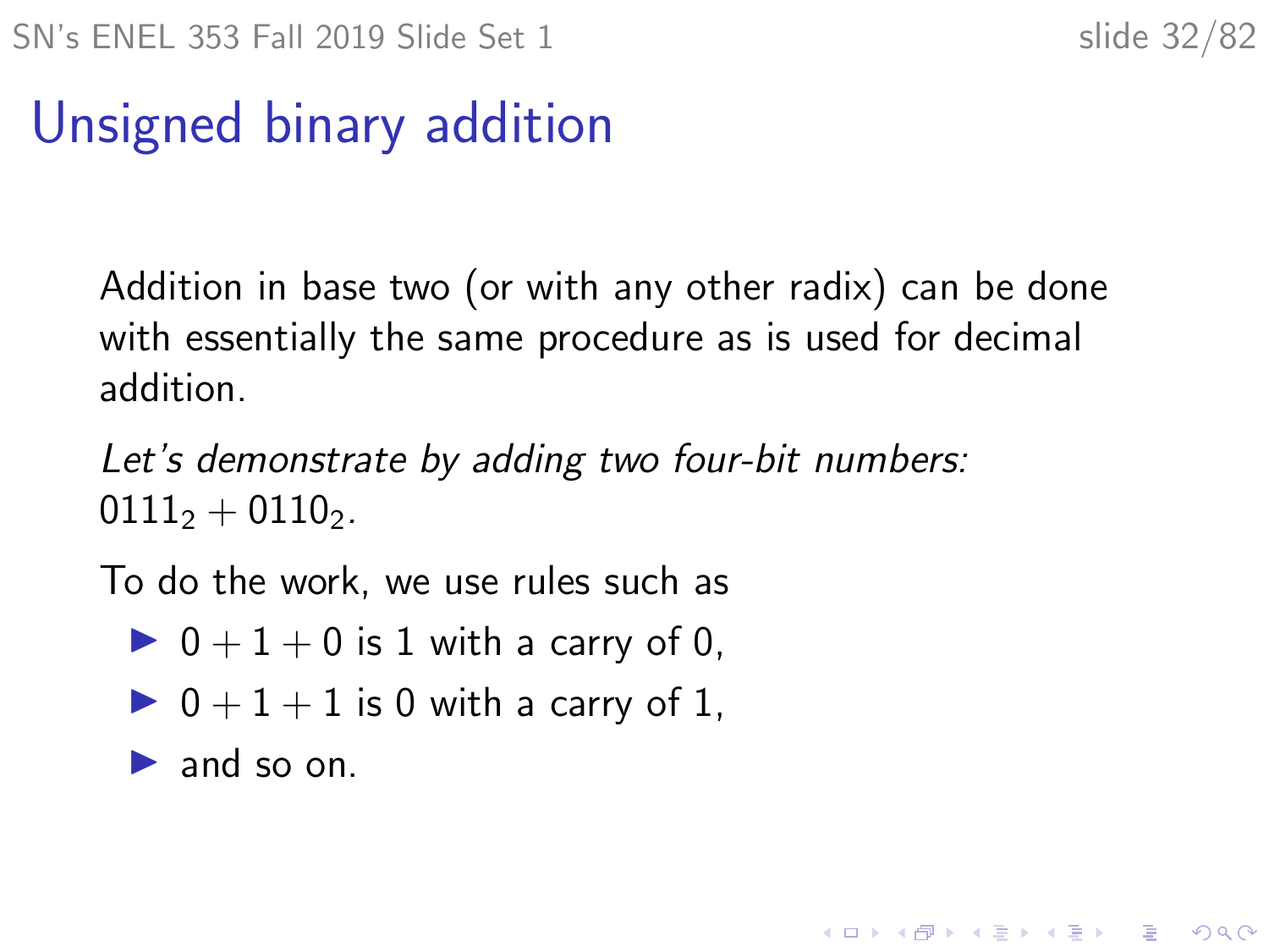# Unsigned binary addition

Addition in base two (or with any other radix) can be done with essentially the same procedure as is used for decimal addition.

*Let's demonstrate by adding two four-bit numbers:* $0111_2 + 0110_2$.

To do the work, we use rules such as

- $0 + 1 + 0$ is 1 with a carry of 0,
- $0 + 1 + 1$ is 0 with a carry of 1,
- and so on.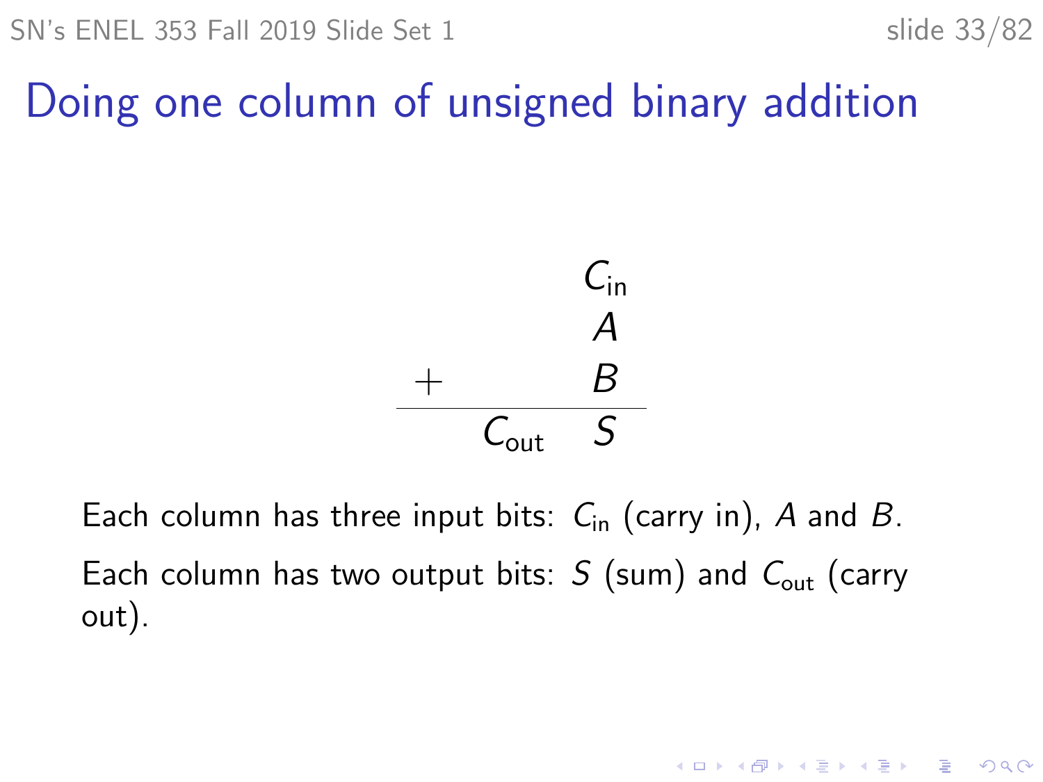# Doing one column of unsigned binary addition

$$
\begin{array}{rr}
 & C_{\text{in}} \\
 & A \\
+ & B \\
\hline
C_{\text{out}} & S
\end{array}
$$

Each column has three input bits: $C_{\text{in}}$ (carry in), $A$ and $B$.

Each column has two output bits: $S$ (sum) and $C_{\text{out}}$ (carry out).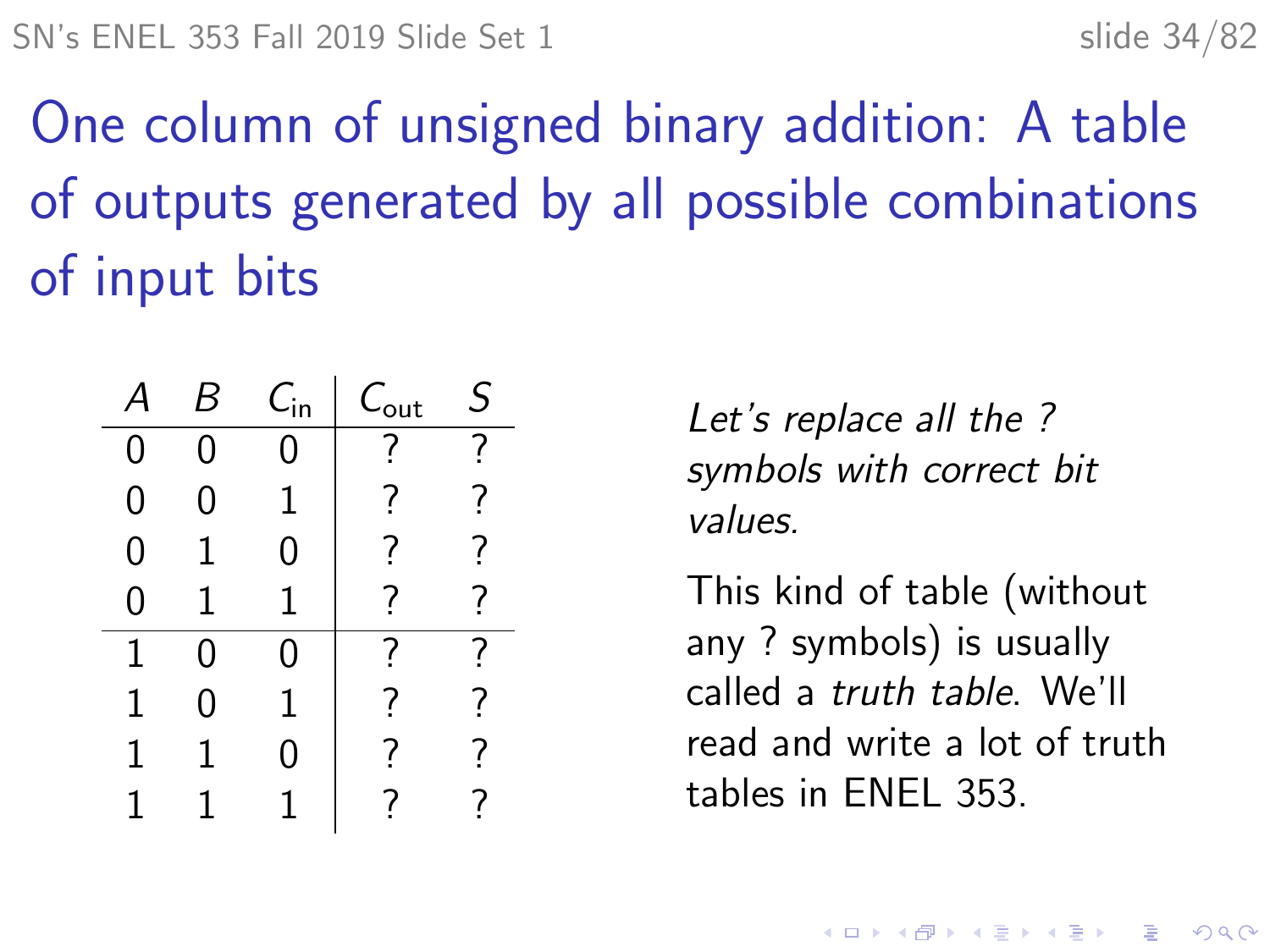# One column of unsigned binary addition: A table of outputs generated by all possible combinations of input bits

| $A$ | $B$ | $C_{\text{in}}$ | $C_{\text{out}}$ | $S$ |
|---|---|---|---|---|
| 0 | 0 | 0 | ? | ? |
| 0 | 0 | 1 | ? | ? |
| 0 | 1 | 0 | ? | ? |
| 0 | 1 | 1 | ? | ? |
| 1 | 0 | 0 | ? | ? |
| 1 | 0 | 1 | ? | ? |
| 1 | 1 | 0 | ? | ? |
| 1 | 1 | 1 | ? | ? |

*Let's replace all the ? symbols with correct bit values.*

This kind of table (without any ? symbols) is usually called a *truth table*. We'll read and write a lot of truth tables in ENEL 353.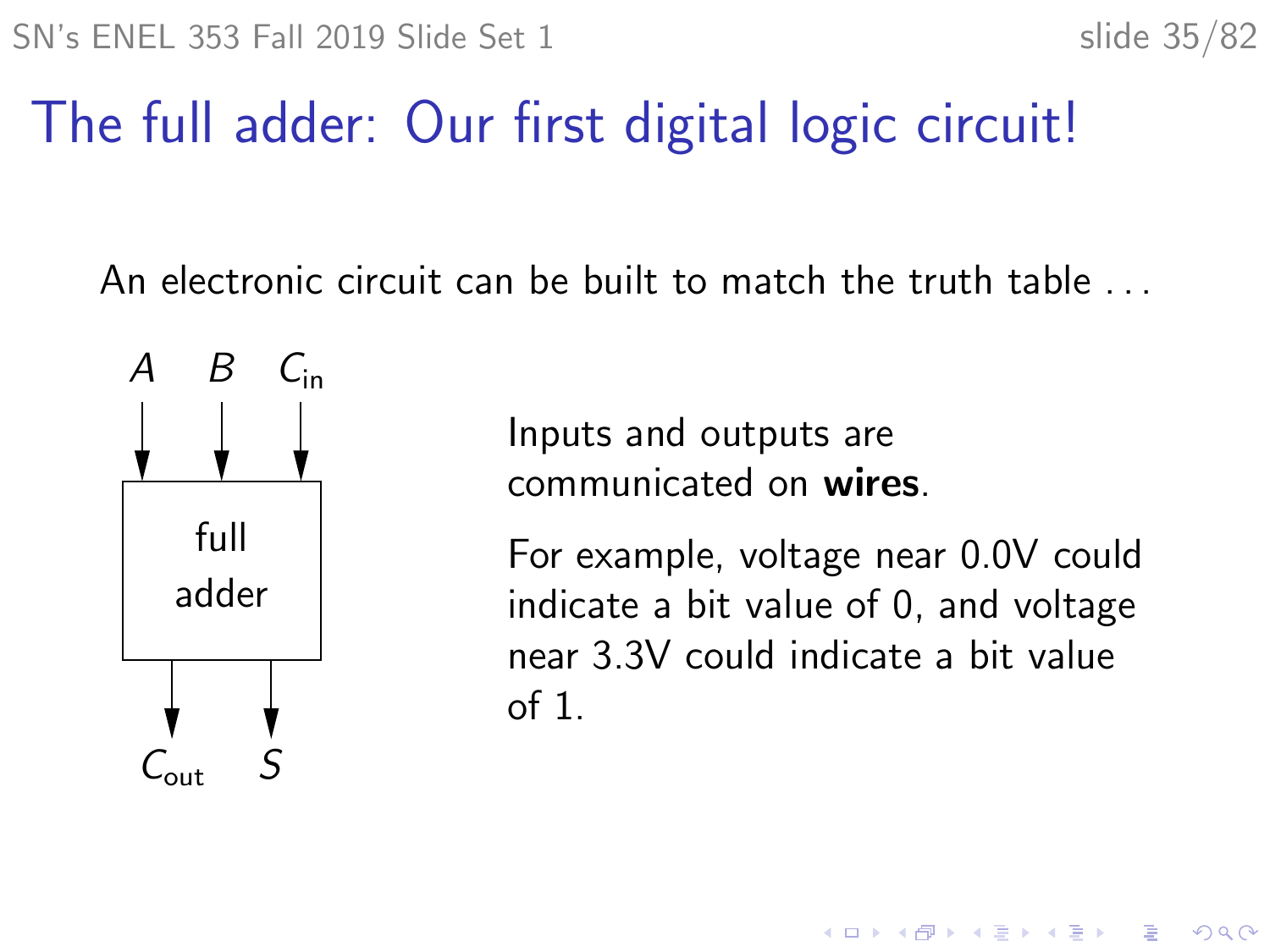# The full adder: Our first digital logic circuit!

An electronic circuit can be built to match the truth table . . .

Inputs: $A$, $B$, $C_{in}$ → **full adder** → Outputs: $C_{out}$, $S$

Inputs and outputs are communicated on **wires**.

For example, voltage near 0.0V could indicate a bit value of 0, and voltage near 3.3V could indicate a bit value of 1.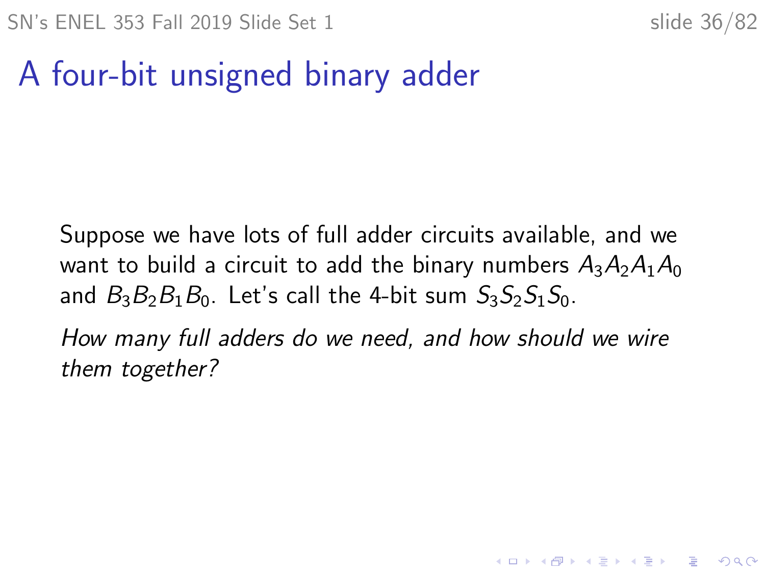# A four-bit unsigned binary adder

Suppose we have lots of full adder circuits available, and we want to build a circuit to add the binary numbers $A_3A_2A_1A_0$ and $B_3B_2B_1B_0$. Let's call the 4-bit sum $S_3S_2S_1S_0$.

*How many full adders do we need, and how should we wire them together?*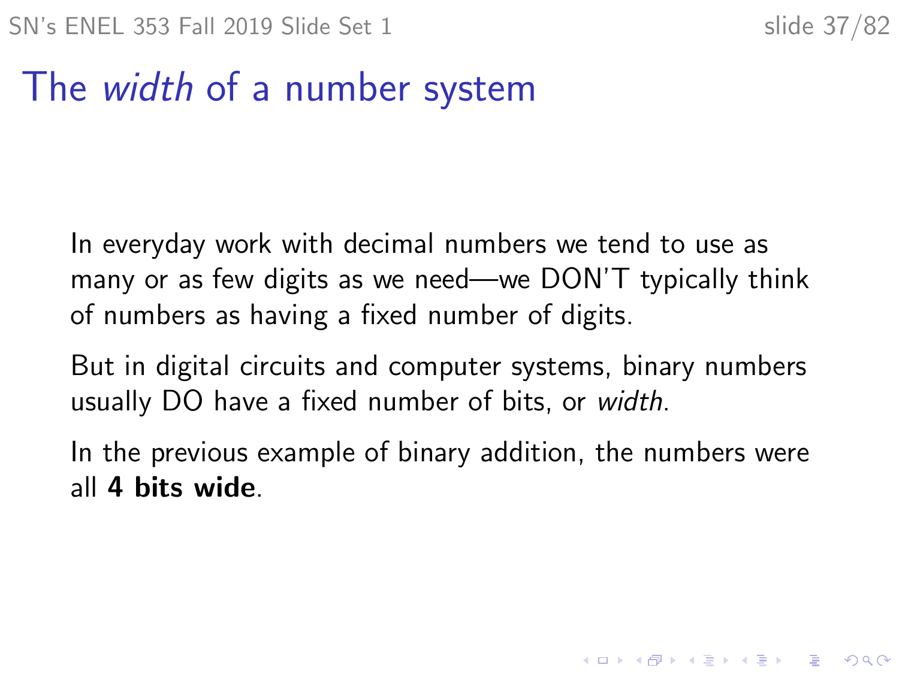# The *width* of a number system

In everyday work with decimal numbers we tend to use as many or as few digits as we need—we DON'T typically think of numbers as having a fixed number of digits.

But in digital circuits and computer systems, binary numbers usually DO have a fixed number of bits, or *width*.

In the previous example of binary addition, the numbers were all **4 bits wide**.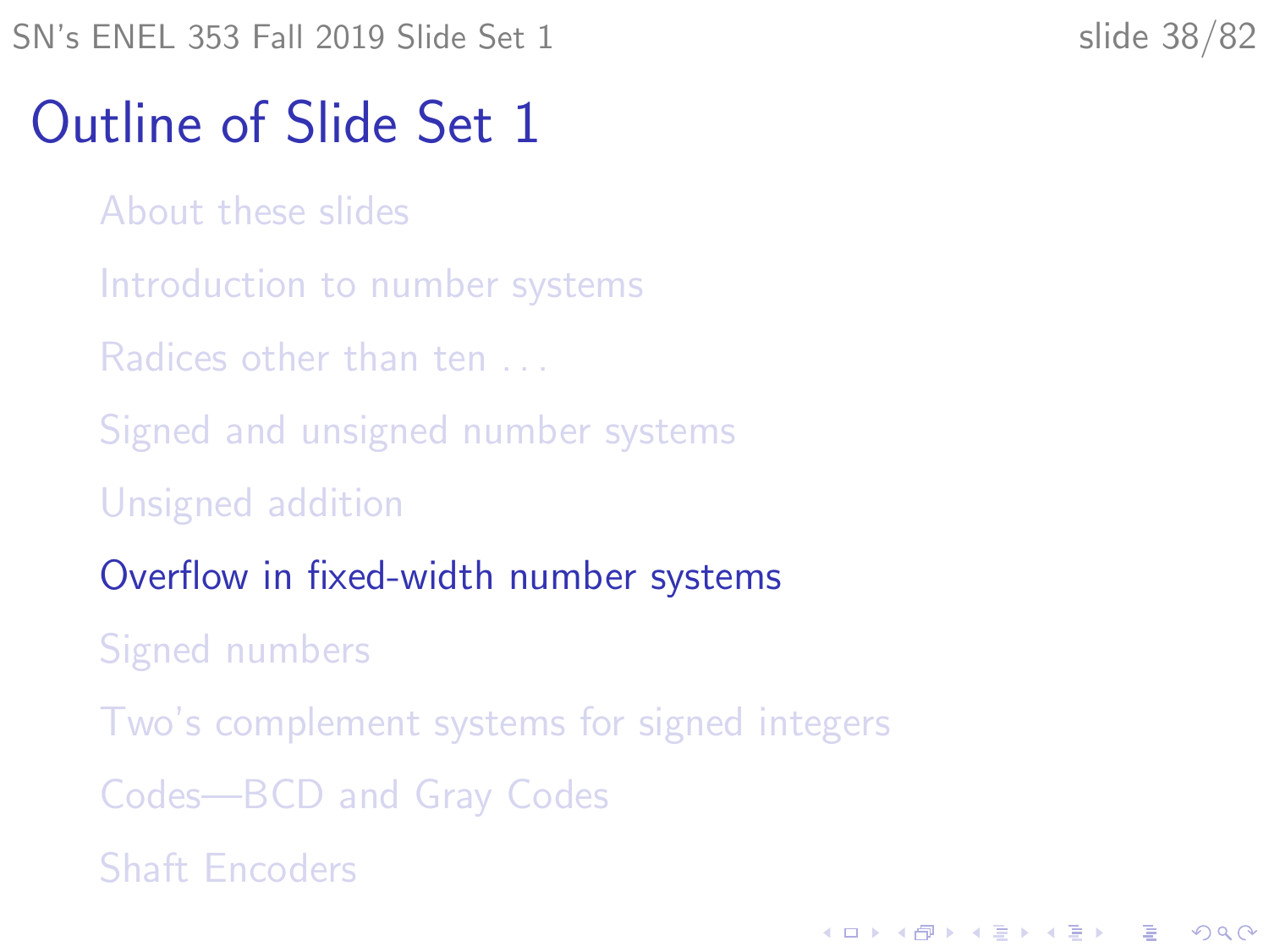# Outline of Slide Set 1

- About these slides
- Introduction to number systems
- Radices other than ten ...
- Signed and unsigned number systems
- Unsigned addition
- **Overflow in fixed-width number systems**
- Signed numbers
- Two's complement systems for signed integers
- Codes—BCD and Gray Codes
- Shaft Encoders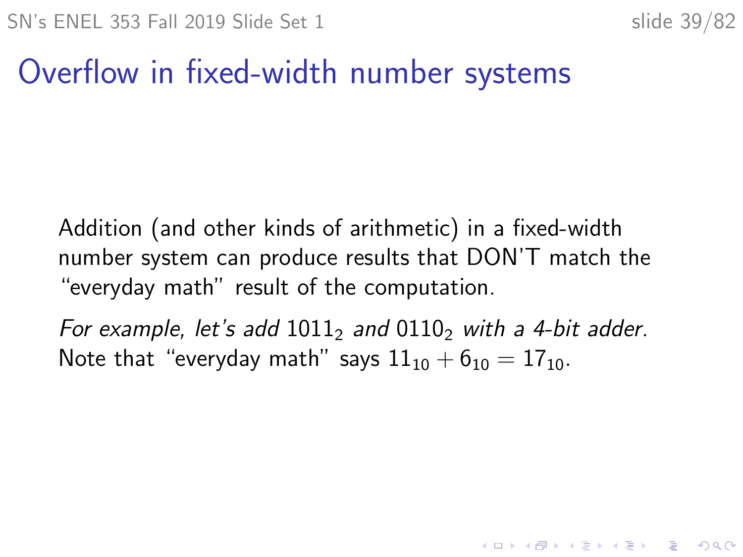# Overflow in fixed-width number systems

Addition (and other kinds of arithmetic) in a fixed-width number system can produce results that DON'T match the "everyday math" result of the computation.

*For example, let's add* $1011_2$ *and* $0110_2$ *with a 4-bit adder.* Note that "everyday math" says $11_{10} + 6_{10} = 17_{10}$.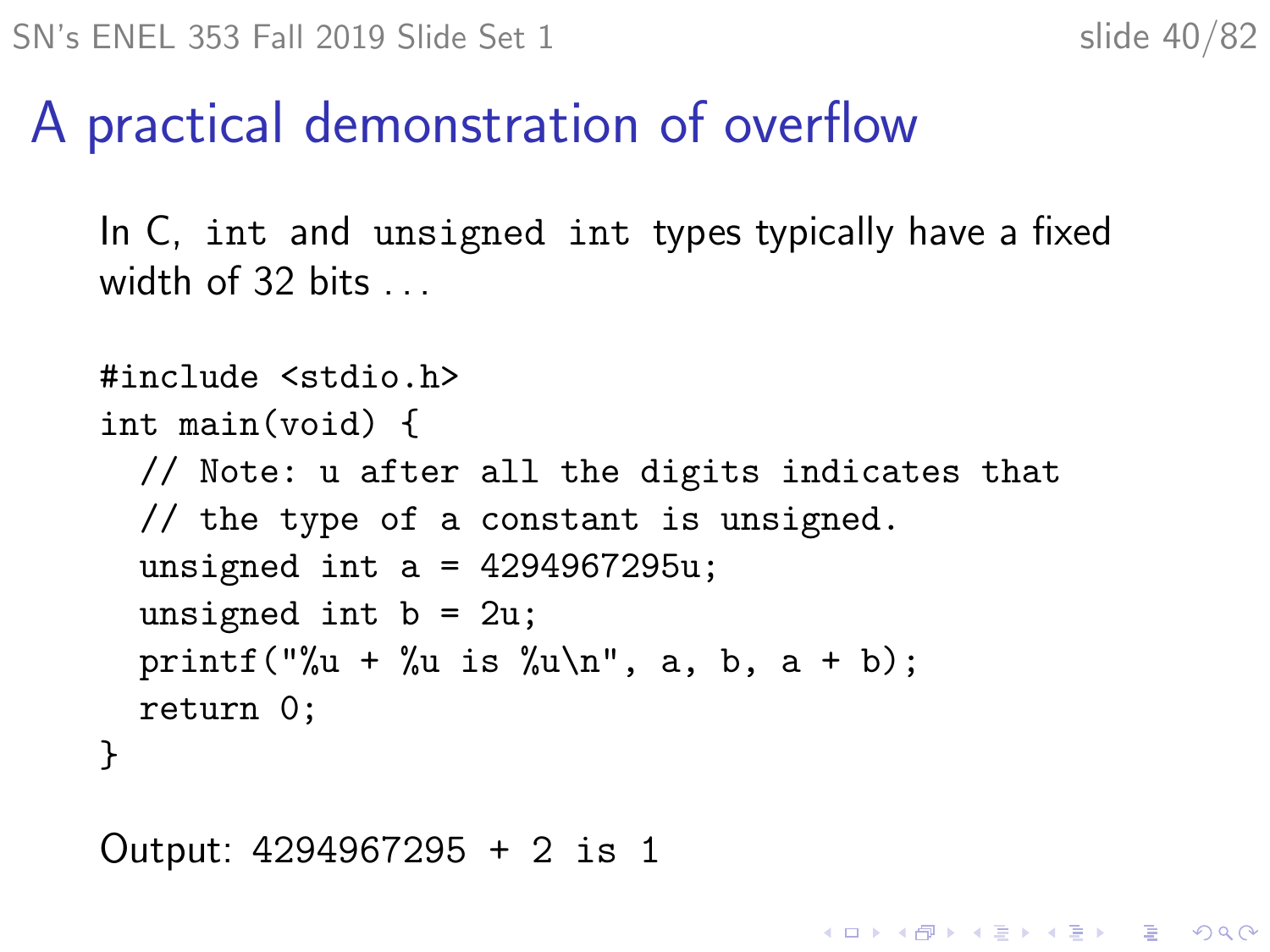# A practical demonstration of overflow

In C, `int` and `unsigned int` types typically have a fixed width of 32 bits ...

```
#include <stdio.h>
int main(void) {
  // Note: u after all the digits indicates that
  // the type of a constant is unsigned.
  unsigned int a = 4294967295u;
  unsigned int b = 2u;
  printf("%u + %u is %u\n", a, b, a + b);
  return 0;
}
```

Output: `4294967295 + 2 is 1`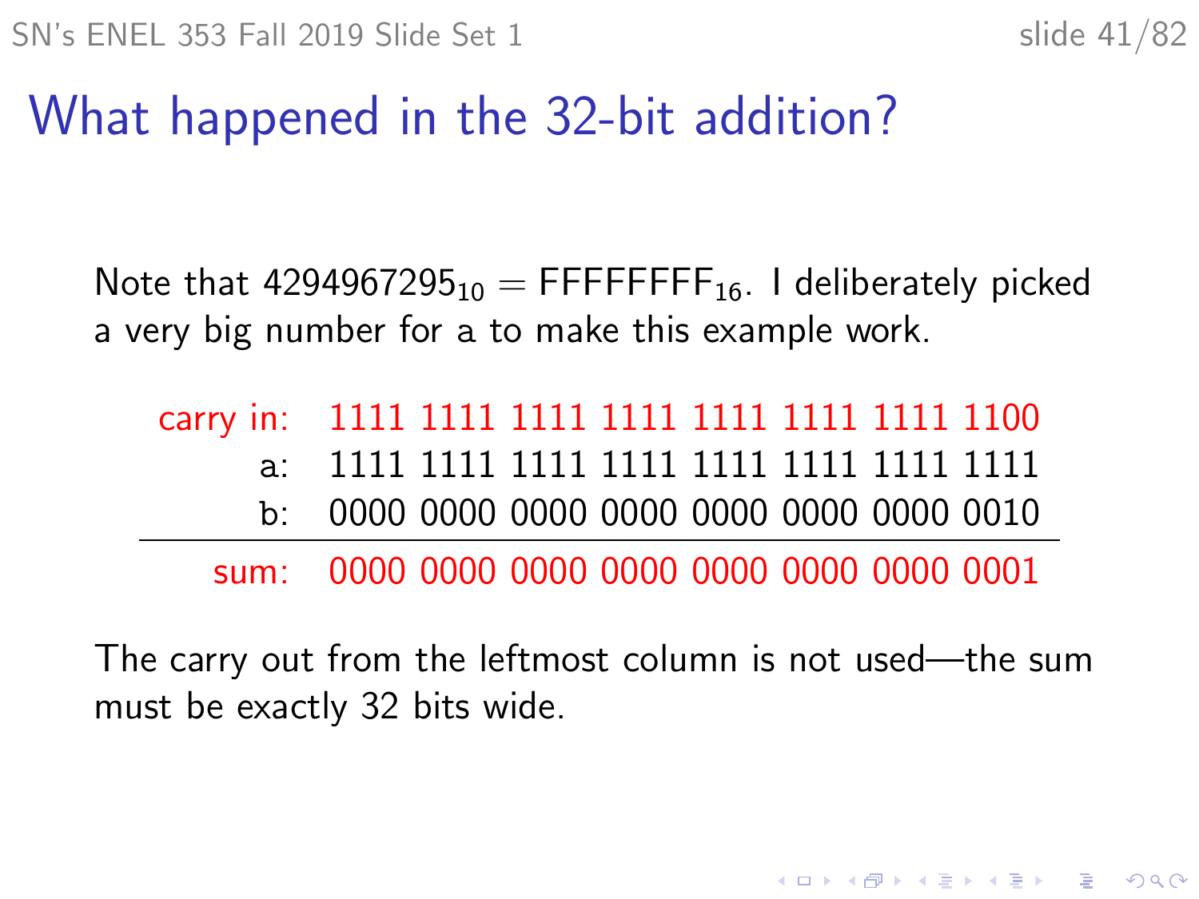# What happened in the 32-bit addition?

Note that $4294967295_{10} = \text{FFFFFFFF}_{16}$. I deliberately picked a very big number for a to make this example work.

```
carry in:  1111 1111 1111 1111 1111 1111 1111 1100
       a:  1111 1111 1111 1111 1111 1111 1111 1111
       b:  0000 0000 0000 0000 0000 0000 0000 0010
-------------------------------------------------
     sum:  0000 0000 0000 0000 0000 0000 0000 0001
```

The carry out from the leftmost column is not used—the sum must be exactly 32 bits wide.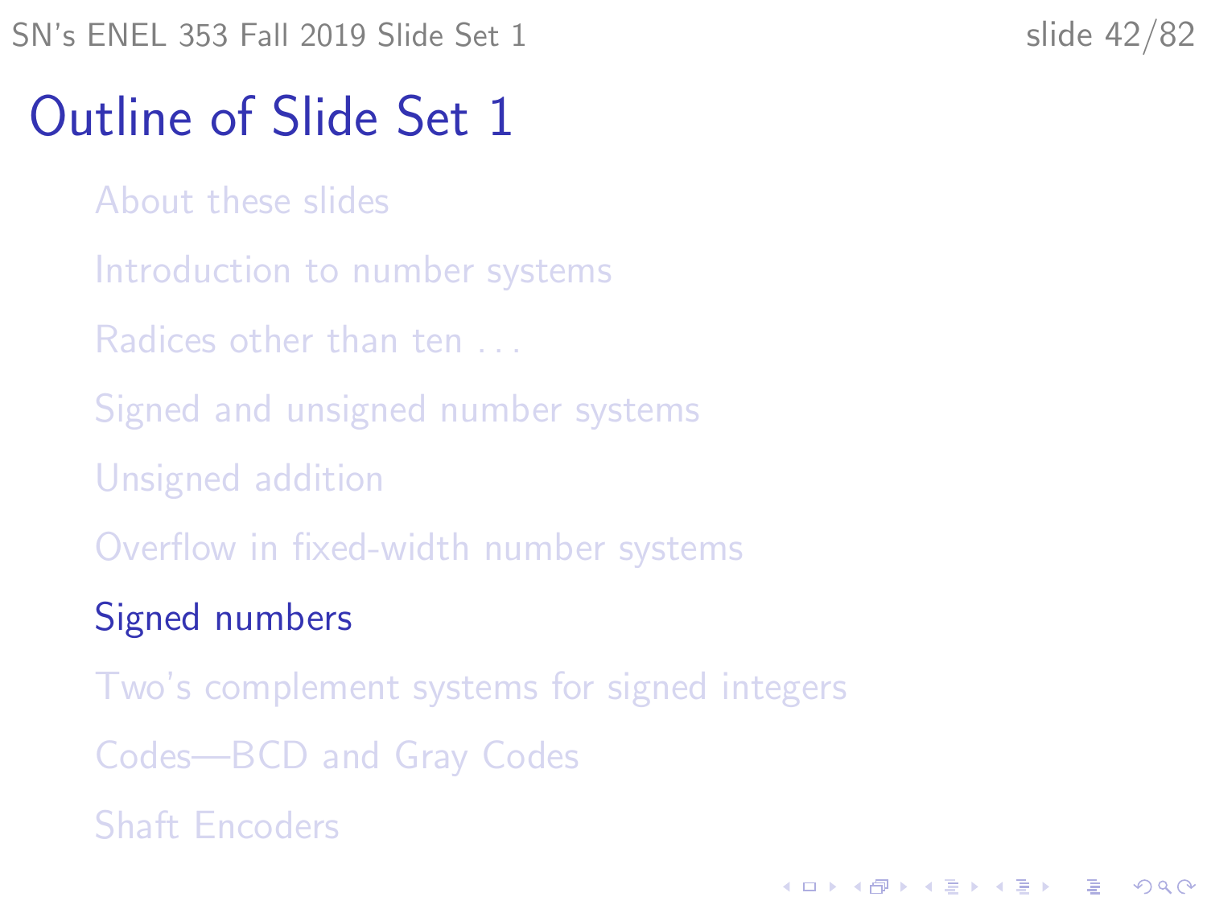# Outline of Slide Set 1

- About these slides
- Introduction to number systems
- Radices other than ten ...
- Signed and unsigned number systems
- Unsigned addition
- Overflow in fixed-width number systems
- Signed numbers
- Two's complement systems for signed integers
- Codes—BCD and Gray Codes
- Shaft Encoders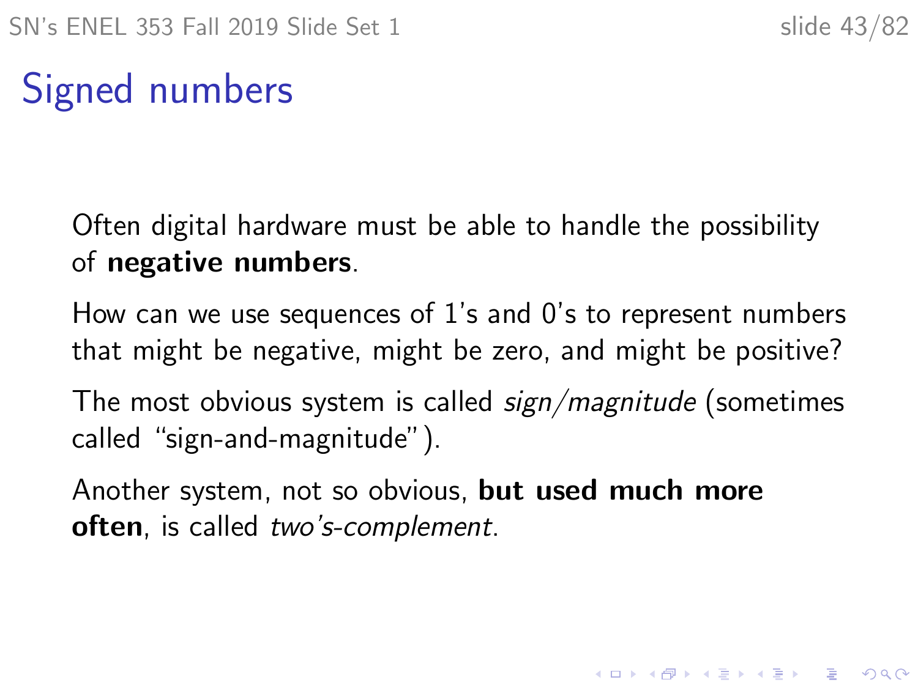# Signed numbers

Often digital hardware must be able to handle the possibility of **negative numbers**.

How can we use sequences of 1's and 0's to represent numbers that might be negative, might be zero, and might be positive?

The most obvious system is called *sign/magnitude* (sometimes called "sign-and-magnitude").

Another system, not so obvious, **but used much more often**, is called *two's-complement*.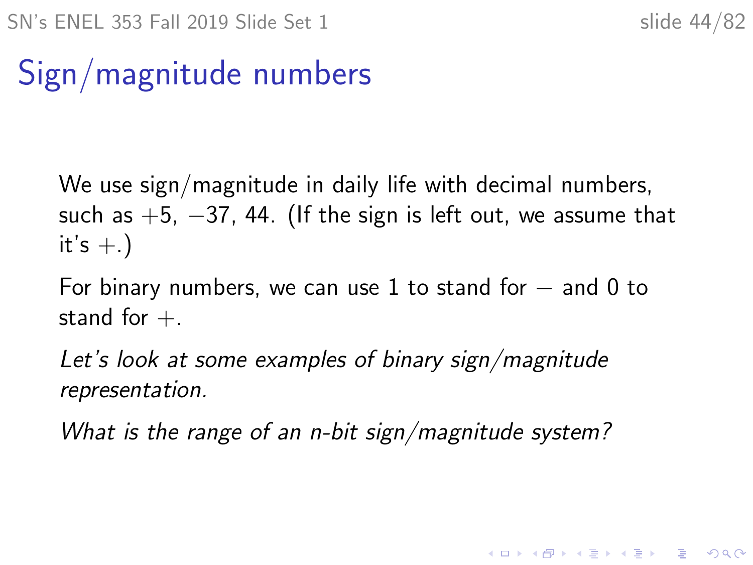# Sign/magnitude numbers

We use sign/magnitude in daily life with decimal numbers, such as $+5$, $-37$, 44. (If the sign is left out, we assume that it's $+$.)

For binary numbers, we can use 1 to stand for $-$ and 0 to stand for $+$.

*Let's look at some examples of binary sign/magnitude representation.*

*What is the range of an n-bit sign/magnitude system?*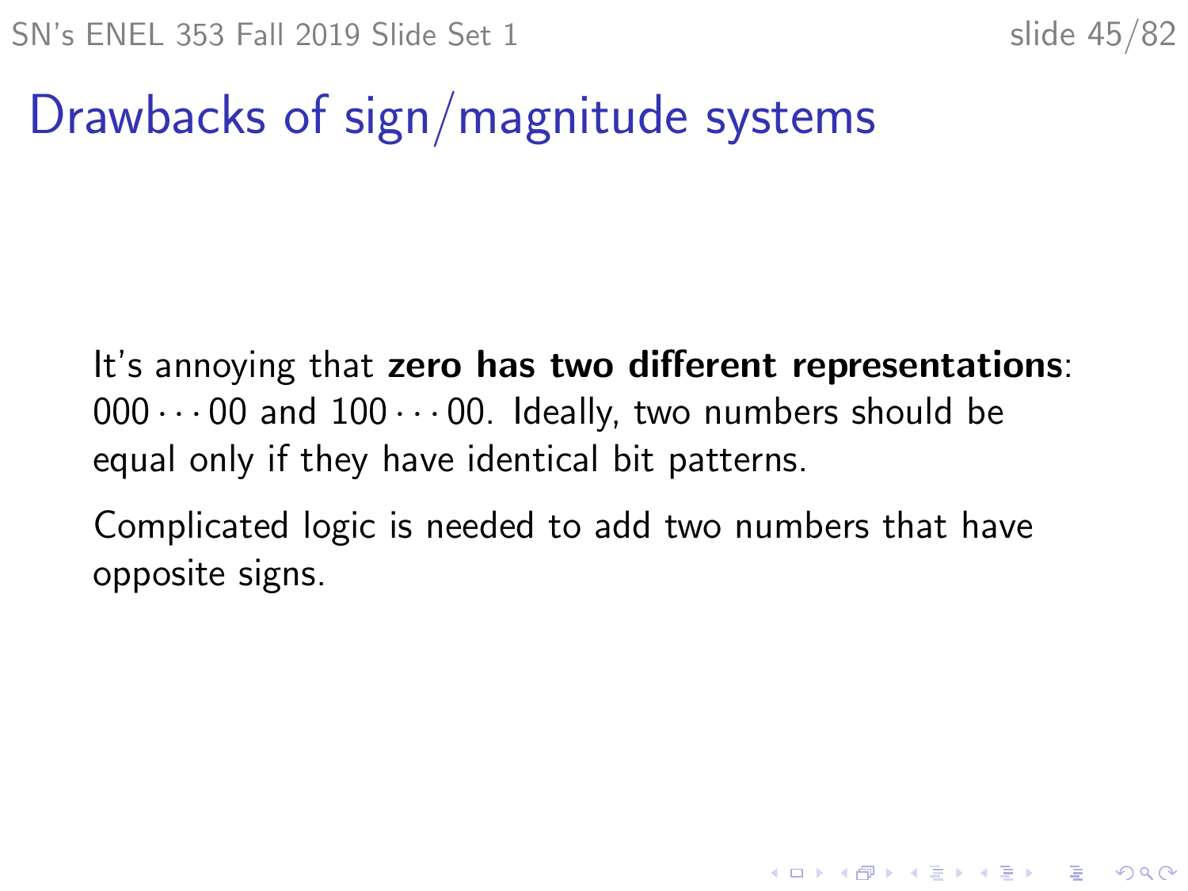# Drawbacks of sign/magnitude systems

It's annoying that **zero has two different representations**: $000 \cdots 00$ and $100 \cdots 00$. Ideally, two numbers should be equal only if they have identical bit patterns.

Complicated logic is needed to add two numbers that have opposite signs.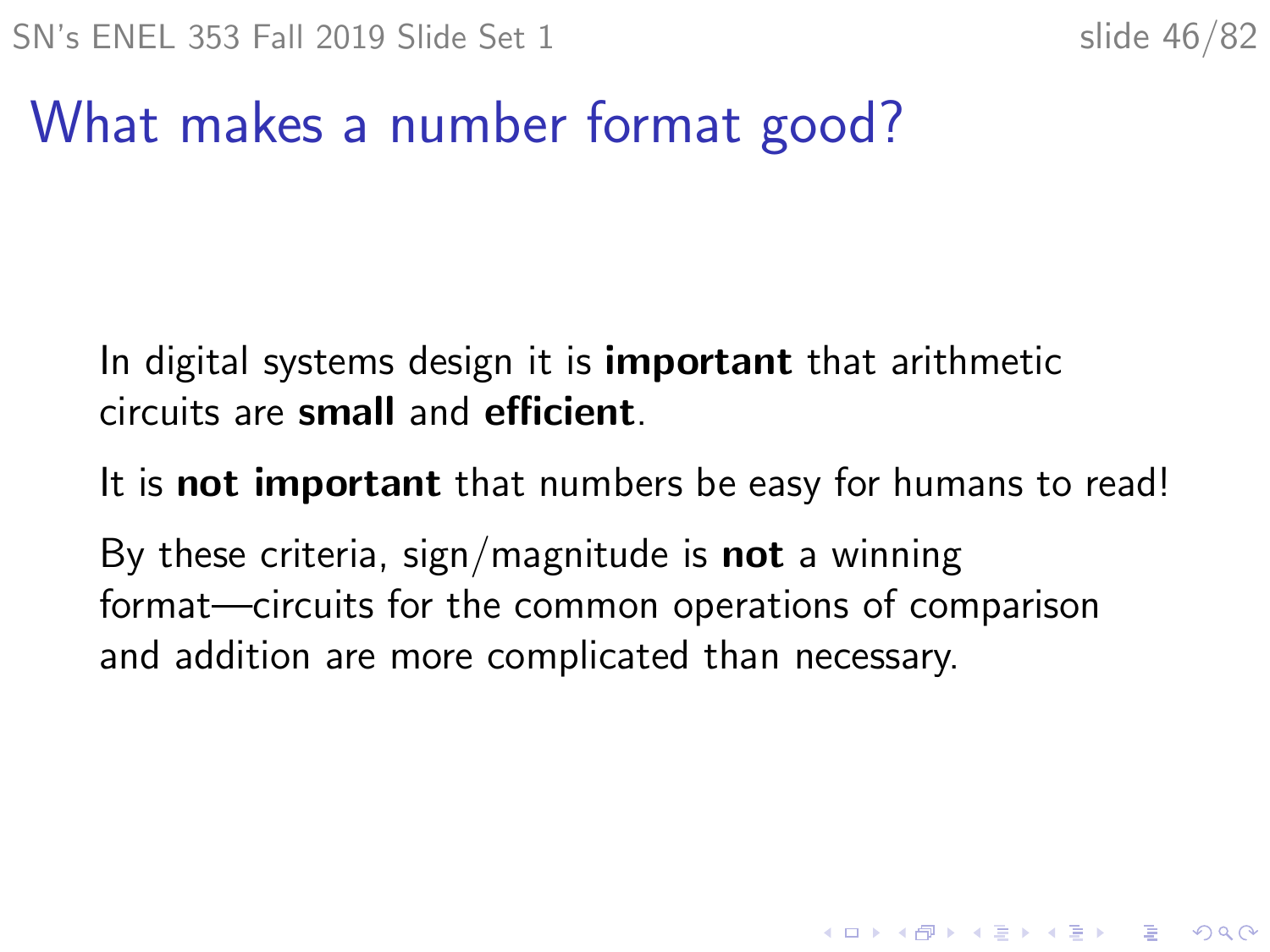# What makes a number format good?

In digital systems design it is **important** that arithmetic circuits are **small** and **efficient**.

It is **not important** that numbers be easy for humans to read!

By these criteria, sign/magnitude is **not** a winning format—circuits for the common operations of comparison and addition are more complicated than necessary.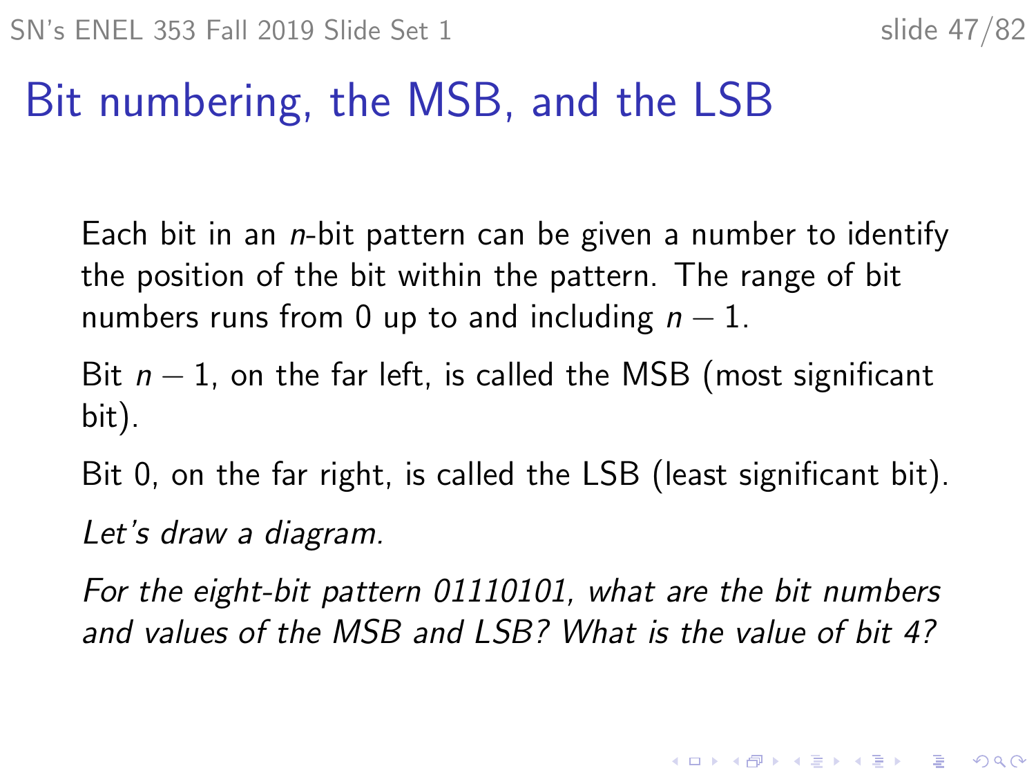# Bit numbering, the MSB, and the LSB

Each bit in an $n$-bit pattern can be given a number to identify the position of the bit within the pattern. The range of bit numbers runs from 0 up to and including $n - 1$.

Bit $n - 1$, on the far left, is called the MSB (most significant bit).

Bit 0, on the far right, is called the LSB (least significant bit).

*Let's draw a diagram.*

*For the eight-bit pattern 01110101, what are the bit numbers and values of the MSB and LSB? What is the value of bit 4?*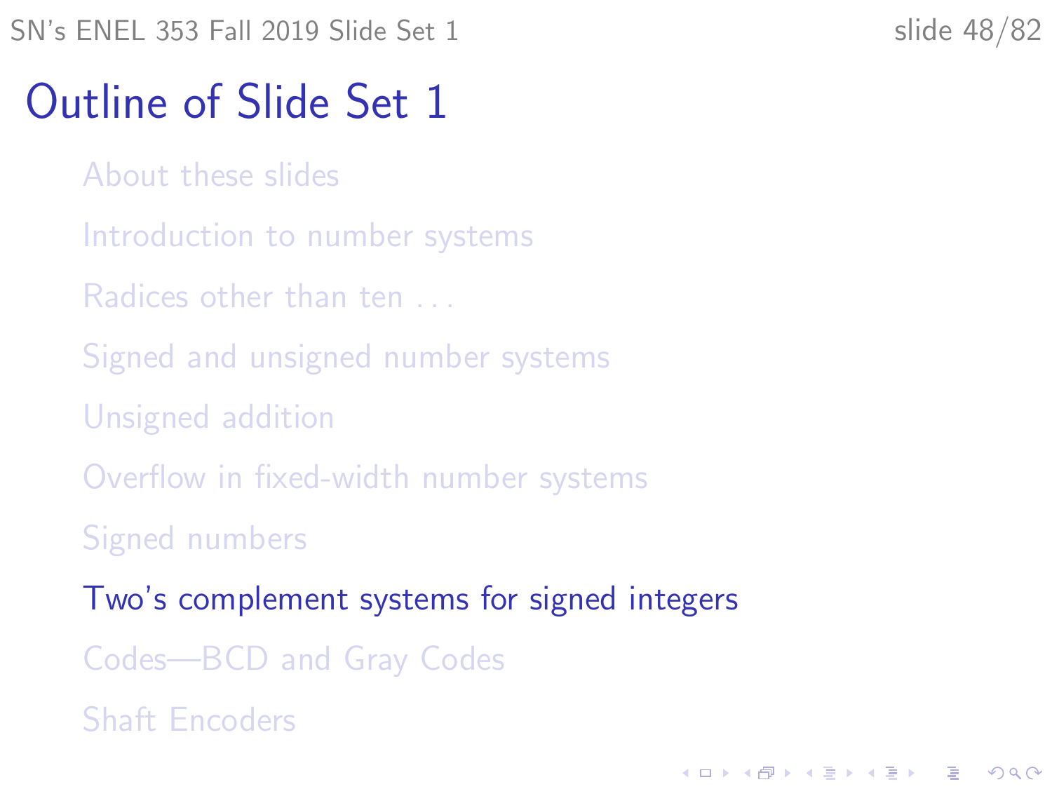# Outline of Slide Set 1

- About these slides
- Introduction to number systems
- Radices other than ten ...
- Signed and unsigned number systems
- Unsigned addition
- Overflow in fixed-width number systems
- Signed numbers
- **Two's complement systems for signed integers**
- Codes—BCD and Gray Codes
- Shaft Encoders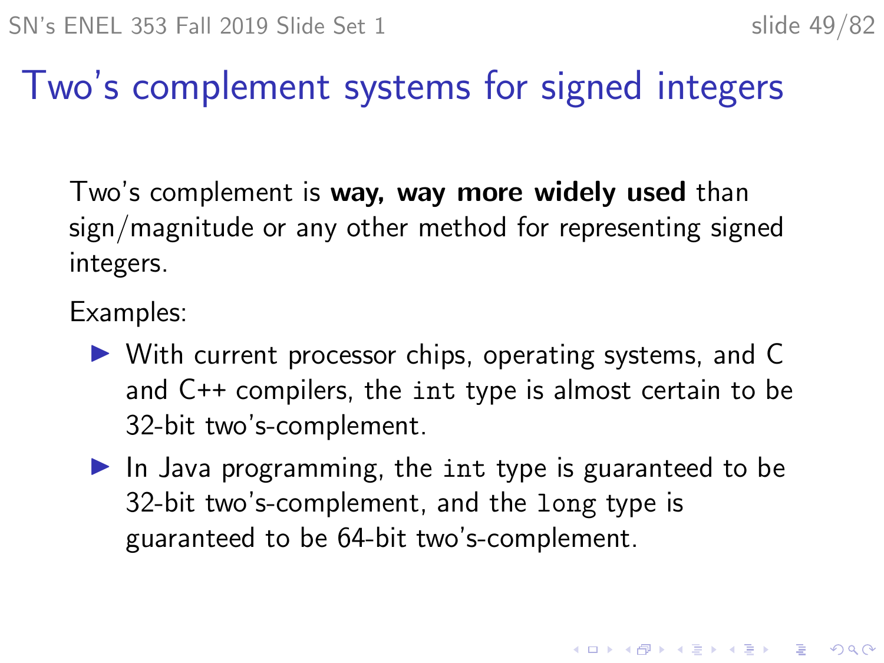# Two's complement systems for signed integers

Two's complement is **way, way more widely used** than sign/magnitude or any other method for representing signed integers.

Examples:

- With current processor chips, operating systems, and C and C++ compilers, the `int` type is almost certain to be 32-bit two's-complement.
- In Java programming, the `int` type is guaranteed to be 32-bit two's-complement, and the `long` type is guaranteed to be 64-bit two's-complement.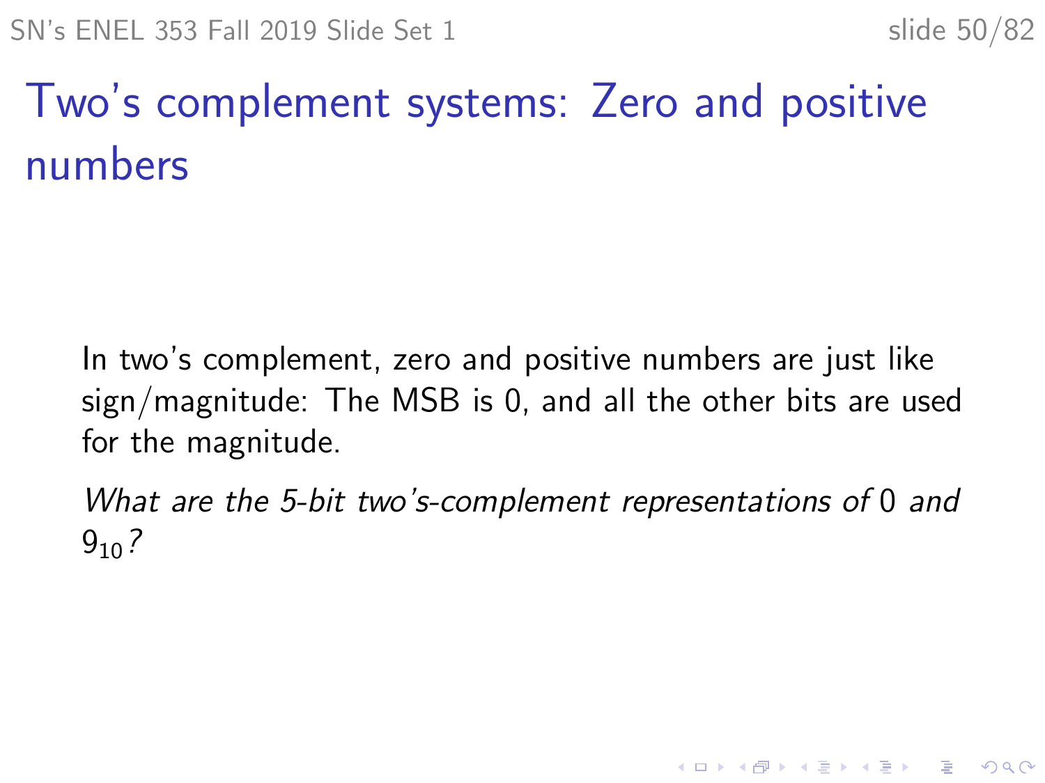# Two's complement systems: Zero and positive numbers

In two's complement, zero and positive numbers are just like sign/magnitude: The MSB is 0, and all the other bits are used for the magnitude.

*What are the 5-bit two's-complement representations of* 0 *and* $9_{10}$*?*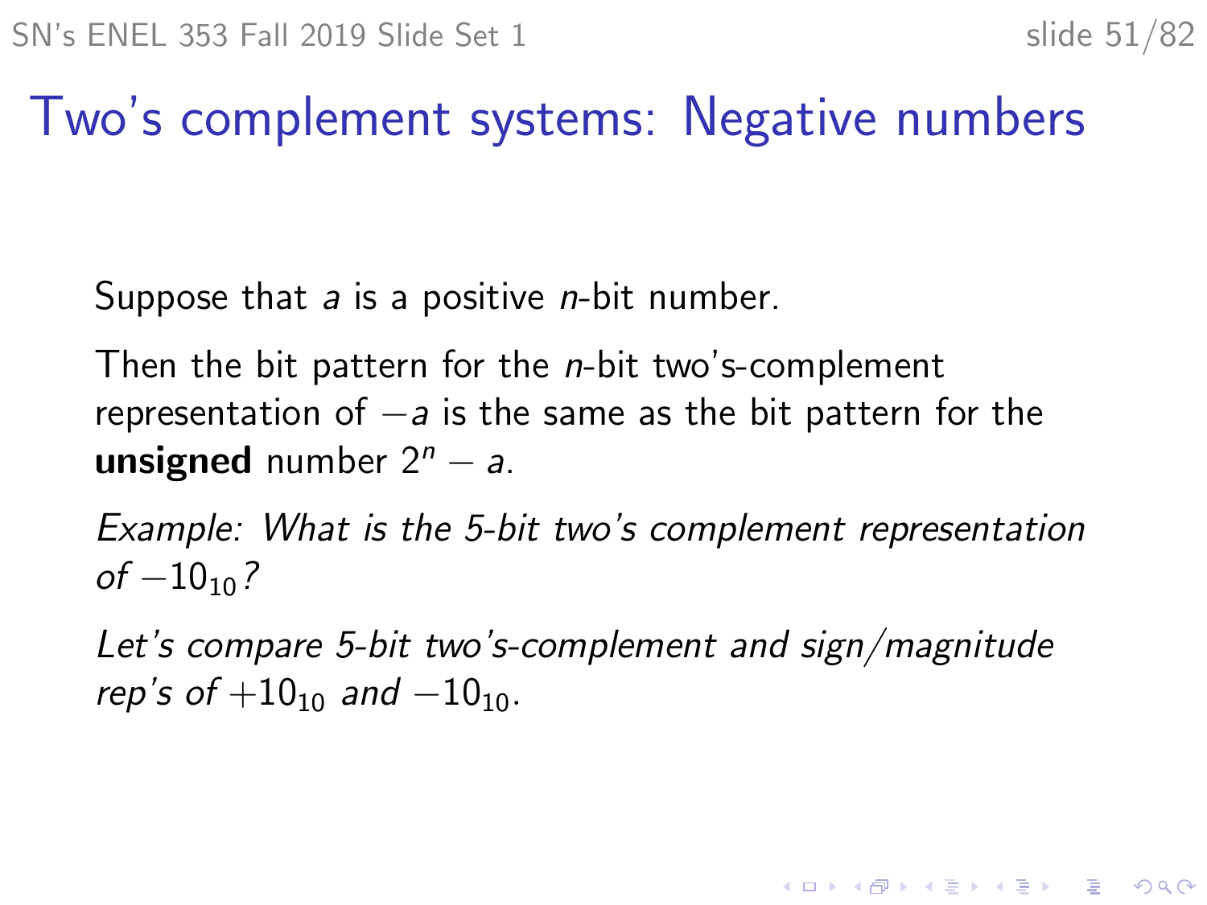# Two's complement systems: Negative numbers

Suppose that $a$ is a positive $n$-bit number.

Then the bit pattern for the $n$-bit two's-complement representation of $-a$ is the same as the bit pattern for the **unsigned** number $2^n - a$.

*Example: What is the 5-bit two's complement representation of $-10_{10}$?*

*Let's compare 5-bit two's-complement and sign/magnitude rep's of $+10_{10}$ and $-10_{10}$.*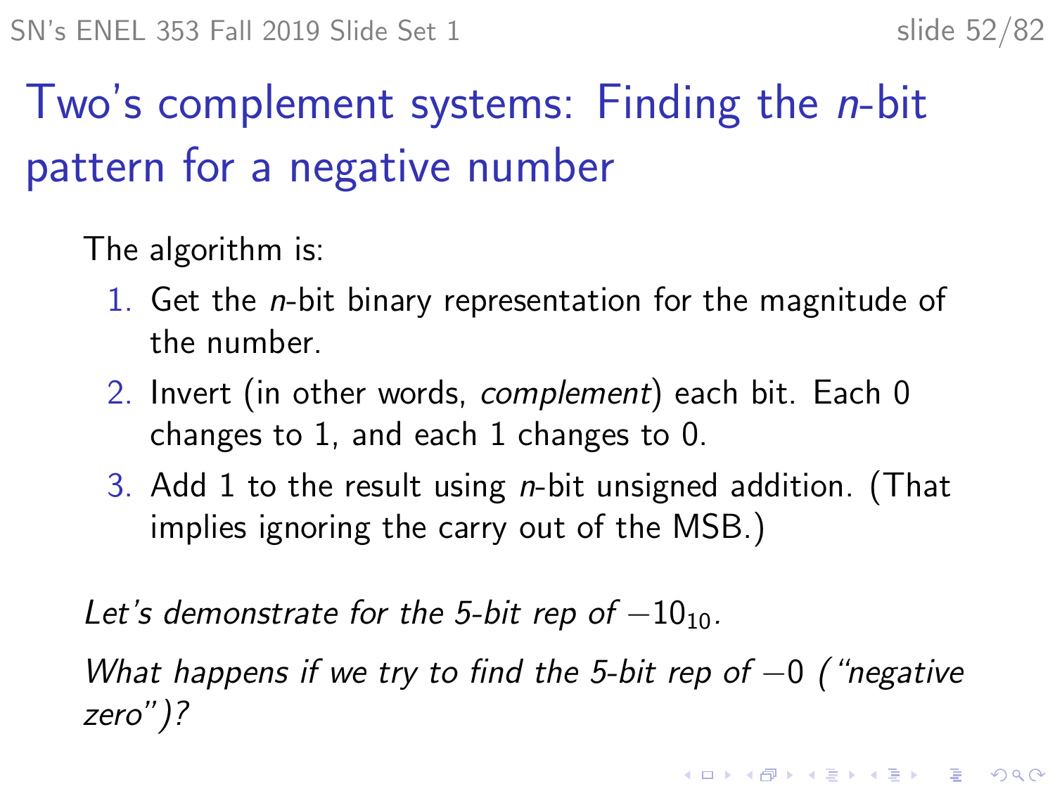# Two's complement systems: Finding the *n*-bit pattern for a negative number

The algorithm is:

1. Get the *n*-bit binary representation for the magnitude of the number.
2. Invert (in other words, *complement*) each bit. Each 0 changes to 1, and each 1 changes to 0.
3. Add 1 to the result using *n*-bit unsigned addition. (That implies ignoring the carry out of the MSB.)

*Let's demonstrate for the 5-bit rep of* $-10_{10}$.

*What happens if we try to find the 5-bit rep of* $-0$ *("negative zero")?*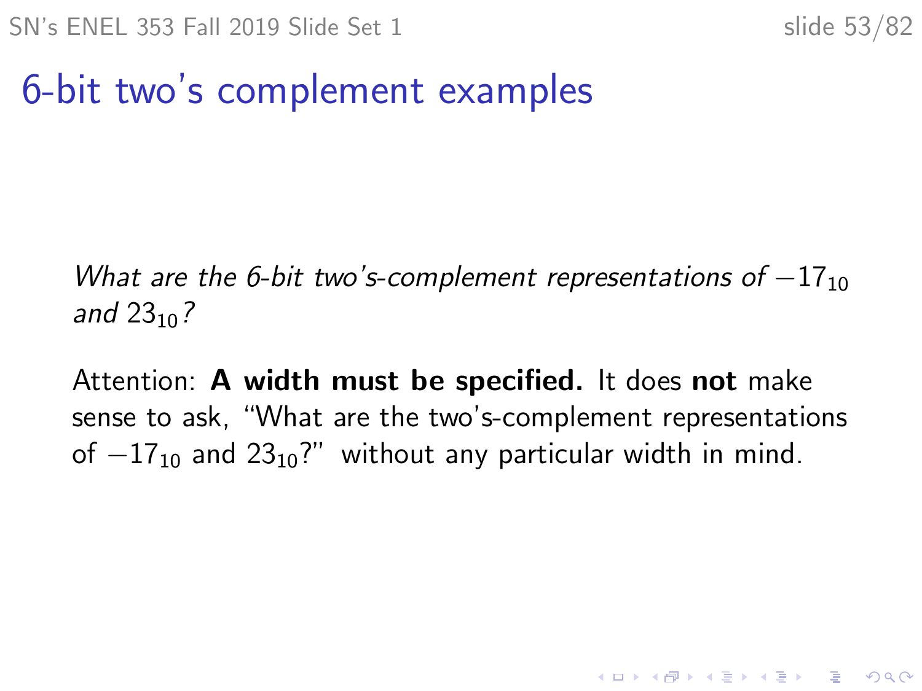# 6-bit two's complement examples

*What are the 6-bit two's-complement representations of* $-17_{10}$ *and* $23_{10}$*?*

Attention: **A width must be specified.** It does **not** make sense to ask, "What are the two's-complement representations of $-17_{10}$ and $23_{10}$?" without any particular width in mind.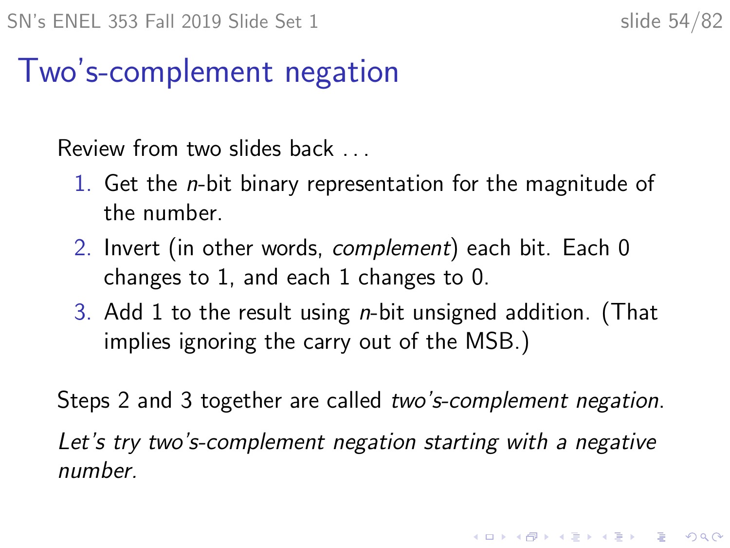# Two's-complement negation

Review from two slides back ...

1. Get the $n$-bit binary representation for the magnitude of the number.
2. Invert (in other words, *complement*) each bit. Each 0 changes to 1, and each 1 changes to 0.
3. Add 1 to the result using $n$-bit unsigned addition. (That implies ignoring the carry out of the MSB.)

Steps 2 and 3 together are called *two's-complement negation*.

*Let's try two's-complement negation starting with a negative number.*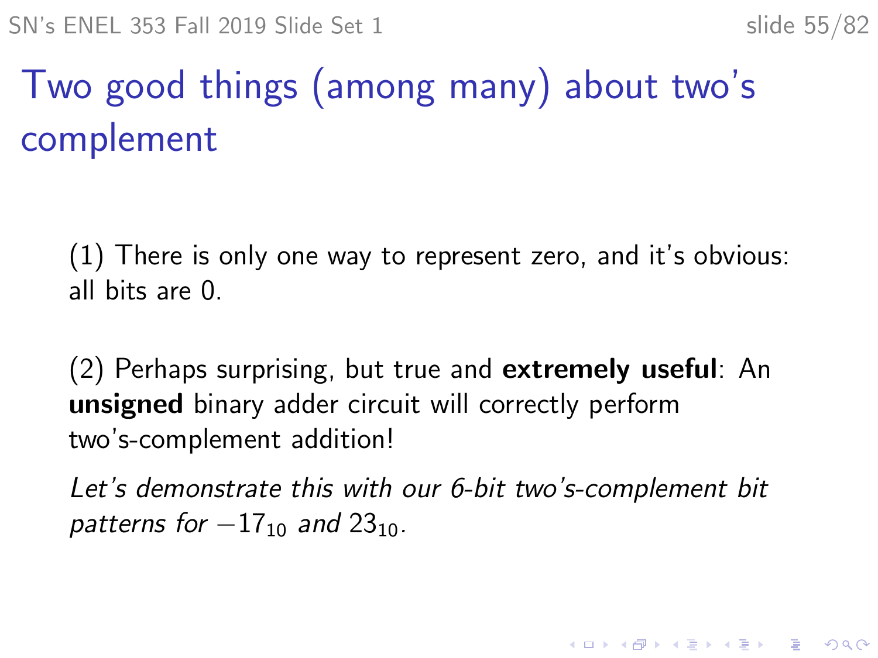# Two good things (among many) about two's complement

(1) There is only one way to represent zero, and it's obvious: all bits are 0.

(2) Perhaps surprising, but true and **extremely useful**: An **unsigned** binary adder circuit will correctly perform two's-complement addition!

*Let's demonstrate this with our 6-bit two's-complement bit patterns for* $-17_{10}$ *and* $23_{10}$*.*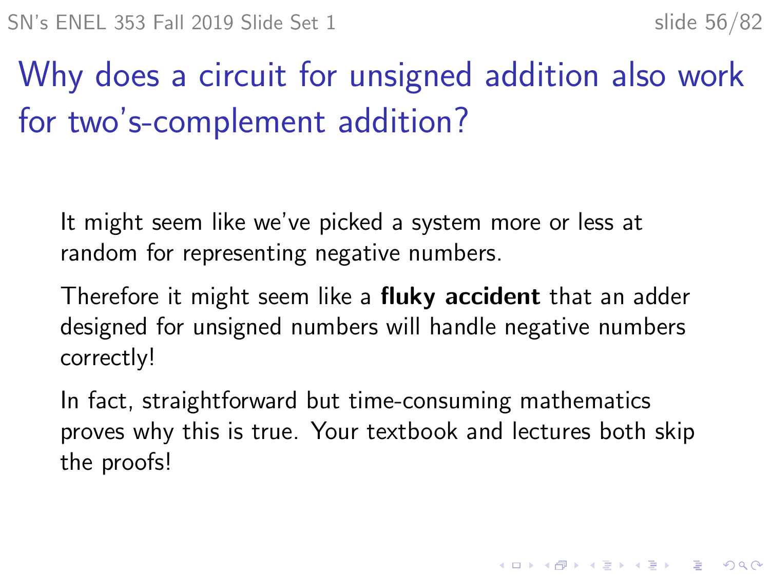# Why does a circuit for unsigned addition also work for two's-complement addition?

It might seem like we've picked a system more or less at random for representing negative numbers.

Therefore it might seem like a **fluky accident** that an adder designed for unsigned numbers will handle negative numbers correctly!

In fact, straightforward but time-consuming mathematics proves why this is true. Your textbook and lectures both skip the proofs!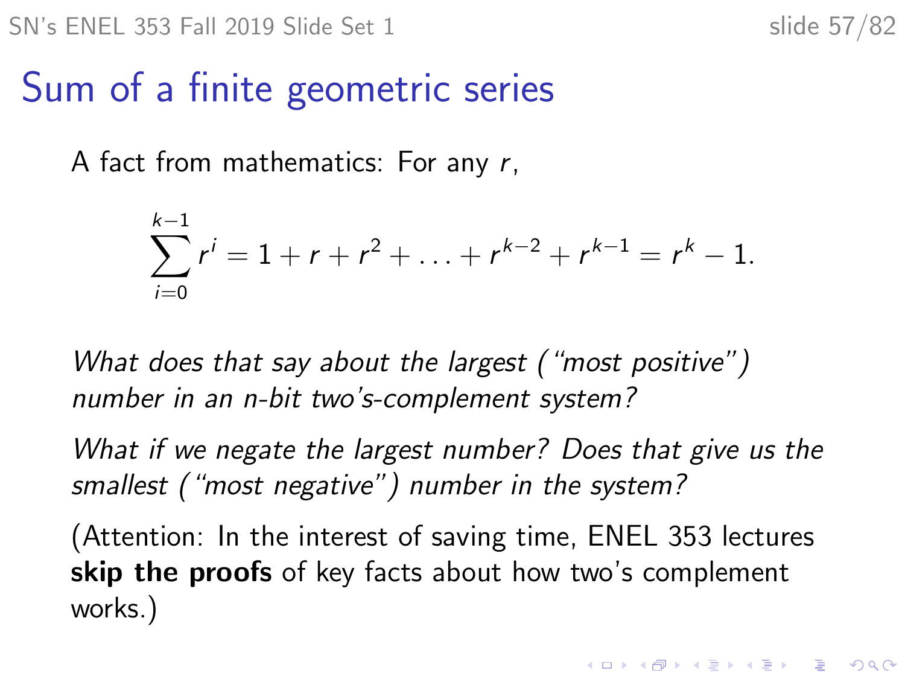# Sum of a finite geometric series

A fact from mathematics: For any $r$,

$$\sum_{i=0}^{k-1} r^i = 1 + r + r^2 + \ldots + r^{k-2} + r^{k-1} = r^k - 1.$$

*What does that say about the largest ("most positive") number in an n-bit two's-complement system?*

*What if we negate the largest number? Does that give us the smallest ("most negative") number in the system?*

(Attention: In the interest of saving time, ENEL 353 lectures **skip the proofs** of key facts about how two's complement works.)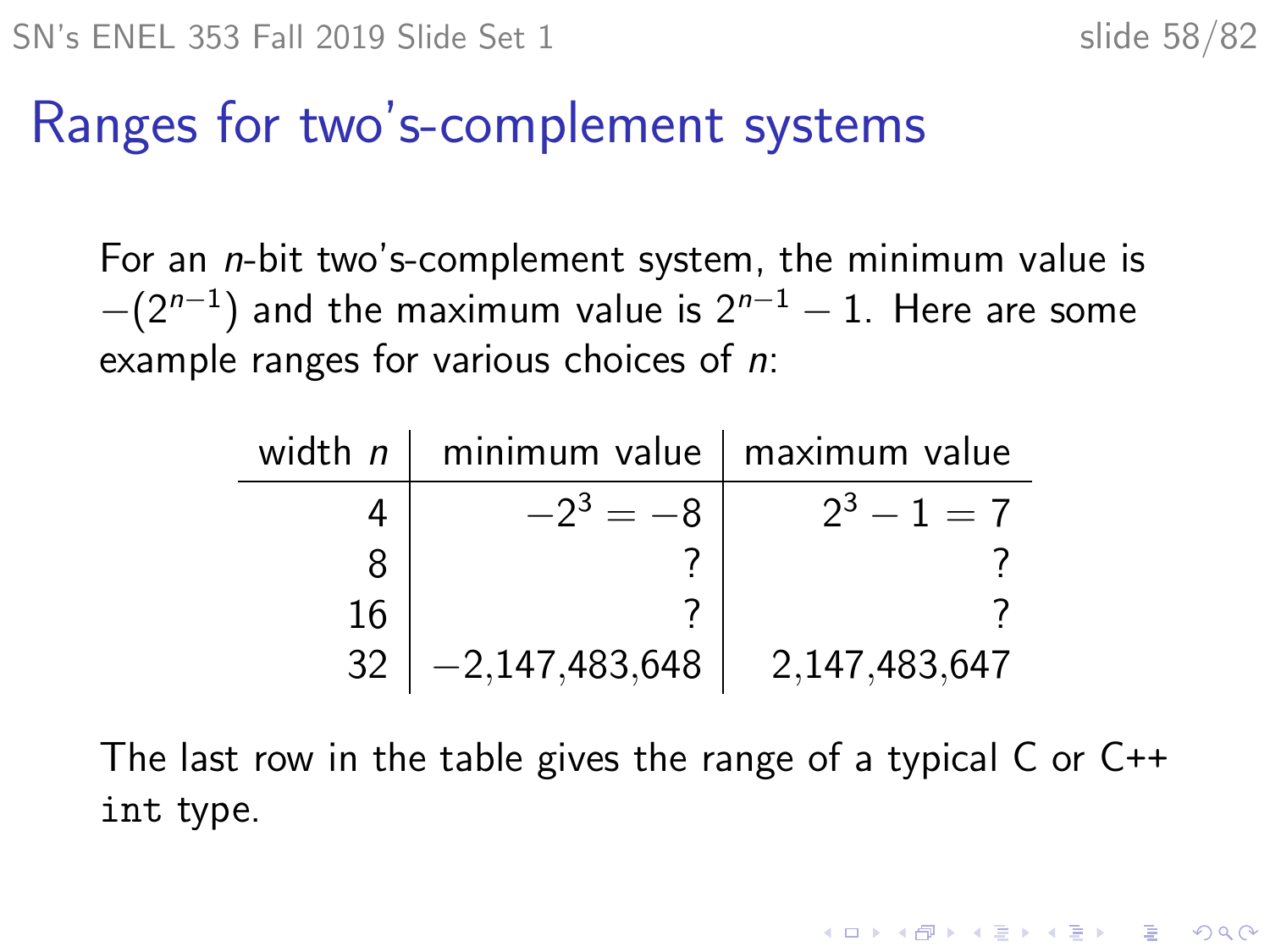# Ranges for two's-complement systems

For an $n$-bit two's-complement system, the minimum value is $-(2^{n-1})$ and the maximum value is $2^{n-1} - 1$. Here are some example ranges for various choices of $n$:

| width $n$ | minimum value | maximum value |
|---:|---:|---:|
| 4 | $-2^3 = -8$ | $2^3 - 1 = 7$ |
| 8 | ? | ? |
| 16 | ? | ? |
| 32 | −2,147,483,648 | 2,147,483,647 |

The last row in the table gives the range of a typical C or C++ `int` type.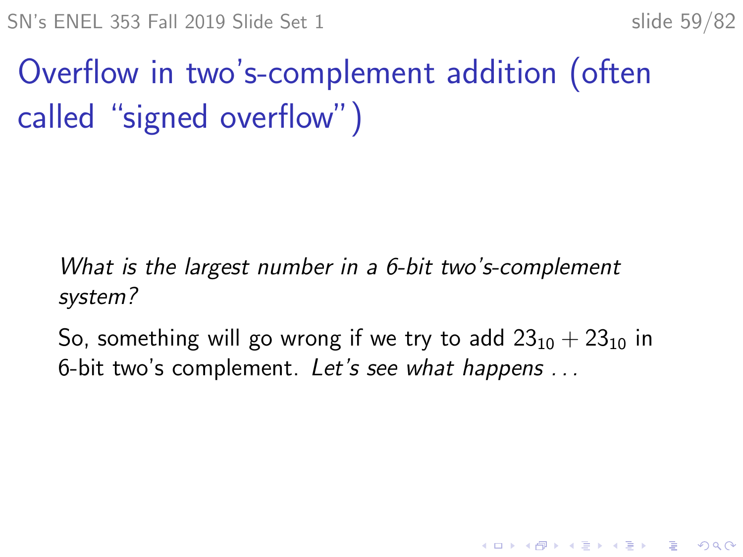# Overflow in two's-complement addition (often called "signed overflow")

*What is the largest number in a 6-bit two's-complement system?*

So, something will go wrong if we try to add $23_{10} + 23_{10}$ in 6-bit two's complement. *Let's see what happens ...*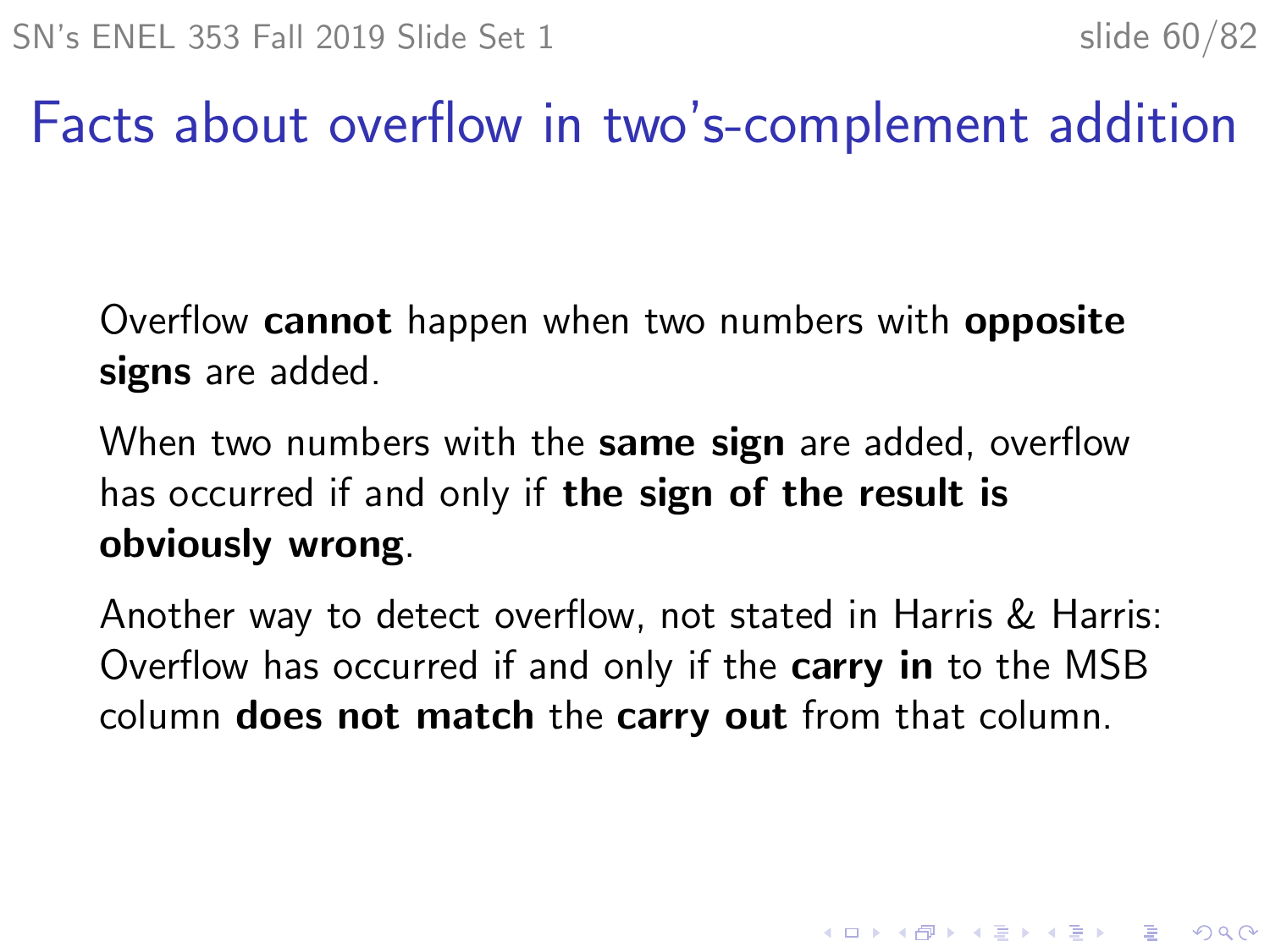# Facts about overflow in two's-complement addition

Overflow **cannot** happen when two numbers with **opposite signs** are added.

When two numbers with the **same sign** are added, overflow has occurred if and only if **the sign of the result is obviously wrong**.

Another way to detect overflow, not stated in Harris & Harris: Overflow has occurred if and only if the **carry in** to the MSB column **does not match** the **carry out** from that column.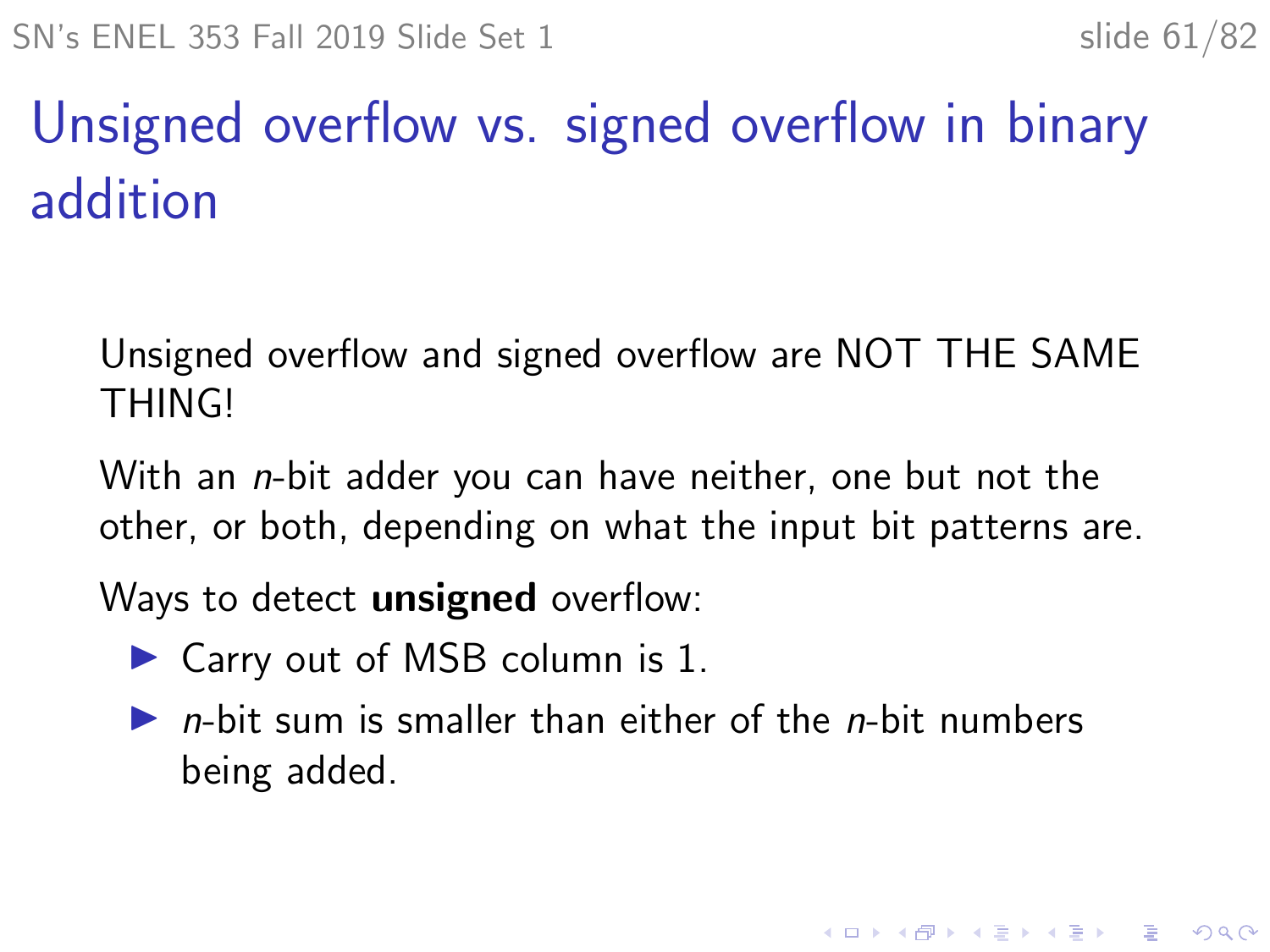# Unsigned overflow vs. signed overflow in binary addition

Unsigned overflow and signed overflow are NOT THE SAME THING!

With an $n$-bit adder you can have neither, one but not the other, or both, depending on what the input bit patterns are.

Ways to detect **unsigned** overflow:

- Carry out of MSB column is 1.
- $n$-bit sum is smaller than either of the $n$-bit numbers being added.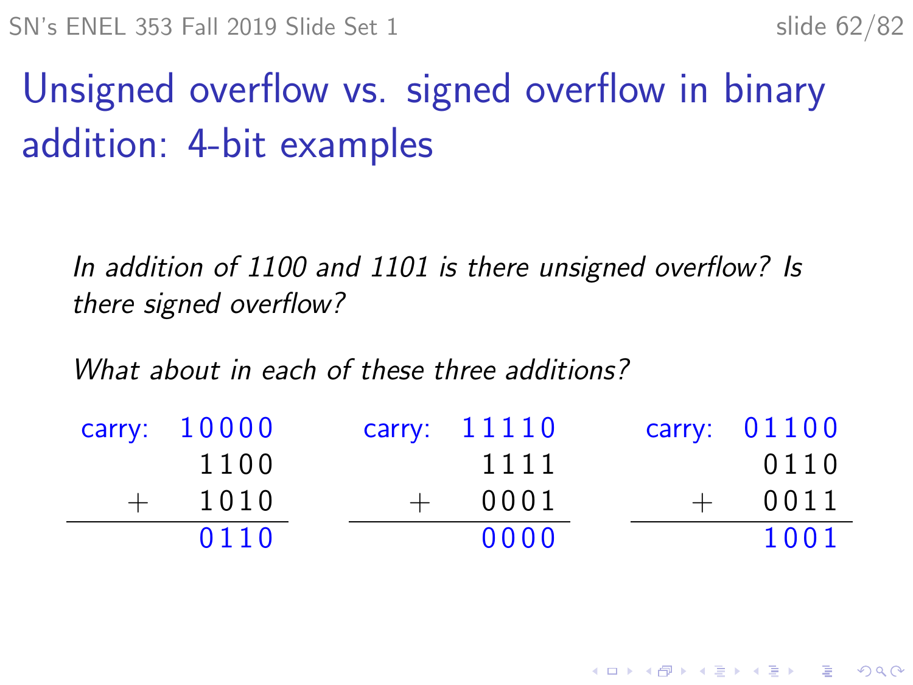# Unsigned overflow vs. signed overflow in binary addition: 4-bit examples

*In addition of 1100 and 1101 is there unsigned overflow? Is there signed overflow?*

*What about in each of these three additions?*

```
carry:  1 0 0 0 0        carry:  1 1 1 1 0        carry:  0 1 1 0 0
          1 1 0 0                  1 1 1 1                  0 1 1 0
  +       1 0 1 0          +       0 0 0 1          +       0 0 1 1
-----------------        -----------------        -----------------
          0 1 1 0                  0 0 0 0                  1 0 0 1
```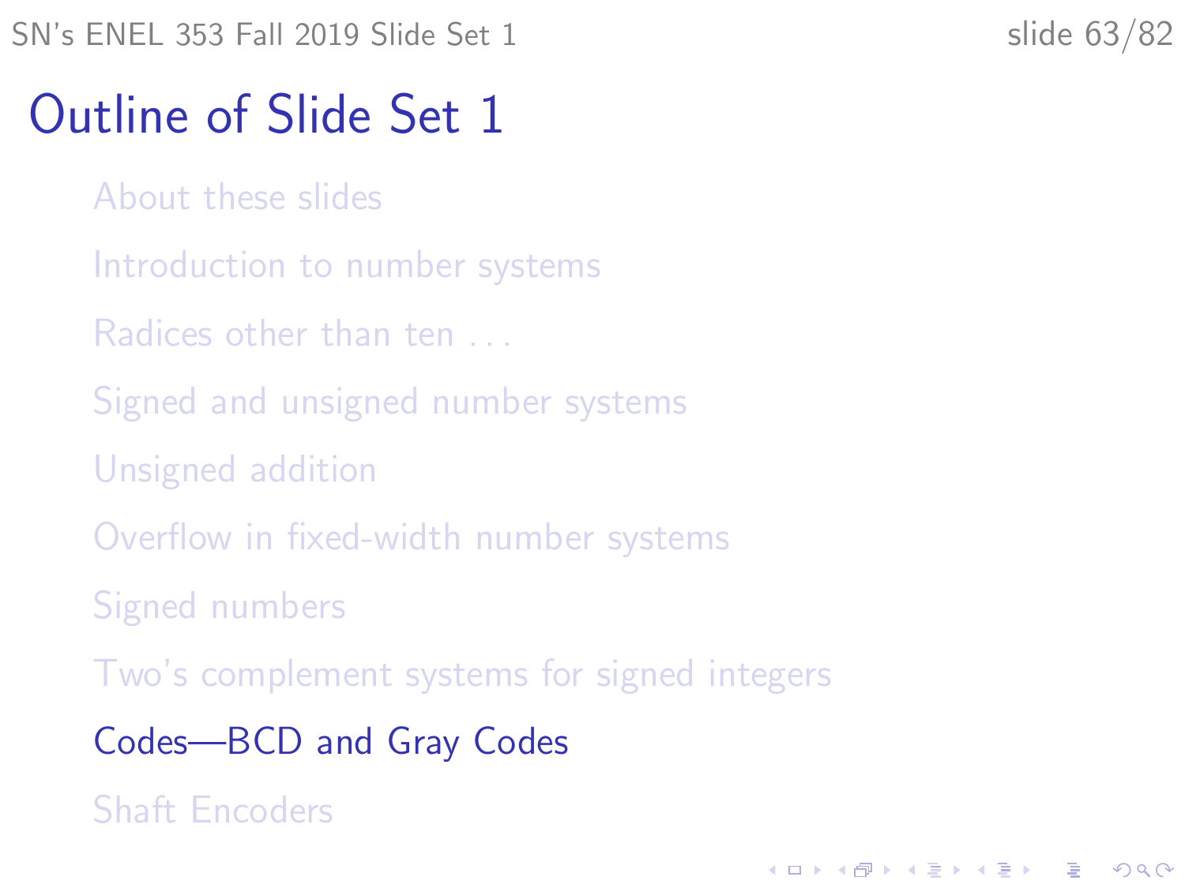# Outline of Slide Set 1

- About these slides
- Introduction to number systems
- Radices other than ten . . .
- Signed and unsigned number systems
- Unsigned addition
- Overflow in fixed-width number systems
- Signed numbers
- Two's complement systems for signed integers
- **Codes—BCD and Gray Codes**
- Shaft Encoders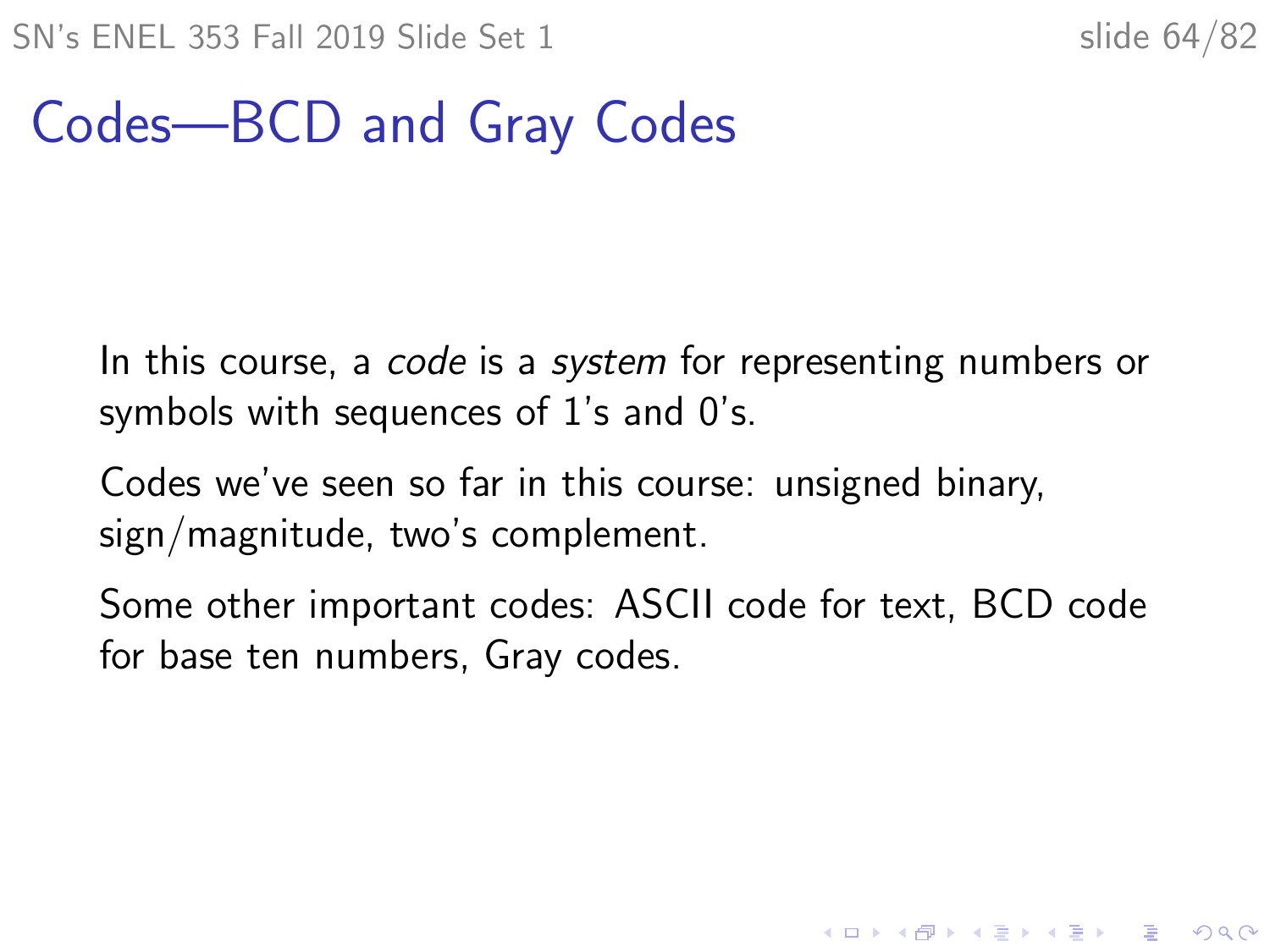# Codes—BCD and Gray Codes

In this course, a *code* is a *system* for representing numbers or symbols with sequences of 1's and 0's.

Codes we've seen so far in this course: unsigned binary, sign/magnitude, two's complement.

Some other important codes: ASCII code for text, BCD code for base ten numbers, Gray codes.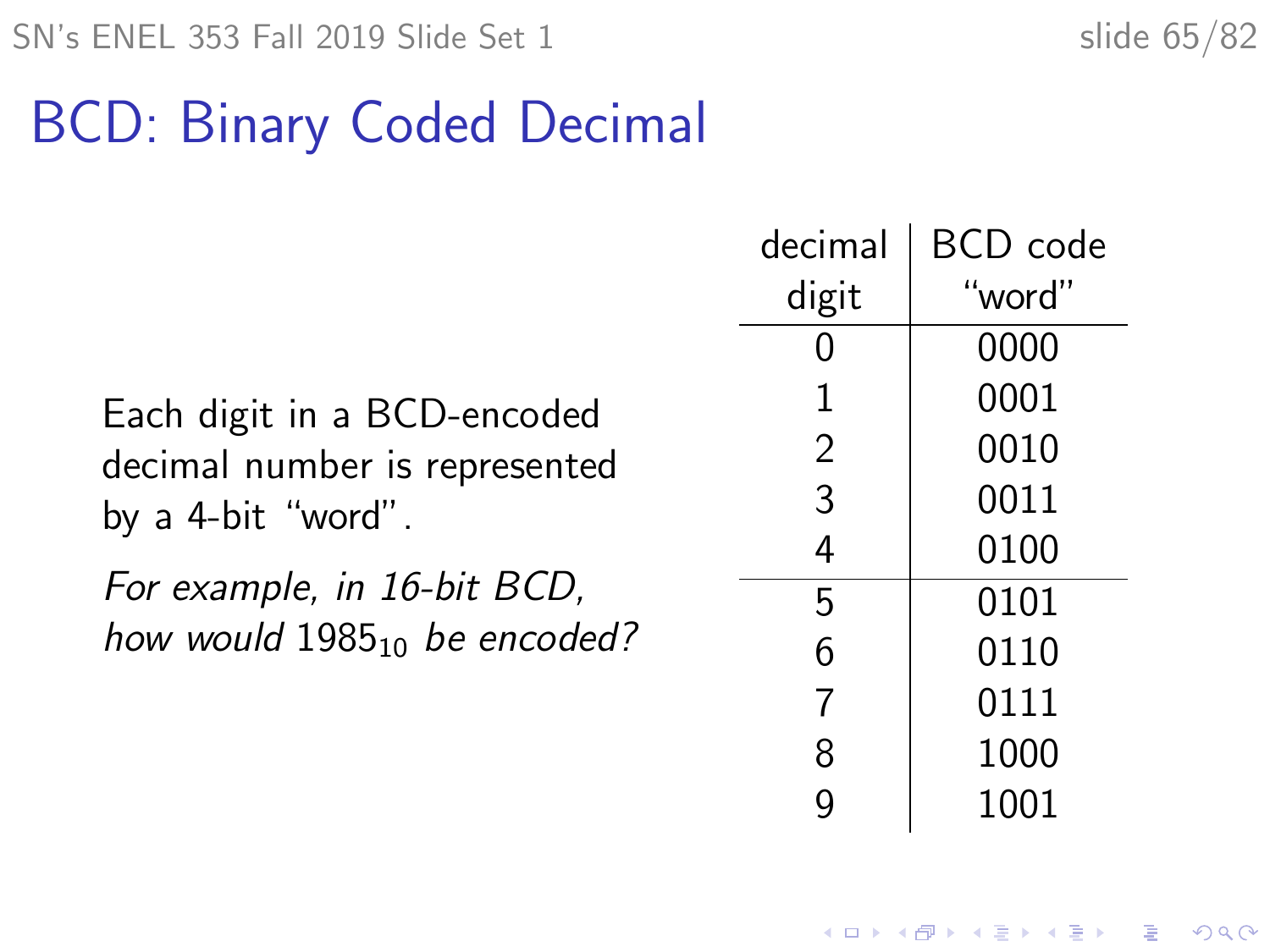# BCD: Binary Coded Decimal

Each digit in a BCD-encoded decimal number is represented by a 4-bit "word".

*For example, in 16-bit BCD, how would* $1985_{10}$ *be encoded?*

| decimal digit | BCD code "word" |
|---|---|
| 0 | 0000 |
| 1 | 0001 |
| 2 | 0010 |
| 3 | 0011 |
| 4 | 0100 |
| 5 | 0101 |
| 6 | 0110 |
| 7 | 0111 |
| 8 | 1000 |
| 9 | 1001 |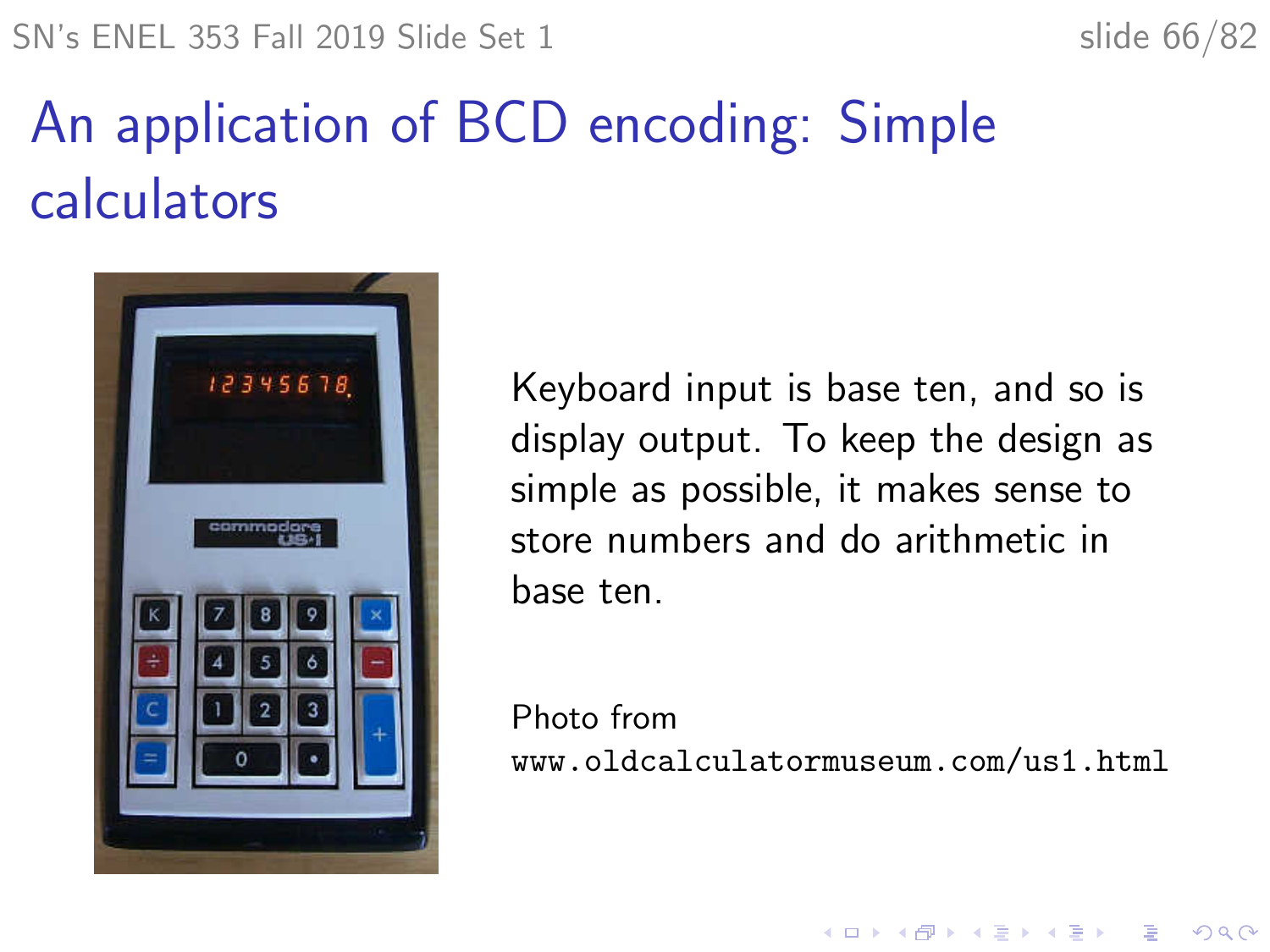# An application of BCD encoding: Simple calculators

Keyboard input is base ten, and so is display output. To keep the design as simple as possible, it makes sense to store numbers and do arithmetic in base ten.

Photo from
`www.oldcalculatormuseum.com/us1.html`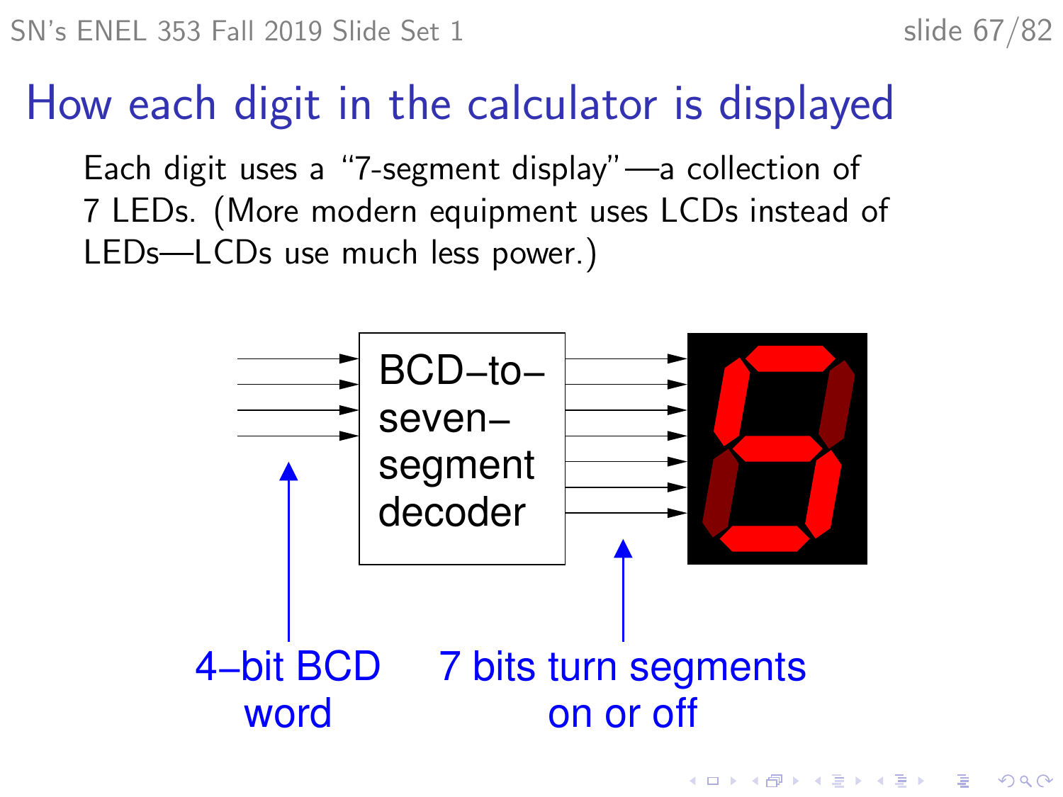# How each digit in the calculator is displayed

Each digit uses a "7-segment display"—a collection of 7 LEDs. (More modern equipment uses LCDs instead of LEDs—LCDs use much less power.)

BCD–to–seven–segment decoder

4–bit BCD word

7 bits turn segments on or off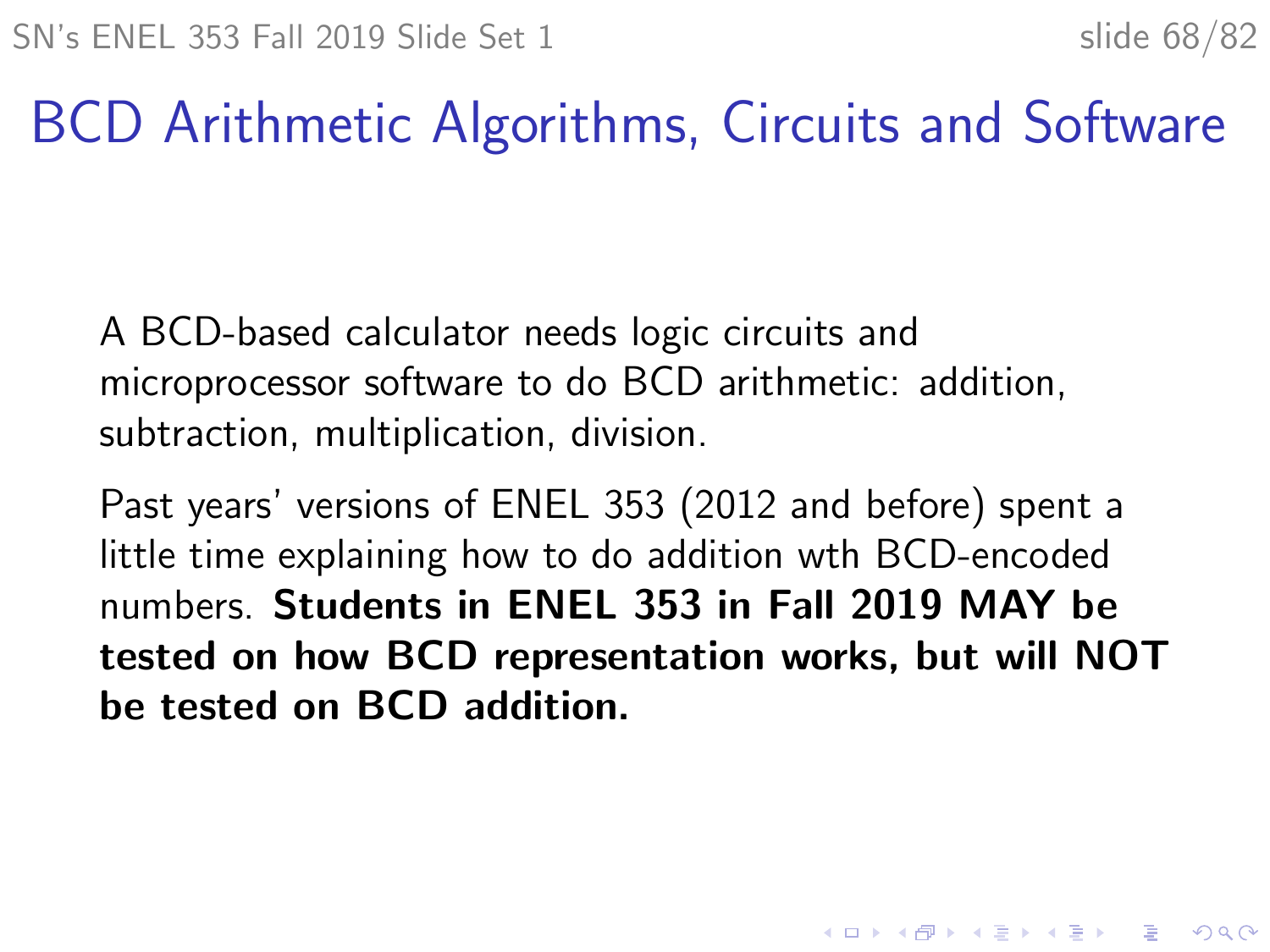# BCD Arithmetic Algorithms, Circuits and Software

A BCD-based calculator needs logic circuits and microprocessor software to do BCD arithmetic: addition, subtraction, multiplication, division.

Past years' versions of ENEL 353 (2012 and before) spent a little time explaining how to do addition wth BCD-encoded numbers. **Students in ENEL 353 in Fall 2019 MAY be tested on how BCD representation works, but will NOT be tested on BCD addition.**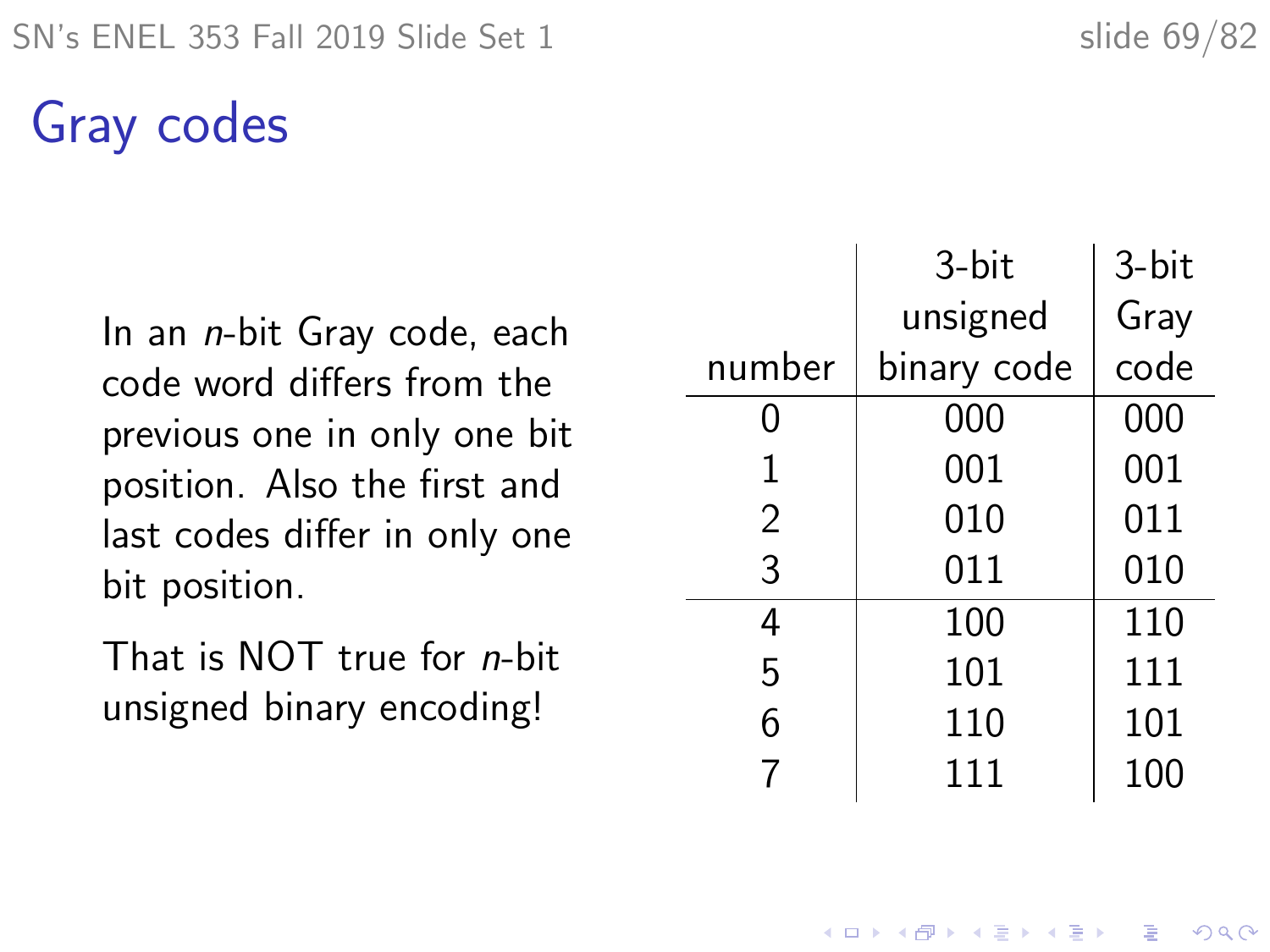# Gray codes

In an $n$-bit Gray code, each code word differs from the previous one in only one bit position. Also the first and last codes differ in only one bit position.

That is NOT true for $n$-bit unsigned binary encoding!

| number | 3-bit unsigned binary code | 3-bit Gray code |
|---|---|---|
| 0 | 000 | 000 |
| 1 | 001 | 001 |
| 2 | 010 | 011 |
| 3 | 011 | 010 |
| 4 | 100 | 110 |
| 5 | 101 | 111 |
| 6 | 110 | 101 |
| 7 | 111 | 100 |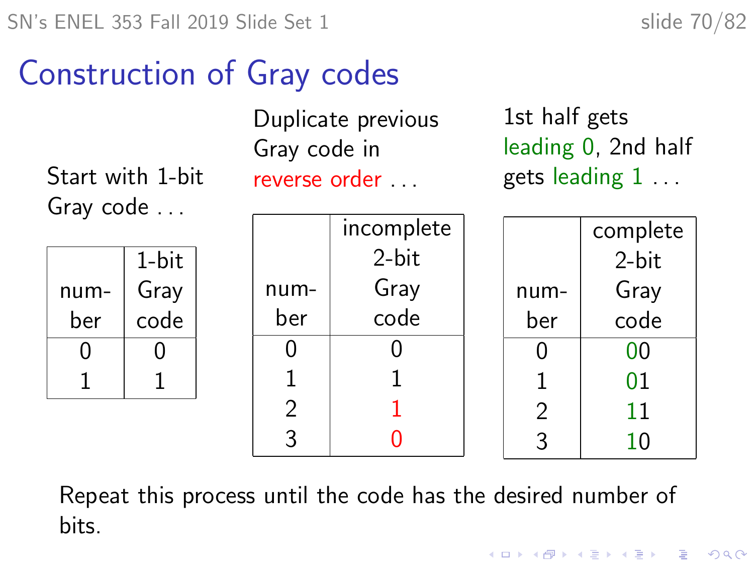# Construction of Gray codes

Start with 1-bit Gray code . . .

| number | 1-bit Gray code |
|---|---|
| 0 | 0 |
| 1 | 1 |

Duplicate previous Gray code in reverse order . . .

| number | incomplete 2-bit Gray code |
|---|---|
| 0 | 0 |
| 1 | 1 |
| 2 | 1 |
| 3 | 0 |

1st half gets leading 0, 2nd half gets leading 1 . . .

| number | complete 2-bit Gray code |
|---|---|
| 0 | 00 |
| 1 | 01 |
| 2 | 11 |
| 3 | 10 |

Repeat this process until the code has the desired number of bits.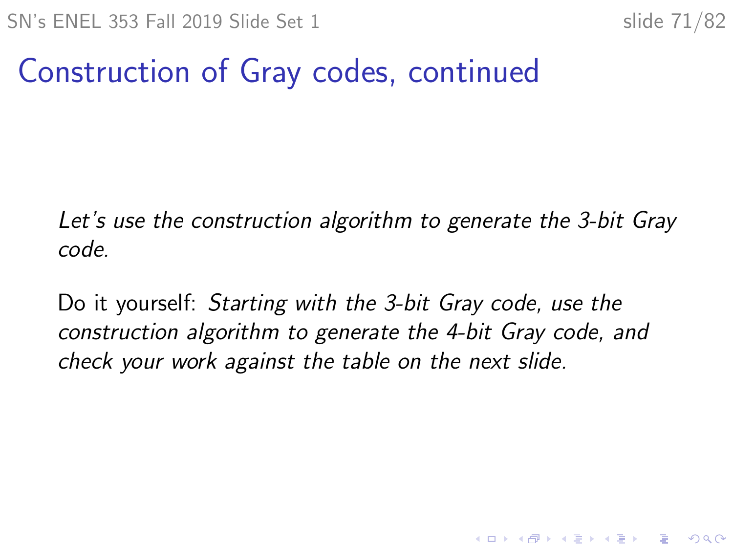# Construction of Gray codes, continued

*Let's use the construction algorithm to generate the 3-bit Gray code.*

Do it yourself: *Starting with the 3-bit Gray code, use the construction algorithm to generate the 4-bit Gray code, and check your work against the table on the next slide.*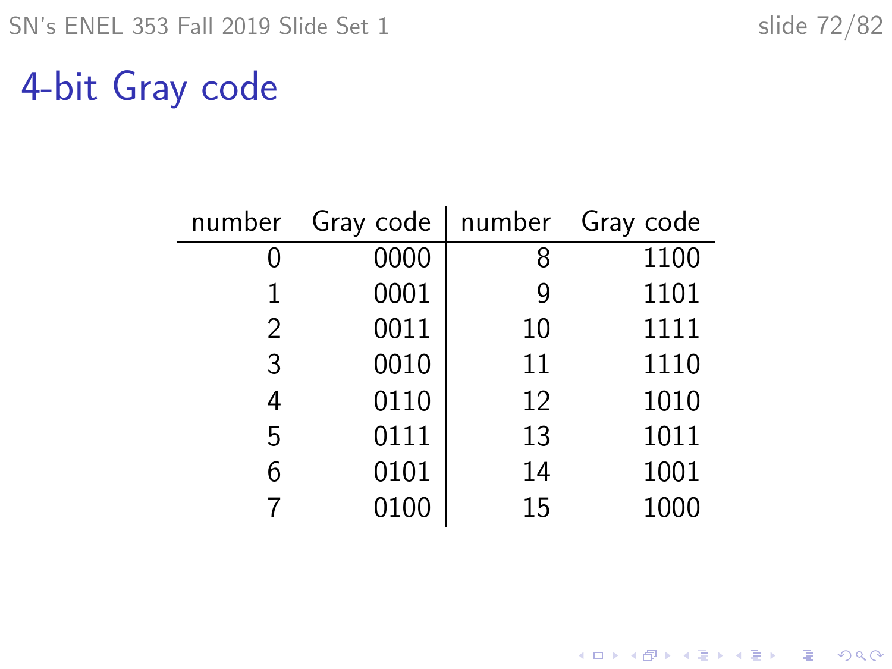# 4-bit Gray code

| number | Gray code | number | Gray code |
|---:|---:|---:|---:|
| 0 | 0000 | 8 | 1100 |
| 1 | 0001 | 9 | 1101 |
| 2 | 0011 | 10 | 1111 |
| 3 | 0010 | 11 | 1110 |
| 4 | 0110 | 12 | 1010 |
| 5 | 0111 | 13 | 1011 |
| 6 | 0101 | 14 | 1001 |
| 7 | 0100 | 15 | 1000 |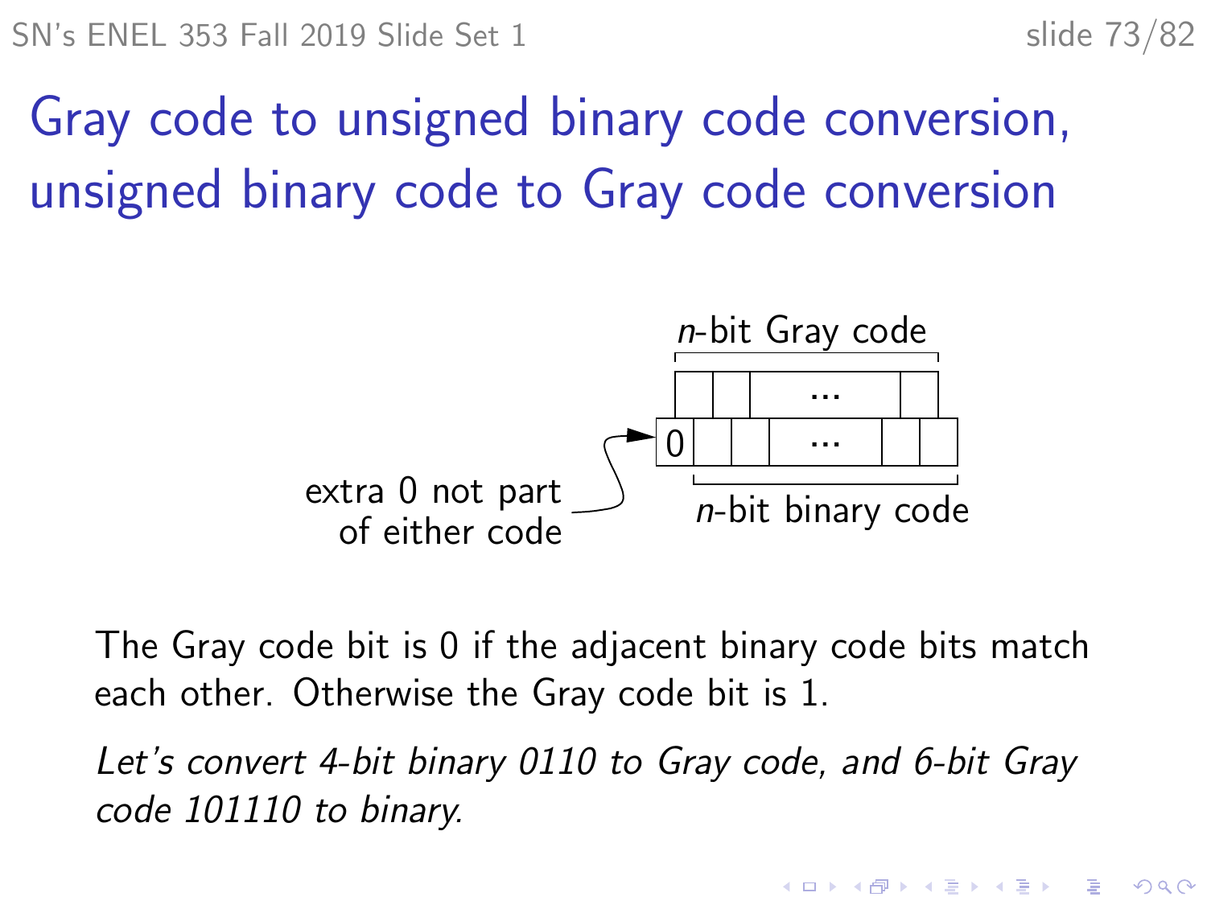# Gray code to unsigned binary code conversion, unsigned binary code to Gray code conversion

$n$-bit Gray code

| | | | ... | |
|---|---|---|---|---|
| 0 | | | ... | |

$n$-bit binary code

extra 0 not part of either code

The Gray code bit is 0 if the adjacent binary code bits match each other. Otherwise the Gray code bit is 1.

*Let's convert 4-bit binary 0110 to Gray code, and 6-bit Gray code 101110 to binary.*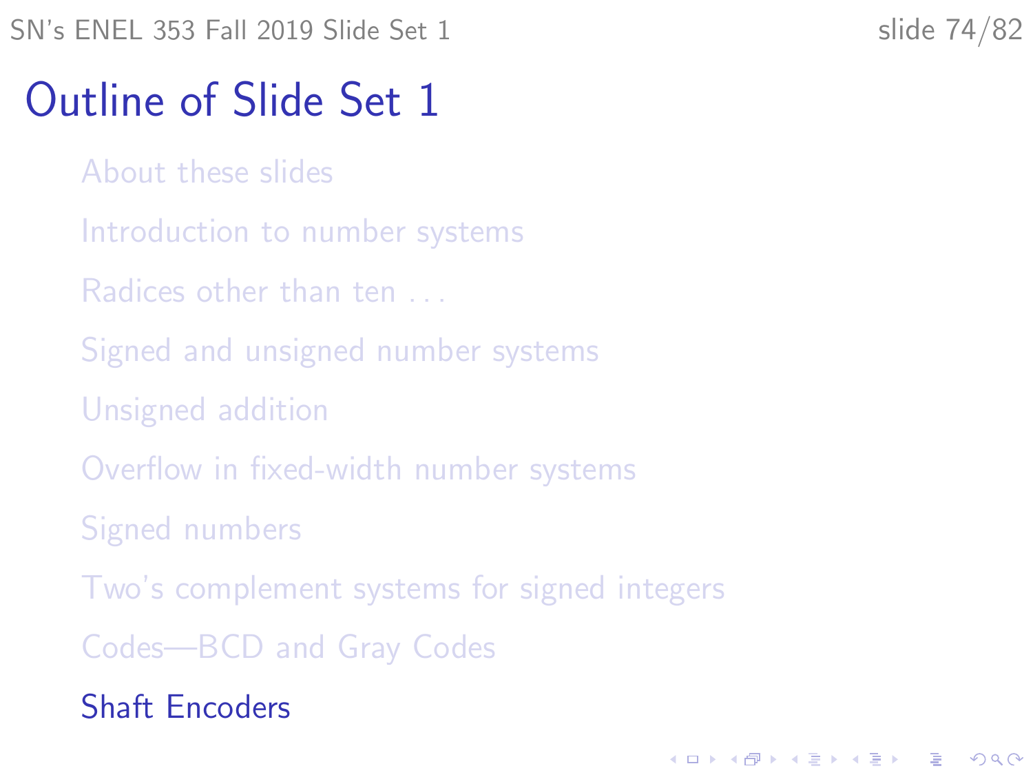# Outline of Slide Set 1

- About these slides
- Introduction to number systems
- Radices other than ten . . .
- Signed and unsigned number systems
- Unsigned addition
- Overflow in fixed-width number systems
- Signed numbers
- Two's complement systems for signed integers
- Codes—BCD and Gray Codes
- Shaft Encoders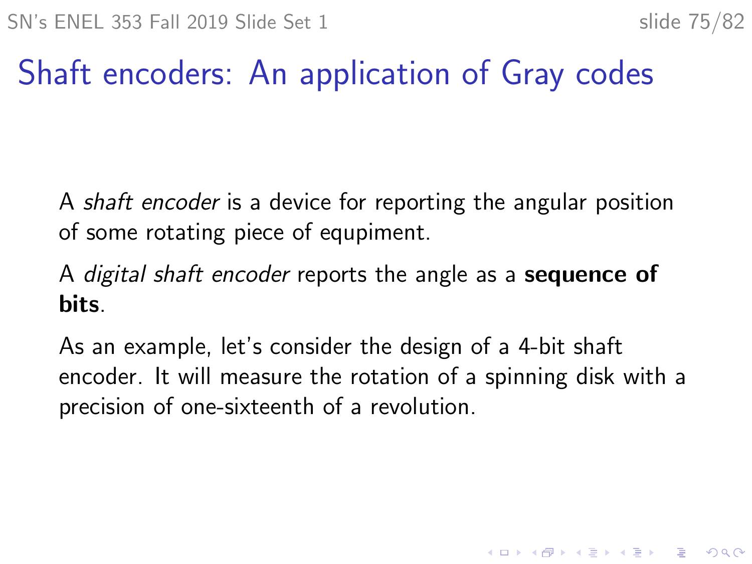# Shaft encoders: An application of Gray codes

A *shaft encoder* is a device for reporting the angular position of some rotating piece of equipment.

A *digital shaft encoder* reports the angle as a **sequence of bits**.

As an example, let's consider the design of a 4-bit shaft encoder. It will measure the rotation of a spinning disk with a precision of one-sixteenth of a revolution.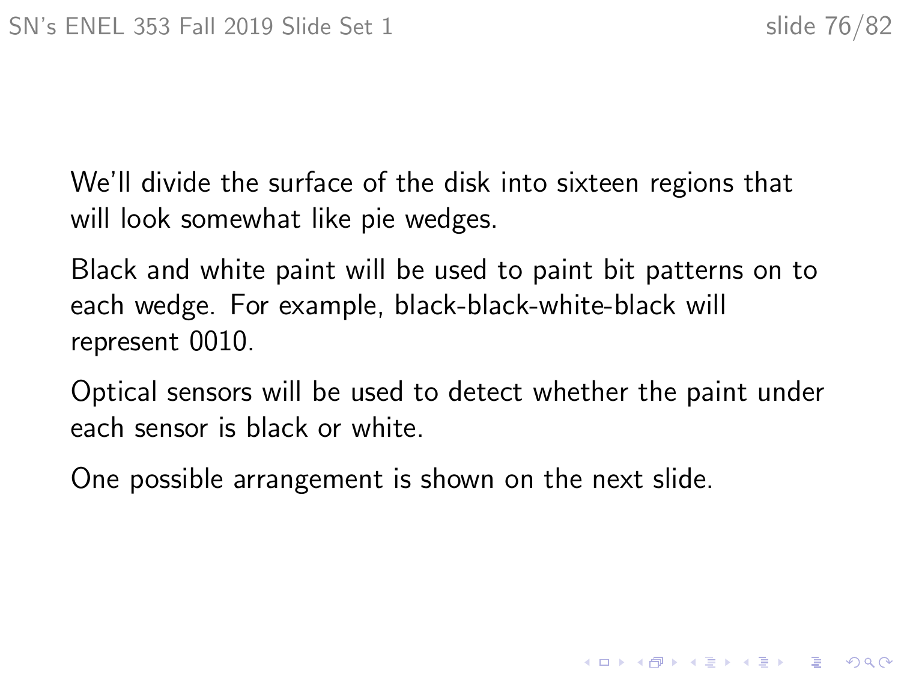We'll divide the surface of the disk into sixteen regions that will look somewhat like pie wedges.

Black and white paint will be used to paint bit patterns on to each wedge. For example, black-black-white-black will represent 0010.

Optical sensors will be used to detect whether the paint under each sensor is black or white.

One possible arrangement is shown on the next slide.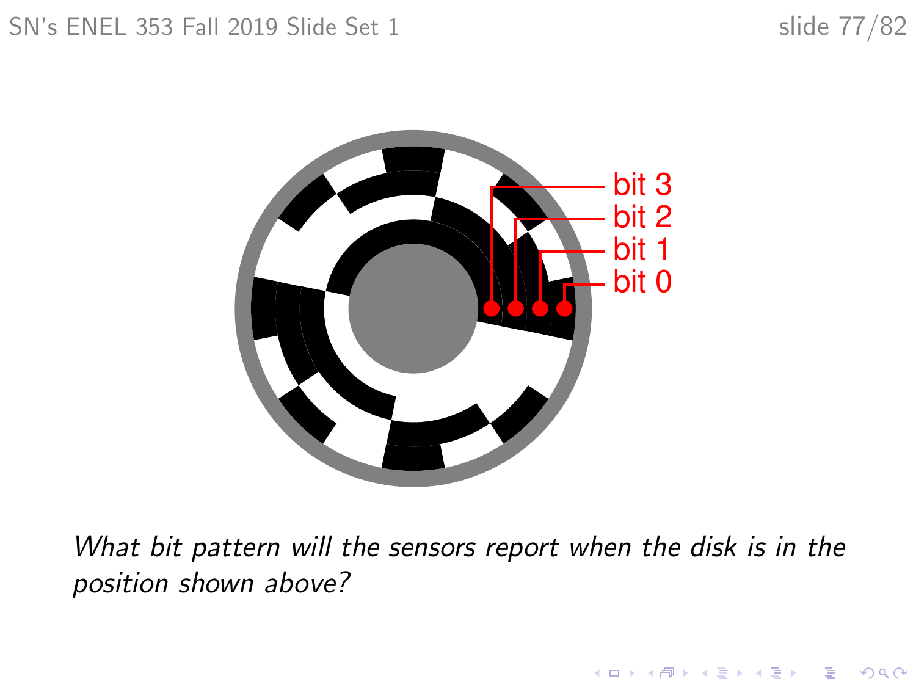bit 3
bit 2
bit 1
bit 0

*What bit pattern will the sensors report when the disk is in the position shown above?*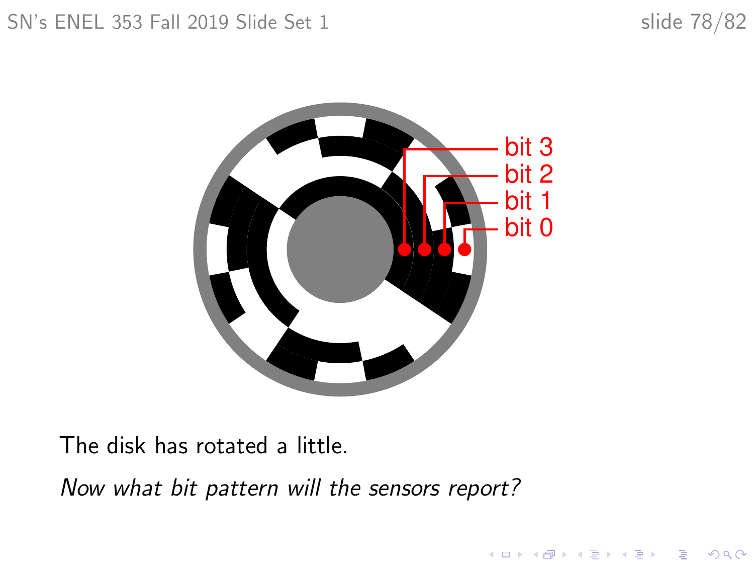The disk has rotated a little.

*Now what bit pattern will the sensors report?*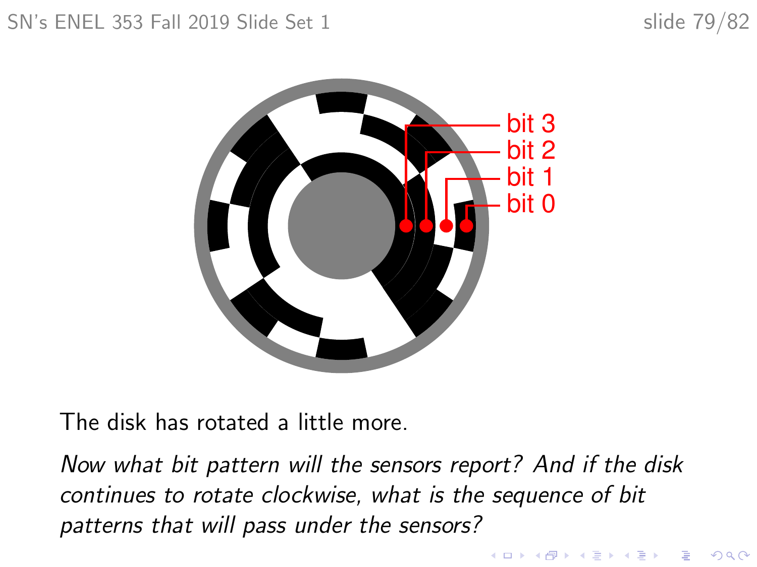bit 3
bit 2
bit 1
bit 0

The disk has rotated a little more.

*Now what bit pattern will the sensors report? And if the disk continues to rotate clockwise, what is the sequence of bit patterns that will pass under the sensors?*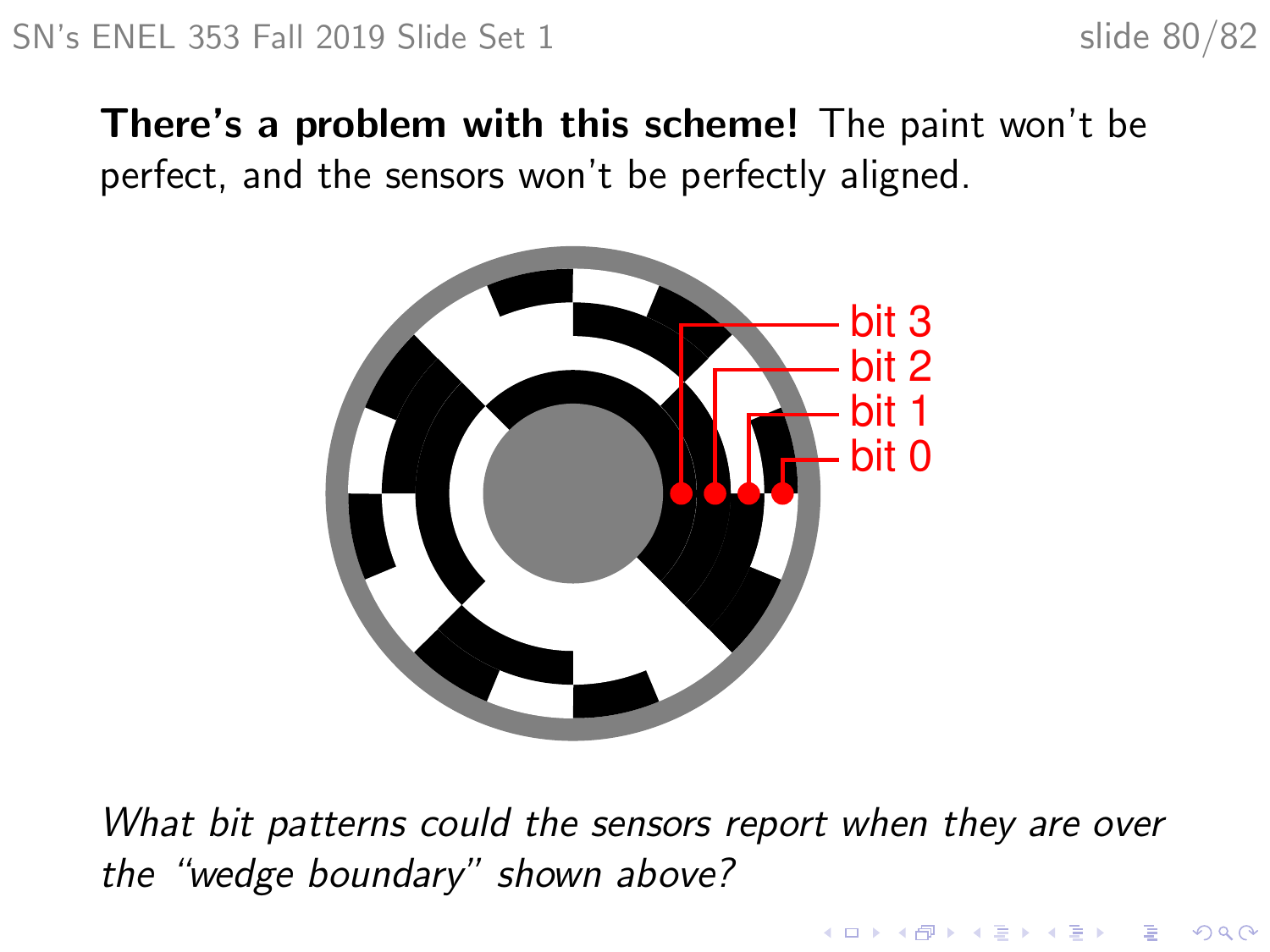**There's a problem with this scheme!** The paint won't be perfect, and the sensors won't be perfectly aligned.

*What bit patterns could the sensors report when they are over the "wedge boundary" shown above?*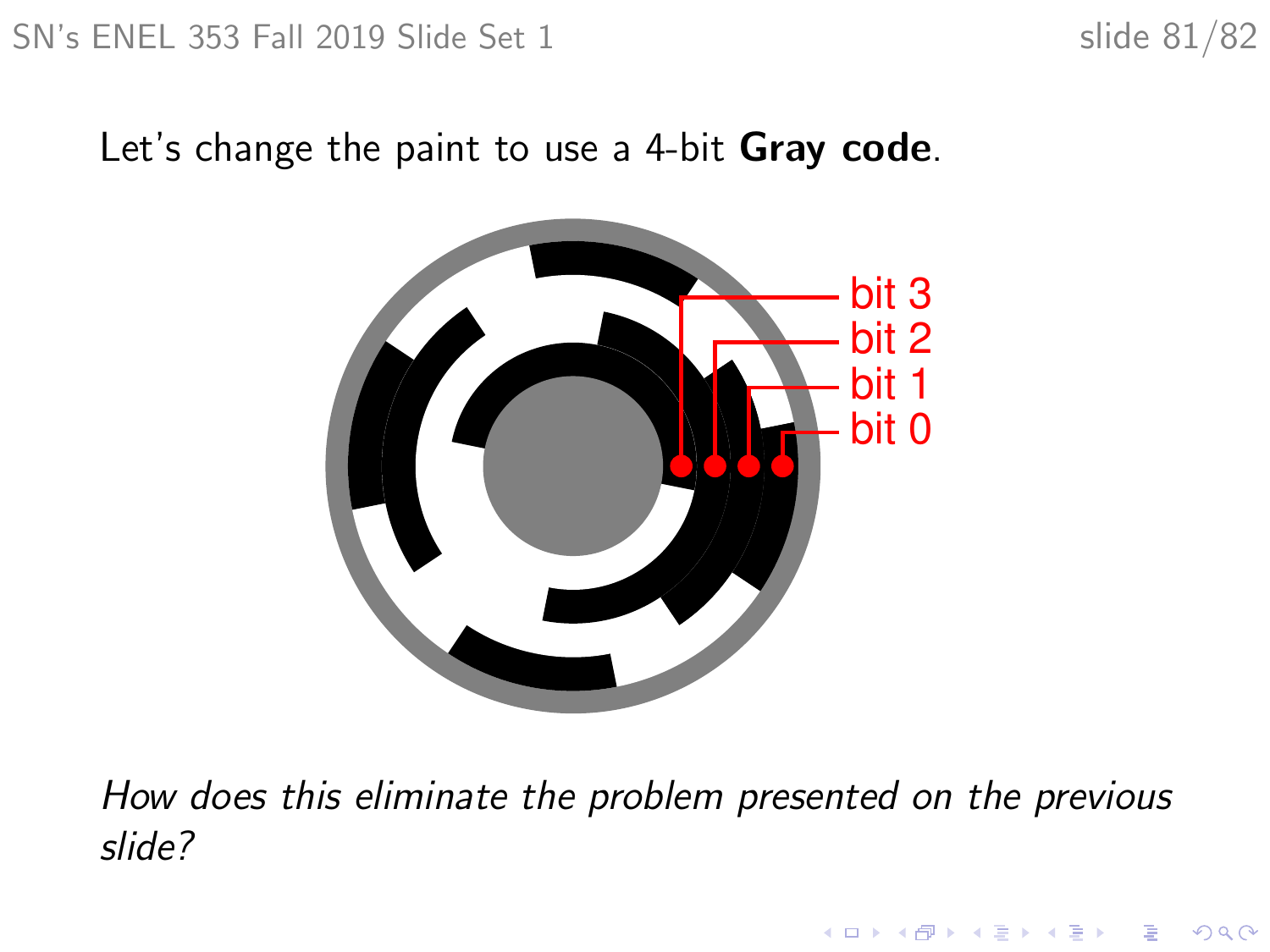Let's change the paint to use a 4-bit **Gray code**.

bit 3
bit 2
bit 1
bit 0

*How does this eliminate the problem presented on the previous slide?*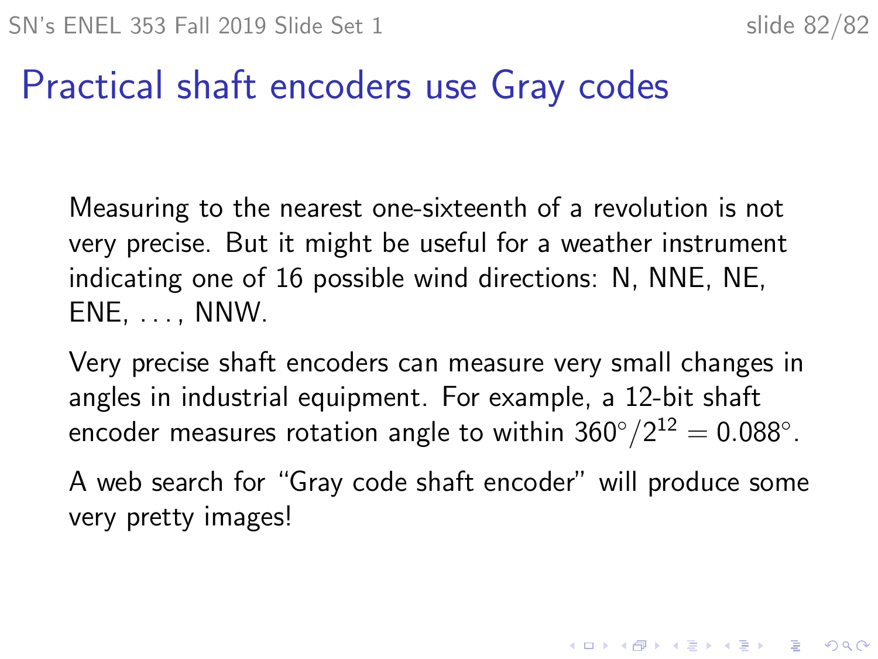# Practical shaft encoders use Gray codes

Measuring to the nearest one-sixteenth of a revolution is not very precise. But it might be useful for a weather instrument indicating one of 16 possible wind directions: N, NNE, NE, ENE, . . . , NNW.

Very precise shaft encoders can measure very small changes in angles in industrial equipment. For example, a 12-bit shaft encoder measures rotation angle to within $360^\circ/2^{12} = 0.088^\circ$.

A web search for "Gray code shaft encoder" will produce some very pretty images!